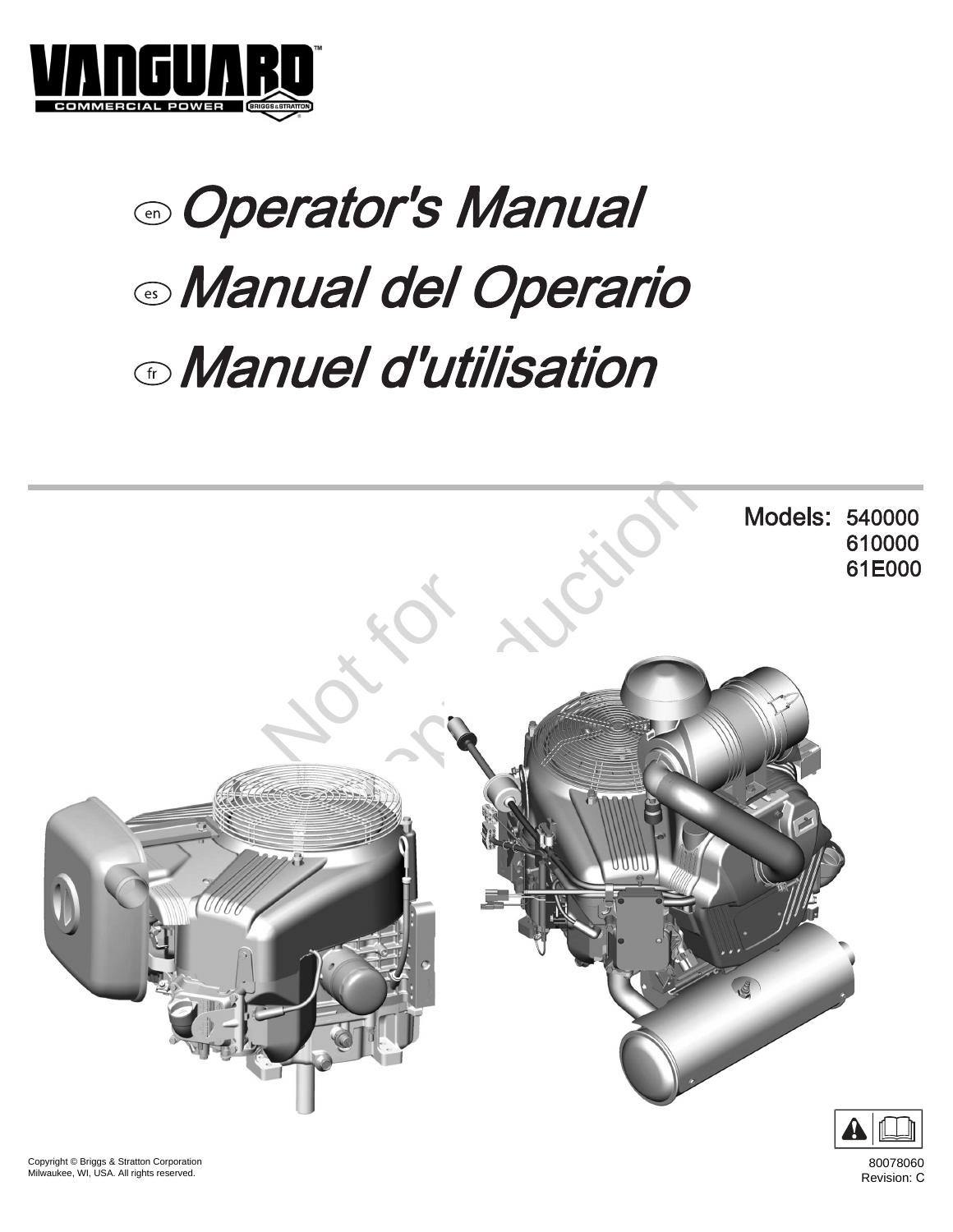VANGUARD™
COMMERCIAL POWER BRIGGS & STRATTON

# Operator's Manual
# Manual del Operario
# Manuel d'utilisation

Models: 540000
610000
61E000

Copyright © Briggs & Stratton Corporation
Milwaukee, WI, USA. All rights reserved.

80078060
Revision: C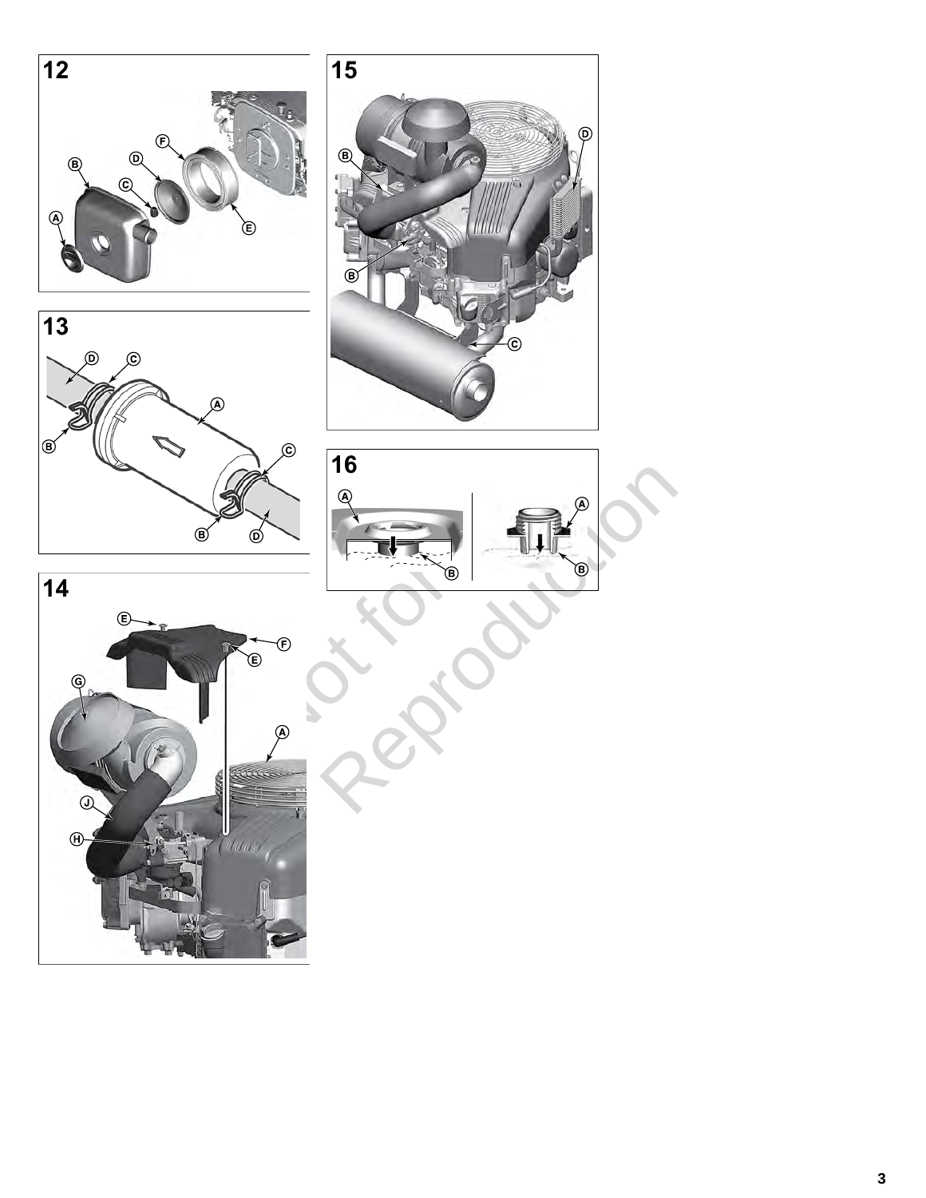12

13

14

15

16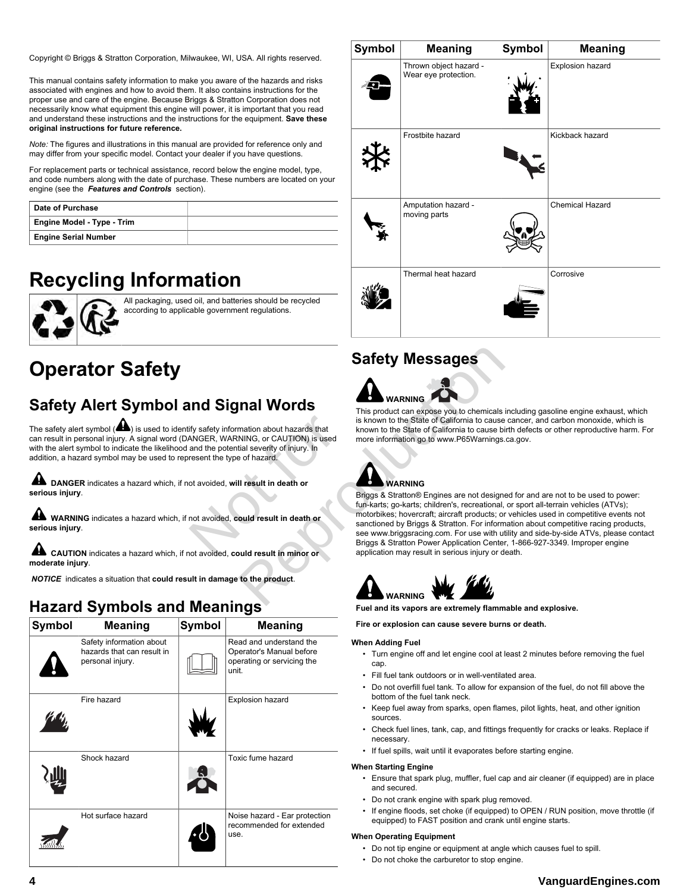Copyright © Briggs & Stratton Corporation, Milwaukee, WI, USA. All rights reserved.

This manual contains safety information to make you aware of the hazards and risks associated with engines and how to avoid them. It also contains instructions for the proper use and care of the engine. Because Briggs & Stratton Corporation does not necessarily know what equipment this engine will power, it is important that you read and understand these instructions and the instructions for the equipment. **Save these original instructions for future reference.**

*Note:* The figures and illustrations in this manual are provided for reference only and may differ from your specific model. Contact your dealer if you have questions.

For replacement parts or technical assistance, record below the engine model, type, and code numbers along with the date of purchase. These numbers are located on your engine (see the ***Features and Controls*** section).

| | |
|---|---|
| **Date of Purchase** | |
| **Engine Model - Type - Trim** | |
| **Engine Serial Number** | |

# Recycling Information

All packaging, used oil, and batteries should be recycled according to applicable government regulations.

# Operator Safety

## Safety Alert Symbol and Signal Words

The safety alert symbol ( ) is used to identify safety information about hazards that can result in personal injury. A signal word (DANGER, WARNING, or CAUTION) is used with the alert symbol to indicate the likelihood and the potential severity of injury. In addition, a hazard symbol may be used to represent the type of hazard.

**DANGER** indicates a hazard which, if not avoided, **will result in death or serious injury**.

**WARNING** indicates a hazard which, if not avoided, **could result in death or serious injury**.

**CAUTION** indicates a hazard which, if not avoided, **could result in minor or moderate injury**.

***NOTICE*** indicates a situation that **could result in damage to the product**.

## Hazard Symbols and Meanings

| Symbol | Meaning | Symbol | Meaning |
|---|---|---|---|
| | Safety information about hazards that can result in personal injury. | | Read and understand the Operator's Manual before operating or servicing the unit. |
| | Fire hazard | | Explosion hazard |
| | Shock hazard | | Toxic fume hazard |
| | Hot surface hazard | | Noise hazard - Ear protection recommended for extended use. |
| | Thrown object hazard - Wear eye protection. | | Explosion hazard |
| | Frostbite hazard | | Kickback hazard |
| | Amputation hazard - moving parts | | Chemical Hazard |
| | Thermal heat hazard | | Corrosive |

## Safety Messages

**WARNING**

This product can expose you to chemicals including gasoline engine exhaust, which is known to the State of California to cause cancer, and carbon monoxide, which is known to the State of California to cause birth defects or other reproductive harm. For more information go to www.P65Warnings.ca.gov.

**WARNING**

Briggs & Stratton® Engines are not designed for and are not to be used to power: fun-karts; go-karts; children's, recreational, or sport all-terrain vehicles (ATVs); motorbikes; hovercraft; aircraft products; or vehicles used in competitive events not sanctioned by Briggs & Stratton. For information about competitive racing products, see www.briggsracing.com. For use with utility and side-by-side ATVs, please contact Briggs & Stratton Power Application Center, 1-866-927-3349. Improper engine application may result in serious injury or death.

**WARNING**

**Fuel and its vapors are extremely flammable and explosive.**

**Fire or explosion can cause severe burns or death.**

**When Adding Fuel**

- Turn engine off and let engine cool at least 2 minutes before removing the fuel cap.
- Fill fuel tank outdoors or in well-ventilated area.
- Do not overfill fuel tank. To allow for expansion of the fuel, do not fill above the bottom of the fuel tank neck.
- Keep fuel away from sparks, open flames, pilot lights, heat, and other ignition sources.
- Check fuel lines, tank, cap, and fittings frequently for cracks or leaks. Replace if necessary.
- If fuel spills, wait until it evaporates before starting engine.

**When Starting Engine**

- Ensure that spark plug, muffler, fuel cap and air cleaner (if equipped) are in place and secured.
- Do not crank engine with spark plug removed.
- If engine floods, set choke (if equipped) to OPEN / RUN position, move throttle (if equipped) to FAST position and crank until engine starts.

**When Operating Equipment**

- Do not tip engine or equipment at angle which causes fuel to spill.
- Do not choke the carburetor to stop engine.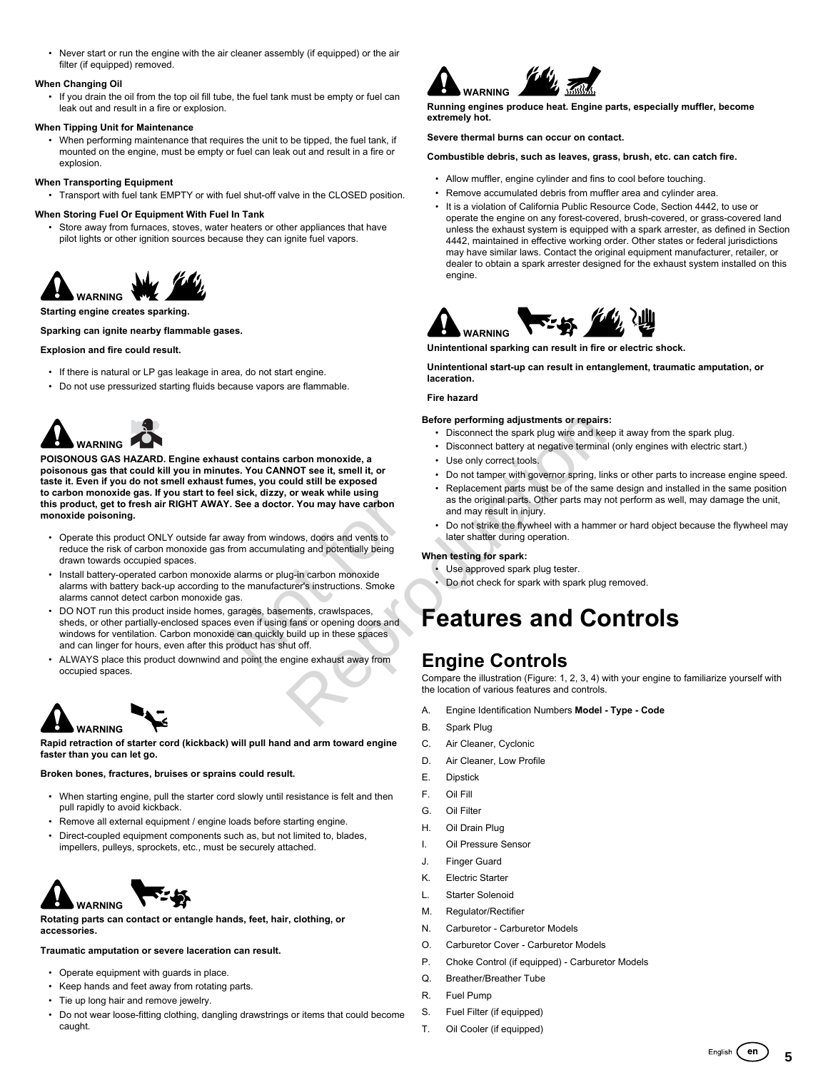- Never start or run the engine with the air cleaner assembly (if equipped) or the air filter (if equipped) removed.

**When Changing Oil**

- If you drain the oil from the top oil fill tube, the fuel tank must be empty or fuel can leak out and result in a fire or explosion.

**When Tipping Unit for Maintenance**

- When performing maintenance that requires the unit to be tipped, the fuel tank, if mounted on the engine, must be empty or fuel can leak out and result in a fire or explosion.

**When Transporting Equipment**

- Transport with fuel tank EMPTY or with fuel shut-off valve in the CLOSED position.

**When Storing Fuel Or Equipment With Fuel In Tank**

- Store away from furnaces, stoves, water heaters or other appliances that have pilot lights or other ignition sources because they can ignite fuel vapors.

**WARNING**

**Starting engine creates sparking.**

**Sparking can ignite nearby flammable gases.**

**Explosion and fire could result.**

- If there is natural or LP gas leakage in area, do not start engine.
- Do not use pressurized starting fluids because vapors are flammable.

**WARNING**

**POISONOUS GAS HAZARD. Engine exhaust contains carbon monoxide, a poisonous gas that could kill you in minutes. You CANNOT see it, smell it, or taste it. Even if you do not smell exhaust fumes, you could still be exposed to carbon monoxide gas. If you start to feel sick, dizzy, or weak while using this product, get to fresh air RIGHT AWAY. See a doctor. You may have carbon monoxide poisoning.**

- Operate this product ONLY outside far away from windows, doors and vents to reduce the risk of carbon monoxide gas from accumulating and potentially being drawn towards occupied spaces.
- Install battery-operated carbon monoxide alarms or plug-in carbon monoxide alarms with battery back-up according to the manufacturer's instructions. Smoke alarms cannot detect carbon monoxide gas.
- DO NOT run this product inside homes, garages, basements, crawlspaces, sheds, or other partially-enclosed spaces even if using fans or opening doors and windows for ventilation. Carbon monoxide can quickly build up in these spaces and can linger for hours, even after this product has shut off.
- ALWAYS place this product downwind and point the engine exhaust away from occupied spaces.

**WARNING**

**Rapid retraction of starter cord (kickback) will pull hand and arm toward engine faster than you can let go.**

**Broken bones, fractures, bruises or sprains could result.**

- When starting engine, pull the starter cord slowly until resistance is felt and then pull rapidly to avoid kickback.
- Remove all external equipment / engine loads before starting engine.
- Direct-coupled equipment components such as, but not limited to, blades, impellers, pulleys, sprockets, etc., must be securely attached.

**WARNING**

**Rotating parts can contact or entangle hands, feet, hair, clothing, or accessories.**

**Traumatic amputation or severe laceration can result.**

- Operate equipment with guards in place.
- Keep hands and feet away from rotating parts.
- Tie up long hair and remove jewelry.
- Do not wear loose-fitting clothing, dangling drawstrings or items that could become caught.

**WARNING**

**Running engines produce heat. Engine parts, especially muffler, become extremely hot.**

**Severe thermal burns can occur on contact.**

**Combustible debris, such as leaves, grass, brush, etc. can catch fire.**

- Allow muffler, engine cylinder and fins to cool before touching.
- Remove accumulated debris from muffler area and cylinder area.
- It is a violation of California Public Resource Code, Section 4442, to use or operate the engine on any forest-covered, brush-covered, or grass-covered land unless the exhaust system is equipped with a spark arrester, as defined in Section 4442, maintained in effective working order. Other states or federal jurisdictions may have similar laws. Contact the original equipment manufacturer, retailer, or dealer to obtain a spark arrester designed for the exhaust system installed on this engine.

**WARNING**

**Unintentional sparking can result in fire or electric shock.**

**Unintentional start-up can result in entanglement, traumatic amputation, or laceration.**

**Fire hazard**

**Before performing adjustments or repairs:**

- Disconnect the spark plug wire and keep it away from the spark plug.
- Disconnect battery at negative terminal (only engines with electric start.)
- Use only correct tools.
- Do not tamper with governor spring, links or other parts to increase engine speed.
- Replacement parts must be of the same design and installed in the same position as the original parts. Other parts may not perform as well, may damage the unit, and may result in injury.
- Do not strike the flywheel with a hammer or hard object because the flywheel may later shatter during operation.

**When testing for spark:**

- Use approved spark plug tester.
- Do not check for spark with spark plug removed.

# Features and Controls

## Engine Controls

Compare the illustration (Figure: 1, 2, 3, 4) with your engine to familiarize yourself with the location of various features and controls.

A. Engine Identification Numbers **Model - Type - Code**
B. Spark Plug
C. Air Cleaner, Cyclonic
D. Air Cleaner, Low Profile
E. Dipstick
F. Oil Fill
G. Oil Filter
H. Oil Drain Plug
I. Oil Pressure Sensor
J. Finger Guard
K. Electric Starter
L. Starter Solenoid
M. Regulator/Rectifier
N. Carburetor - Carburetor Models
O. Carburetor Cover - Carburetor Models
P. Choke Control (if equipped) - Carburetor Models
Q. Breather/Breather Tube
R. Fuel Pump
S. Fuel Filter (if equipped)
T. Oil Cooler (if equipped)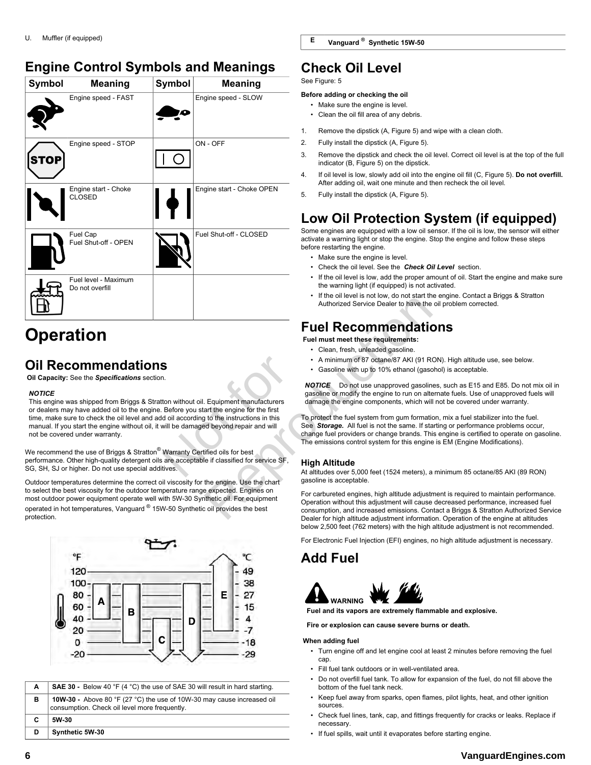U. Muffler (if equipped)

## Engine Control Symbols and Meanings

| Symbol | Meaning | Symbol | Meaning |
|---|---|---|---|
| | Engine speed - FAST | | Engine speed - SLOW |
| | Engine speed - STOP | | ON - OFF |
| | Engine start - Choke CLOSED | | Engine start - Choke OPEN |
| | Fuel Cap<br>Fuel Shut-off - OPEN | | Fuel Shut-off - CLOSED |
| | Fuel level - Maximum<br>Do not overfill | | |

# Operation

## Oil Recommendations

**Oil Capacity:** See the ***Specifications*** section.

***NOTICE***
This engine was shipped from Briggs & Stratton without oil. Equipment manufacturers or dealers may have added oil to the engine. Before you start the engine for the first time, make sure to check the oil level and add oil according to the instructions in this manual. If you start the engine without oil, it will be damaged beyond repair and will not be covered under warranty.

We recommend the use of Briggs & Stratton® Warranty Certified oils for best performance. Other high-quality detergent oils are acceptable if classified for service SF, SG, SH, SJ or higher. Do not use special additives.

Outdoor temperatures determine the correct oil viscosity for the engine. Use the chart to select the best viscosity for the outdoor temperature range expected. Engines on most outdoor power equipment operate well with 5W-30 Synthetic oil. For equipment operated in hot temperatures, Vanguard ® 15W-50 Synthetic oil provides the best protection.

| | |
|---|---|
| A | **SAE 30 -** Below 40 °F (4 °C) the use of SAE 30 will result in hard starting. |
| B | **10W-30 -** Above 80 °F (27 °C) the use of 10W-30 may cause increased oil consumption. Check oil level more frequently. |
| C | **5W-30** |
| D | **Synthetic 5W-30** |
| E | **Vanguard ® Synthetic 15W-50** |

## Check Oil Level

See Figure: 5

**Before adding or checking the oil**

- Make sure the engine is level.
- Clean the oil fill area of any debris.

1. Remove the dipstick (A, Figure 5) and wipe with a clean cloth.
2. Fully install the dipstick (A, Figure 5).
3. Remove the dipstick and check the oil level. Correct oil level is at the top of the full indicator (B, Figure 5) on the dipstick.
4. If oil level is low, slowly add oil into the engine oil fill (C, Figure 5). **Do not overfill.** After adding oil, wait one minute and then recheck the oil level.
5. Fully install the dipstick (A, Figure 5).

## Low Oil Protection System (if equipped)

Some engines are equipped with a low oil sensor. If the oil is low, the sensor will either activate a warning light or stop the engine. Stop the engine and follow these steps before restarting the engine.

- Make sure the engine is level.
- Check the oil level. See the ***Check Oil Level*** section.
- If the oil level is low, add the proper amount of oil. Start the engine and make sure the warning light (if equipped) is not activated.
- If the oil level is not low, do not start the engine. Contact a Briggs & Stratton Authorized Service Dealer to have the oil problem corrected.

## Fuel Recommendations

**Fuel must meet these requirements:**

- Clean, fresh, unleaded gasoline.
- A minimum of 87 octane/87 AKI (91 RON). High altitude use, see below.
- Gasoline with up to 10% ethanol (gasohol) is acceptable.

***NOTICE*** Do not use unapproved gasolines, such as E15 and E85. Do not mix oil in gasoline or modify the engine to run on alternate fuels. Use of unapproved fuels will damage the engine components, which will not be covered under warranty.

To protect the fuel system from gum formation, mix a fuel stabilizer into the fuel. See ***Storage.*** All fuel is not the same. If starting or performance problems occur, change fuel providers or change brands. This engine is certified to operate on gasoline. The emissions control system for this engine is EM (Engine Modifications).

### High Altitude

At altitudes over 5,000 feet (1524 meters), a minimum 85 octane/85 AKI (89 RON) gasoline is acceptable.

For carbureted engines, high altitude adjustment is required to maintain performance. Operation without this adjustment will cause decreased performance, increased fuel consumption, and increased emissions. Contact a Briggs & Stratton Authorized Service Dealer for high altitude adjustment information. Operation of the engine at altitudes below 2,500 feet (762 meters) with the high altitude adjustment is not recommended.

For Electronic Fuel Injection (EFI) engines, no high altitude adjustment is necessary.

## Add Fuel

**WARNING**

**Fuel and its vapors are extremely flammable and explosive.**

**Fire or explosion can cause severe burns or death.**

**When adding fuel**

- Turn engine off and let engine cool at least 2 minutes before removing the fuel cap.
- Fill fuel tank outdoors or in well-ventilated area.
- Do not overfill fuel tank. To allow for expansion of the fuel, do not fill above the bottom of the fuel tank neck.
- Keep fuel away from sparks, open flames, pilot lights, heat, and other ignition sources.
- Check fuel lines, tank, cap, and fittings frequently for cracks or leaks. Replace if necessary.
- If fuel spills, wait until it evaporates before starting engine.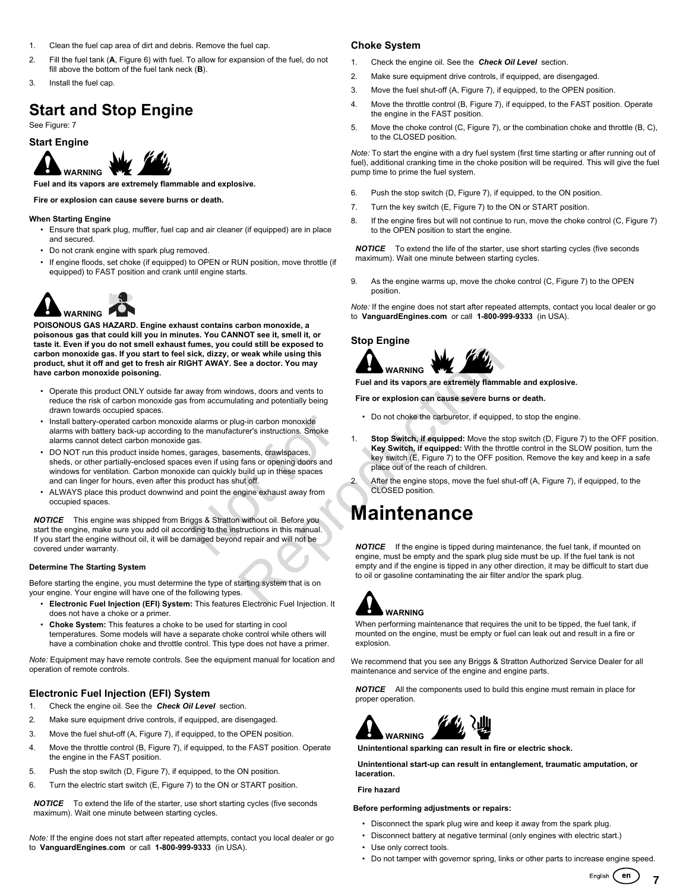1. Clean the fuel cap area of dirt and debris. Remove the fuel cap.
2. Fill the fuel tank (**A**, Figure 6) with fuel. To allow for expansion of the fuel, do not fill above the bottom of the fuel tank neck (**B**).
3. Install the fuel cap.

# Start and Stop Engine

See Figure: 7

## Start Engine

**WARNING**

**Fuel and its vapors are extremely flammable and explosive.**

**Fire or explosion can cause severe burns or death.**

**When Starting Engine**

- Ensure that spark plug, muffler, fuel cap and air cleaner (if equipped) are in place and secured.
- Do not crank engine with spark plug removed.
- If engine floods, set choke (if equipped) to OPEN or RUN position, move throttle (if equipped) to FAST position and crank until engine starts.

**WARNING**

**POISONOUS GAS HAZARD. Engine exhaust contains carbon monoxide, a poisonous gas that could kill you in minutes. You CANNOT see it, smell it, or taste it. Even if you do not smell exhaust fumes, you could still be exposed to carbon monoxide gas. If you start to feel sick, dizzy, or weak while using this product, shut it off and get to fresh air RIGHT AWAY. See a doctor. You may have carbon monoxide poisoning.**

- Operate this product ONLY outside far away from windows, doors and vents to reduce the risk of carbon monoxide gas from accumulating and potentially being drawn towards occupied spaces.
- Install battery-operated carbon monoxide alarms or plug-in carbon monoxide alarms with battery back-up according to the manufacturer's instructions. Smoke alarms cannot detect carbon monoxide gas.
- DO NOT run this product inside homes, garages, basements, crawlspaces, sheds, or other partially-enclosed spaces even if using fans or opening doors and windows for ventilation. Carbon monoxide can quickly build up in these spaces and can linger for hours, even after this product has shut off.
- ALWAYS place this product downwind and point the engine exhaust away from occupied spaces.

***NOTICE*** This engine was shipped from Briggs & Stratton without oil. Before you start the engine, make sure you add oil according to the instructions in this manual. If you start the engine without oil, it will be damaged beyond repair and will not be covered under warranty.

**Determine The Starting System**

Before starting the engine, you must determine the type of starting system that is on your engine. Your engine will have one of the following types.

- **Electronic Fuel Injection (EFI) System:** This features Electronic Fuel Injection. It does not have a choke or a primer.
- **Choke System:** This features a choke to be used for starting in cool temperatures. Some models will have a separate choke control while others will have a combination choke and throttle control. This type does not have a primer.

*Note:* Equipment may have remote controls. See the equipment manual for location and operation of remote controls.

## Electronic Fuel Injection (EFI) System

1. Check the engine oil. See the ***Check Oil Level*** section.
2. Make sure equipment drive controls, if equipped, are disengaged.
3. Move the fuel shut-off (A, Figure 7), if equipped, to the OPEN position.
4. Move the throttle control (B, Figure 7), if equipped, to the FAST position. Operate the engine in the FAST position.
5. Push the stop switch (D, Figure 7), if equipped, to the ON position.
6. Turn the electric start switch (E, Figure 7) to the ON or START position.

***NOTICE*** To extend the life of the starter, use short starting cycles (five seconds maximum). Wait one minute between starting cycles.

*Note:* If the engine does not start after repeated attempts, contact you local dealer or go to **VanguardEngines.com** or call **1-800-999-9333** (in USA).

## Choke System

1. Check the engine oil. See the ***Check Oil Level*** section.
2. Make sure equipment drive controls, if equipped, are disengaged.
3. Move the fuel shut-off (A, Figure 7), if equipped, to the OPEN position.
4. Move the throttle control (B, Figure 7), if equipped, to the FAST position. Operate the engine in the FAST position.
5. Move the choke control (C, Figure 7), or the combination choke and throttle (B, C), to the CLOSED position.

*Note:* To start the engine with a dry fuel system (first time starting or after running out of fuel), additional cranking time in the choke position will be required. This will give the fuel pump time to prime the fuel system.

6. Push the stop switch (D, Figure 7), if equipped, to the ON position.
7. Turn the key switch (E, Figure 7) to the ON or START position.
8. If the engine fires but will not continue to run, move the choke control (C, Figure 7) to the OPEN position to start the engine.

***NOTICE*** To extend the life of the starter, use short starting cycles (five seconds maximum). Wait one minute between starting cycles.

9. As the engine warms up, move the choke control (C, Figure 7) to the OPEN position.

*Note:* If the engine does not start after repeated attempts, contact you local dealer or go to **VanguardEngines.com** or call **1-800-999-9333** (in USA).

## Stop Engine

**WARNING**

**Fuel and its vapors are extremely flammable and explosive.**

**Fire or explosion can cause severe burns or death.**

- Do not choke the carburetor, if equipped, to stop the engine.

1. **Stop Switch, if equipped:** Move the stop switch (D, Figure 7) to the OFF position. **Key Switch, if equipped:** With the throttle control in the SLOW position, turn the key switch (E, Figure 7) to the OFF position. Remove the key and keep in a safe place out of the reach of children.
2. After the engine stops, move the fuel shut-off (A, Figure 7), if equipped, to the CLOSED position.

# Maintenance

***NOTICE*** If the engine is tipped during maintenance, the fuel tank, if mounted on engine, must be empty and the spark plug side must be up. If the fuel tank is not empty and if the engine is tipped in any other direction, it may be difficult to start due to oil or gasoline contaminating the air filter and/or the spark plug.

**WARNING**

When performing maintenance that requires the unit to be tipped, the fuel tank, if mounted on the engine, must be empty or fuel can leak out and result in a fire or explosion.

We recommend that you see any Briggs & Stratton Authorized Service Dealer for all maintenance and service of the engine and engine parts.

***NOTICE*** All the components used to build this engine must remain in place for proper operation.

**WARNING**

**Unintentional sparking can result in fire or electric shock.**

**Unintentional start-up can result in entanglement, traumatic amputation, or laceration.**

**Fire hazard**

**Before performing adjustments or repairs:**

- Disconnect the spark plug wire and keep it away from the spark plug.
- Disconnect battery at negative terminal (only engines with electric start.)
- Use only correct tools.
- Do not tamper with governor spring, links or other parts to increase engine speed.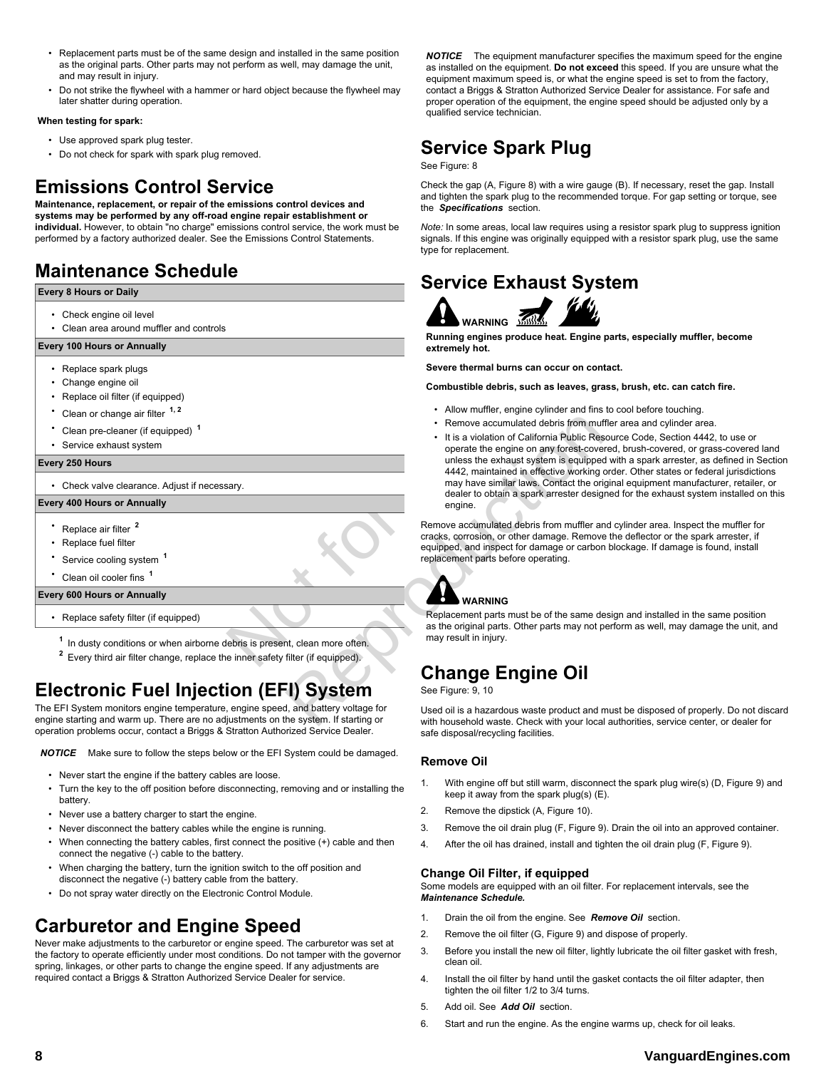- Replacement parts must be of the same design and installed in the same position as the original parts. Other parts may not perform as well, may damage the unit, and may result in injury.
- Do not strike the flywheel with a hammer or hard object because the flywheel may later shatter during operation.

**When testing for spark:**

- Use approved spark plug tester.
- Do not check for spark with spark plug removed.

## Emissions Control Service

**Maintenance, replacement, or repair of the emissions control devices and systems may be performed by any off-road engine repair establishment or individual.** However, to obtain "no charge" emissions control service, the work must be performed by a factory authorized dealer. See the Emissions Control Statements.

## Maintenance Schedule

| Every 8 Hours or Daily |
|---|
| • Check engine oil level<br>• Clean area around muffler and controls |
| **Every 100 Hours or Annually** |
| • Replace spark plugs<br>• Change engine oil<br>• Replace oil filter (if equipped)<br>• Clean or change air filter [1, 2]<br>• Clean pre-cleaner (if equipped) [1]<br>• Service exhaust system |
| **Every 250 Hours** |
| • Check valve clearance. Adjust if necessary. |
| **Every 400 Hours or Annually** |
| • Replace air filter [2]<br>• Replace fuel filter<br>• Service cooling system [1]<br>• Clean oil cooler fins [1] |
| **Every 600 Hours or Annually** |
| • Replace safety filter (if equipped) |

[1] In dusty conditions or when airborne debris is present, clean more often.
[2] Every third air filter change, replace the inner safety filter (if equipped).

## Electronic Fuel Injection (EFI) System

The EFI System monitors engine temperature, engine speed, and battery voltage for engine starting and warm up. There are no adjustments on the system. If starting or operation problems occur, contact a Briggs & Stratton Authorized Service Dealer.

*NOTICE* Make sure to follow the steps below or the EFI System could be damaged.

- Never start the engine if the battery cables are loose.
- Turn the key to the off position before disconnecting, removing and or installing the battery.
- Never use a battery charger to start the engine.
- Never disconnect the battery cables while the engine is running.
- When connecting the battery cables, first connect the positive (+) cable and then connect the negative (-) cable to the battery.
- When charging the battery, turn the ignition switch to the off position and disconnect the negative (-) battery cable from the battery.
- Do not spray water directly on the Electronic Control Module.

## Carburetor and Engine Speed

Never make adjustments to the carburetor or engine speed. The carburetor was set at the factory to operate efficiently under most conditions. Do not tamper with the governor spring, linkages, or other parts to change the engine speed. If any adjustments are required contact a Briggs & Stratton Authorized Service Dealer for service.

*NOTICE* The equipment manufacturer specifies the maximum speed for the engine as installed on the equipment. **Do not exceed** this speed. If you are unsure what the equipment maximum speed is, or what the engine speed is set to from the factory, contact a Briggs & Stratton Authorized Service Dealer for assistance. For safe and proper operation of the equipment, the engine speed should be adjusted only by a qualified service technician.

## Service Spark Plug

See Figure: 8

Check the gap (A, Figure 8) with a wire gauge (B). If necessary, reset the gap. Install and tighten the spark plug to the recommended torque. For gap setting or torque, see the ***Specifications*** section.

*Note:* In some areas, local law requires using a resistor spark plug to suppress ignition signals. If this engine was originally equipped with a resistor spark plug, use the same type for replacement.

## Service Exhaust System

**WARNING**

**Running engines produce heat. Engine parts, especially muffler, become extremely hot.**

**Severe thermal burns can occur on contact.**

**Combustible debris, such as leaves, grass, brush, etc. can catch fire.**

- Allow muffler, engine cylinder and fins to cool before touching.
- Remove accumulated debris from muffler area and cylinder area.
- It is a violation of California Public Resource Code, Section 4442, to use or operate the engine on any forest-covered, brush-covered, or grass-covered land unless the exhaust system is equipped with a spark arrester, as defined in Section 4442, maintained in effective working order. Other states or federal jurisdictions may have similar laws. Contact the original equipment manufacturer, retailer, or dealer to obtain a spark arrester designed for the exhaust system installed on this engine.

Remove accumulated debris from muffler and cylinder area. Inspect the muffler for cracks, corrosion, or other damage. Remove the deflector or the spark arrester, if equipped, and inspect for damage or carbon blockage. If damage is found, install replacement parts before operating.

**WARNING**

Replacement parts must be of the same design and installed in the same position as the original parts. Other parts may not perform as well, may damage the unit, and may result in injury.

## Change Engine Oil

See Figure: 9, 10

Used oil is a hazardous waste product and must be disposed of properly. Do not discard with household waste. Check with your local authorities, service center, or dealer for safe disposal/recycling facilities.

### Remove Oil

1. With engine off but still warm, disconnect the spark plug wire(s) (D, Figure 9) and keep it away from the spark plug(s) (E).
2. Remove the dipstick (A, Figure 10).
3. Remove the oil drain plug (F, Figure 9). Drain the oil into an approved container.
4. After the oil has drained, install and tighten the oil drain plug (F, Figure 9).

### Change Oil Filter, if equipped

Some models are equipped with an oil filter. For replacement intervals, see the ***Maintenance Schedule.***

1. Drain the oil from the engine. See ***Remove Oil*** section.
2. Remove the oil filter (G, Figure 9) and dispose of properly.
3. Before you install the new oil filter, lightly lubricate the oil filter gasket with fresh, clean oil.
4. Install the oil filter by hand until the gasket contacts the oil filter adapter, then tighten the oil filter 1/2 to 3/4 turns.
5. Add oil. See ***Add Oil*** section.
6. Start and run the engine. As the engine warms up, check for oil leaks.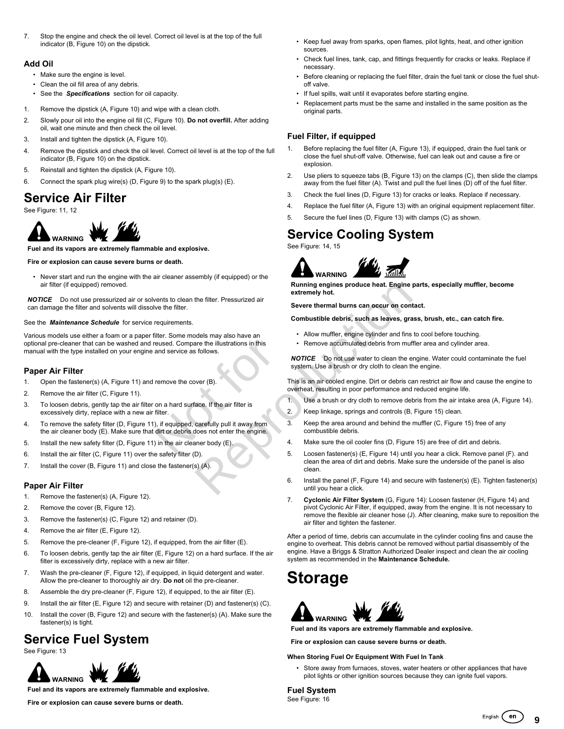7. Stop the engine and check the oil level. Correct oil level is at the top of the full indicator (B, Figure 10) on the dipstick.

### Add Oil

- Make sure the engine is level.
- Clean the oil fill area of any debris.
- See the ***Specifications*** section for oil capacity.

1. Remove the dipstick (A, Figure 10) and wipe with a clean cloth.
2. Slowly pour oil into the engine oil fill (C, Figure 10). **Do not overfill.** After adding oil, wait one minute and then check the oil level.
3. Install and tighten the dipstick (A, Figure 10).
4. Remove the dipstick and check the oil level. Correct oil level is at the top of the full indicator (B, Figure 10) on the dipstick.
5. Reinstall and tighten the dipstick (A, Figure 10).
6. Connect the spark plug wire(s) (D, Figure 9) to the spark plug(s) (E).

## Service Air Filter

See Figure: 11, 12

**WARNING**

**Fuel and its vapors are extremely flammable and explosive.**

**Fire or explosion can cause severe burns or death.**

- Never start and run the engine with the air cleaner assembly (if equipped) or the air filter (if equipped) removed.

***NOTICE*** Do not use pressurized air or solvents to clean the filter. Pressurized air can damage the filter and solvents will dissolve the filter.

See the ***Maintenance Schedule*** for service requirements.

Various models use either a foam or a paper filter. Some models may also have an optional pre-cleaner that can be washed and reused. Compare the illustrations in this manual with the type installed on your engine and service as follows.

### Paper Air Filter

1. Open the fastener(s) (A, Figure 11) and remove the cover (B).
2. Remove the air filter (C, Figure 11).
3. To loosen debris, gently tap the air filter on a hard surface. If the air filter is excessively dirty, replace with a new air filter.
4. To remove the safety filter (D, Figure 11), if equipped, carefully pull it away from the air cleaner body (E). Make sure that dirt or debris does not enter the engine.
5. Install the new safety filter (D, Figure 11) in the air cleaner body (E).
6. Install the air filter (C, Figure 11) over the safety filter (D).
7. Install the cover (B, Figure 11) and close the fastener(s) (A).

### Paper Air Filter

1. Remove the fastener(s) (A, Figure 12).
2. Remove the cover (B, Figure 12).
3. Remove the fastener(s) (C, Figure 12) and retainer (D).
4. Remove the air filter (E, Figure 12).
5. Remove the pre-cleaner (F, Figure 12), if equipped, from the air filter (E).
6. To loosen debris, gently tap the air filter (E, Figure 12) on a hard surface. If the air filter is excessively dirty, replace with a new air filter.
7. Wash the pre-cleaner (F, Figure 12), if equipped, in liquid detergent and water. Allow the pre-cleaner to thoroughly air dry. **Do not** oil the pre-cleaner.
8. Assemble the dry pre-cleaner (F, Figure 12), if equipped, to the air filter (E).
9. Install the air filter (E, Figure 12) and secure with retainer (D) and fastener(s) (C).
10. Install the cover (B, Figure 12) and secure with the fastener(s) (A). Make sure the fastener(s) is tight.

## Service Fuel System

See Figure: 13

**WARNING**

**Fuel and its vapors are extremely flammable and explosive.**

**Fire or explosion can cause severe burns or death.**

- Keep fuel away from sparks, open flames, pilot lights, heat, and other ignition sources.
- Check fuel lines, tank, cap, and fittings frequently for cracks or leaks. Replace if necessary.
- Before cleaning or replacing the fuel filter, drain the fuel tank or close the fuel shut-off valve.
- If fuel spills, wait until it evaporates before starting engine.
- Replacement parts must be the same and installed in the same position as the original parts.

### Fuel Filter, if equipped

1. Before replacing the fuel filter (A, Figure 13), if equipped, drain the fuel tank or close the fuel shut-off valve. Otherwise, fuel can leak out and cause a fire or explosion.
2. Use pliers to squeeze tabs (B, Figure 13) on the clamps (C), then slide the clamps away from the fuel filter (A). Twist and pull the fuel lines (D) off of the fuel filter.
3. Check the fuel lines (D, Figure 13) for cracks or leaks. Replace if necessary.
4. Replace the fuel filter (A, Figure 13) with an original equipment replacement filter.
5. Secure the fuel lines (D, Figure 13) with clamps (C) as shown.

## Service Cooling System

See Figure: 14, 15

**WARNING**

**Running engines produce heat. Engine parts, especially muffler, become extremely hot.**

**Severe thermal burns can occur on contact.**

**Combustible debris, such as leaves, grass, brush, etc., can catch fire.**

- Allow muffler, engine cylinder and fins to cool before touching.
- Remove accumulated debris from muffler area and cylinder area.

***NOTICE*** Do not use water to clean the engine. Water could contaminate the fuel system. Use a brush or dry cloth to clean the engine.

This is an air cooled engine. Dirt or debris can restrict air flow and cause the engine to overheat, resulting in poor performance and reduced engine life.

1. Use a brush or dry cloth to remove debris from the air intake area (A, Figure 14).
2. Keep linkage, springs and controls (B, Figure 15) clean.
3. Keep the area around and behind the muffler (C, Figure 15) free of any combustible debris.
4. Make sure the oil cooler fins (D, Figure 15) are free of dirt and debris.
5. Loosen fastener(s) (E, Figure 14) until you hear a click. Remove panel (F). and clean the area of dirt and debris. Make sure the underside of the panel is also clean.
6. Install the panel (F, Figure 14) and secure with fastener(s) (E). Tighten fastener(s) until you hear a click.
7. **Cyclonic Air Filter System** (G, Figure 14): Loosen fastener (H, Figure 14) and pivot Cyclonic Air Filter, if equipped, away from the engine. It is not necessary to remove the flexible air cleaner hose (J). After cleaning, make sure to reposition the air filter and tighten the fastener.

After a period of time, debris can accumulate in the cylinder cooling fins and cause the engine to overheat. This debris cannot be removed without partial disassembly of the engine. Have a Briggs & Stratton Authorized Dealer inspect and clean the air cooling system as recommended in the **Maintenance Schedule.**

# Storage

**WARNING**

**Fuel and its vapors are extremely flammable and explosive.**

**Fire or explosion can cause severe burns or death.**

**When Storing Fuel Or Equipment With Fuel In Tank**

- Store away from furnaces, stoves, water heaters or other appliances that have pilot lights or other ignition sources because they can ignite fuel vapors.

### Fuel System

See Figure: 16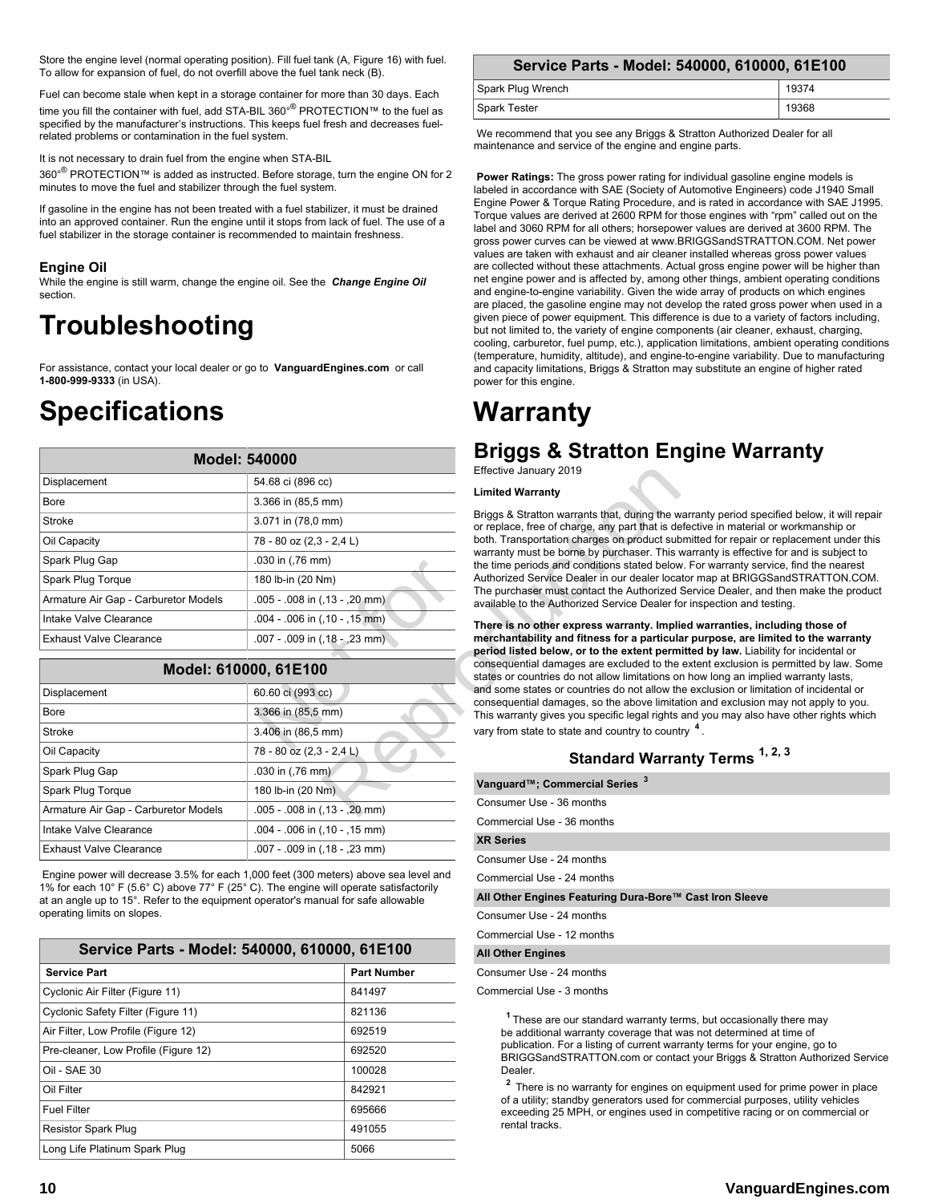Store the engine level (normal operating position). Fill fuel tank (A, Figure 16) with fuel. To allow for expansion of fuel, do not overfill above the fuel tank neck (B).

Fuel can become stale when kept in a storage container for more than 30 days. Each time you fill the container with fuel, add STA-BIL 360°® PROTECTION™ to the fuel as specified by the manufacturer's instructions. This keeps fuel fresh and decreases fuel-related problems or contamination in the fuel system.

It is not necessary to drain fuel from the engine when STA-BIL 360°® PROTECTION™ is added as instructed. Before storage, turn the engine ON for 2 minutes to move the fuel and stabilizer through the fuel system.

If gasoline in the engine has not been treated with a fuel stabilizer, it must be drained into an approved container. Run the engine until it stops from lack of fuel. The use of a fuel stabilizer in the storage container is recommended to maintain freshness.

### Engine Oil

While the engine is still warm, change the engine oil. See the ***Change Engine Oil*** section.

# Troubleshooting

For assistance, contact your local dealer or go to **VanguardEngines.com** or call **1-800-999-9333** (in USA).

# Specifications

| Model: 540000 | |
|---|---|
| Displacement | 54.68 ci (896 cc) |
| Bore | 3.366 in (85,5 mm) |
| Stroke | 3.071 in (78,0 mm) |
| Oil Capacity | 78 - 80 oz (2,3 - 2,4 L) |
| Spark Plug Gap | .030 in (,76 mm) |
| Spark Plug Torque | 180 lb-in (20 Nm) |
| Armature Air Gap - Carburetor Models | .005 - .008 in (,13 - ,20 mm) |
| Intake Valve Clearance | .004 - .006 in (,10 - ,15 mm) |
| Exhaust Valve Clearance | .007 - .009 in (,18 - ,23 mm) |

| Model: 610000, 61E100 | |
|---|---|
| Displacement | 60.60 ci (993 cc) |
| Bore | 3.366 in (85,5 mm) |
| Stroke | 3.406 in (86,5 mm) |
| Oil Capacity | 78 - 80 oz (2,3 - 2,4 L) |
| Spark Plug Gap | .030 in (,76 mm) |
| Spark Plug Torque | 180 lb-in (20 Nm) |
| Armature Air Gap - Carburetor Models | .005 - .008 in (,13 - ,20 mm) |
| Intake Valve Clearance | .004 - .006 in (,10 - ,15 mm) |
| Exhaust Valve Clearance | .007 - .009 in (,18 - ,23 mm) |

Engine power will decrease 3.5% for each 1,000 feet (300 meters) above sea level and 1% for each 10° F (5.6° C) above 77° F (25° C). The engine will operate satisfactorily at an angle up to 15°. Refer to the equipment operator's manual for safe allowable operating limits on slopes.

| Service Parts - Model: 540000, 610000, 61E100 | |
|---|---|
| **Service Part** | **Part Number** |
| Cyclonic Air Filter (Figure 11) | 841497 |
| Cyclonic Safety Filter (Figure 11) | 821136 |
| Air Filter, Low Profile (Figure 12) | 692519 |
| Pre-cleaner, Low Profile (Figure 12) | 692520 |
| Oil - SAE 30 | 100028 |
| Oil Filter | 842921 |
| Fuel Filter | 695666 |
| Resistor Spark Plug | 491055 |
| Long Life Platinum Spark Plug | 5066 |
| Spark Plug Wrench | 19374 |
| Spark Tester | 19368 |

We recommend that you see any Briggs & Stratton Authorized Dealer for all maintenance and service of the engine and engine parts.

**Power Ratings:** The gross power rating for individual gasoline engine models is labeled in accordance with SAE (Society of Automotive Engineers) code J1940 Small Engine Power & Torque Rating Procedure, and is rated in accordance with SAE J1995. Torque values are derived at 2600 RPM for those engines with "rpm" called out on the label and 3060 RPM for all others; horsepower values are derived at 3600 RPM. The gross power curves can be viewed at www.BRIGGSandSTRATTON.COM. Net power values are taken with exhaust and air cleaner installed whereas gross power values are collected without these attachments. Actual gross engine power will be higher than net engine power and is affected by, among other things, ambient operating conditions and engine-to-engine variability. Given the wide array of products on which engines are placed, the gasoline engine may not develop the rated gross power when used in a given piece of power equipment. This difference is due to a variety of factors including, but not limited to, the variety of engine components (air cleaner, exhaust, charging, cooling, carburetor, fuel pump, etc.), application limitations, ambient operating conditions (temperature, humidity, altitude), and engine-to-engine variability. Due to manufacturing and capacity limitations, Briggs & Stratton may substitute an engine of higher rated power for this engine.

# Warranty

## Briggs & Stratton Engine Warranty

Effective January 2019

**Limited Warranty**

Briggs & Stratton warrants that, during the warranty period specified below, it will repair or replace, free of charge, any part that is defective in material or workmanship or both. Transportation charges on product submitted for repair or replacement under this warranty must be borne by purchaser. This warranty is effective for and is subject to the time periods and conditions stated below. For warranty service, find the nearest Authorized Service Dealer in our dealer locator map at BRIGGSandSTRATTON.COM. The purchaser must contact the Authorized Service Dealer, and then make the product available to the Authorized Service Dealer for inspection and testing.

**There is no other express warranty. Implied warranties, including those of merchantability and fitness for a particular purpose, are limited to the warranty period listed below, or to the extent permitted by law.** Liability for incidental or consequential damages are excluded to the extent exclusion is permitted by law. Some states or countries do not allow limitations on how long an implied warranty lasts, and some states or countries do not allow the exclusion or limitation of incidental or consequential damages, so the above limitation and exclusion may not apply to you. This warranty gives you specific legal rights and you may also have other rights which vary from state to state and country to country [4].

### Standard Warranty Terms [1, 2, 3]

| Vanguard™; Commercial Series [3] |
|---|
| Consumer Use - 36 months |
| Commercial Use - 36 months |
| **XR Series** |
| Consumer Use - 24 months |
| Commercial Use - 24 months |
| **All Other Engines Featuring Dura-Bore™ Cast Iron Sleeve** |
| Consumer Use - 24 months |
| Commercial Use - 12 months |
| **All Other Engines** |
| Consumer Use - 24 months |
| Commercial Use - 3 months |

[1] These are our standard warranty terms, but occasionally there may be additional warranty coverage that was not determined at time of publication. For a listing of current warranty terms for your engine, go to BRIGGSandSTRATTON.com or contact your Briggs & Stratton Authorized Service Dealer.

[2] There is no warranty for engines on equipment used for prime power in place of a utility; standby generators used for commercial purposes, utility vehicles exceeding 25 MPH, or engines used in competitive racing or on commercial or rental tracks.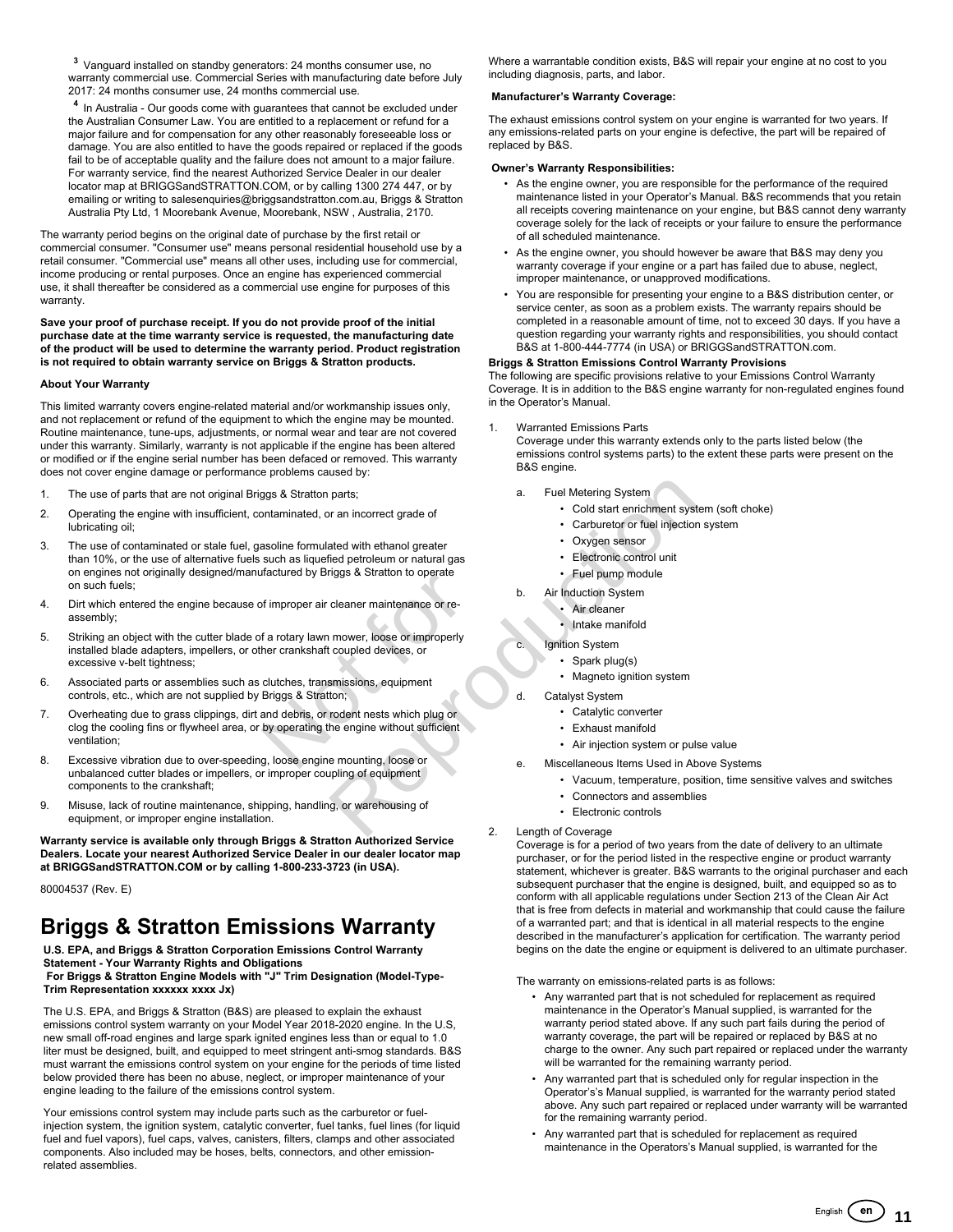[3] Vanguard installed on standby generators: 24 months consumer use, no warranty commercial use. Commercial Series with manufacturing date before July 2017: 24 months consumer use, 24 months commercial use.

[4] In Australia - Our goods come with guarantees that cannot be excluded under the Australian Consumer Law. You are entitled to a replacement or refund for a major failure and for compensation for any other reasonably foreseeable loss or damage. You are also entitled to have the goods repaired or replaced if the goods fail to be of acceptable quality and the failure does not amount to a major failure. For warranty service, find the nearest Authorized Service Dealer in our dealer locator map at BRIGGSandSTRATTON.COM, or by calling 1300 274 447, or by emailing or writing to salesenquiries@briggsandstratton.com.au, Briggs & Stratton Australia Pty Ltd, 1 Moorebank Avenue, Moorebank, NSW , Australia, 2170.

The warranty period begins on the original date of purchase by the first retail or commercial consumer. "Consumer use" means personal residential household use by a retail consumer. "Commercial use" means all other uses, including use for commercial, income producing or rental purposes. Once an engine has experienced commercial use, it shall thereafter be considered as a commercial use engine for purposes of this warranty.

**Save your proof of purchase receipt. If you do not provide proof of the initial purchase date at the time warranty service is requested, the manufacturing date of the product will be used to determine the warranty period. Product registration is not required to obtain warranty service on Briggs & Stratton products.**

**About Your Warranty**

This limited warranty covers engine-related material and/or workmanship issues only, and not replacement or refund of the equipment to which the engine may be mounted. Routine maintenance, tune-ups, adjustments, or normal wear and tear are not covered under this warranty. Similarly, warranty is not applicable if the engine has been altered or modified or if the engine serial number has been defaced or removed. This warranty does not cover engine damage or performance problems caused by:

1. The use of parts that are not original Briggs & Stratton parts;
2. Operating the engine with insufficient, contaminated, or an incorrect grade of lubricating oil;
3. The use of contaminated or stale fuel, gasoline formulated with ethanol greater than 10%, or the use of alternative fuels such as liquefied petroleum or natural gas on engines not originally designed/manufactured by Briggs & Stratton to operate on such fuels;
4. Dirt which entered the engine because of improper air cleaner maintenance or re-assembly;
5. Striking an object with the cutter blade of a rotary lawn mower, loose or improperly installed blade adapters, impellers, or other crankshaft coupled devices, or excessive v-belt tightness;
6. Associated parts or assemblies such as clutches, transmissions, equipment controls, etc., which are not supplied by Briggs & Stratton;
7. Overheating due to grass clippings, dirt and debris, or rodent nests which plug or clog the cooling fins or flywheel area, or by operating the engine without sufficient ventilation;
8. Excessive vibration due to over-speeding, loose engine mounting, loose or unbalanced cutter blades or impellers, or improper coupling of equipment components to the crankshaft;
9. Misuse, lack of routine maintenance, shipping, handling, or warehousing of equipment, or improper engine installation.

**Warranty service is available only through Briggs & Stratton Authorized Service Dealers. Locate your nearest Authorized Service Dealer in our dealer locator map at BRIGGSandSTRATTON.COM or by calling 1-800-233-3723 (in USA).**

80004537 (Rev. E)

# Briggs & Stratton Emissions Warranty

**U.S. EPA, and Briggs & Stratton Corporation Emissions Control Warranty Statement - Your Warranty Rights and Obligations**
**For Briggs & Stratton Engine Models with "J" Trim Designation (Model-Type-Trim Representation xxxxxx xxxx Jx)**

The U.S. EPA, and Briggs & Stratton (B&S) are pleased to explain the exhaust emissions control system warranty on your Model Year 2018-2020 engine. In the U.S, new small off-road engines and large spark ignited engines less than or equal to 1.0 liter must be designed, built, and equipped to meet stringent anti-smog standards. B&S must warrant the emissions control system on your engine for the periods of time listed below provided there has been no abuse, neglect, or improper maintenance of your engine leading to the failure of the emissions control system.

Your emissions control system may include parts such as the carburetor or fuel-injection system, the ignition system, catalytic converter, fuel tanks, fuel lines (for liquid fuel and fuel vapors), fuel caps, valves, canisters, filters, clamps and other associated components. Also included may be hoses, belts, connectors, and other emission-related assemblies.

Where a warrantable condition exists, B&S will repair your engine at no cost to you including diagnosis, parts, and labor.

**Manufacturer's Warranty Coverage:**

The exhaust emissions control system on your engine is warranted for two years. If any emissions-related parts on your engine is defective, the part will be repaired of replaced by B&S.

**Owner's Warranty Responsibilities:**

- As the engine owner, you are responsible for the performance of the required maintenance listed in your Operator's Manual. B&S recommends that you retain all receipts covering maintenance on your engine, but B&S cannot deny warranty coverage solely for the lack of receipts or your failure to ensure the performance of all scheduled maintenance.
- As the engine owner, you should however be aware that B&S may deny you warranty coverage if your engine or a part has failed due to abuse, neglect, improper maintenance, or unapproved modifications.
- You are responsible for presenting your engine to a B&S distribution center, or service center, as soon as a problem exists. The warranty repairs should be completed in a reasonable amount of time, not to exceed 30 days. If you have a question regarding your warranty rights and responsibilities, you should contact B&S at 1-800-444-7774 (in USA) or BRIGGSandSTRATTON.com.

**Briggs & Stratton Emissions Control Warranty Provisions**
The following are specific provisions relative to your Emissions Control Warranty Coverage. It is in addition to the B&S engine warranty for non-regulated engines found in the Operator's Manual.

1. Warranted Emissions Parts
   Coverage under this warranty extends only to the parts listed below (the emissions control systems parts) to the extent these parts were present on the B&S engine.
   a. Fuel Metering System
      - Cold start enrichment system (soft choke)
      - Carburetor or fuel injection system
      - Oxygen sensor
      - Electronic control unit
      - Fuel pump module
   b. Air Induction System
      - Air cleaner
      - Intake manifold
   c. Ignition System
      - Spark plug(s)
      - Magneto ignition system
   d. Catalyst System
      - Catalytic converter
      - Exhaust manifold
      - Air injection system or pulse value
   e. Miscellaneous Items Used in Above Systems
      - Vacuum, temperature, position, time sensitive valves and switches
      - Connectors and assemblies
      - Electronic controls
2. Length of Coverage
   Coverage is for a period of two years from the date of delivery to an ultimate purchaser, or for the period listed in the respective engine or product warranty statement, whichever is greater. B&S warrants to the original purchaser and each subsequent purchaser that the engine is designed, built, and equipped so as to conform with all applicable regulations under Section 213 of the Clean Air Act that is free from defects in material and workmanship that could cause the failure of a warranted part; and that is identical in all material respects to the engine described in the manufacturer's application for certification. The warranty period begins on the date the engine or equipment is delivered to an ultimate purchaser.

   The warranty on emissions-related parts is as follows:
   - Any warranted part that is not scheduled for replacement as required maintenance in the Operator's Manual supplied, is warranted for the warranty period stated above. If any such part fails during the period of warranty coverage, the part will be repaired or replaced by B&S at no charge to the owner. Any such part repaired or replaced under the warranty will be warranted for the remaining warranty period.
   - Any warranted part that is scheduled only for regular inspection in the Operator's's Manual supplied, is warranted for the warranty period stated above. Any such part repaired or replaced under warranty will be warranted for the remaining warranty period.
   - Any warranted part that is scheduled for replacement as required maintenance in the Operators's Manual supplied, is warranted for the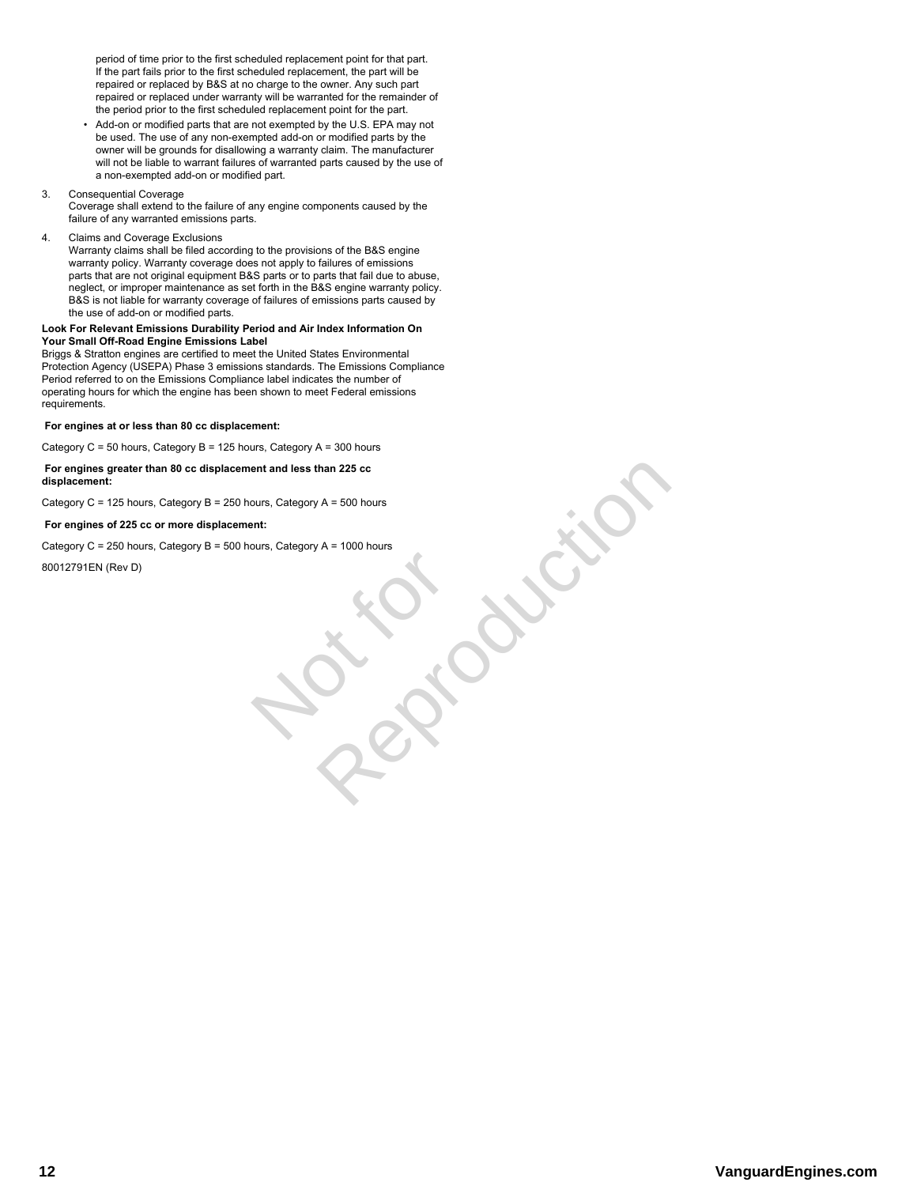period of time prior to the first scheduled replacement point for that part. If the part fails prior to the first scheduled replacement, the part will be repaired or replaced by B&S at no charge to the owner. Any such part repaired or replaced under warranty will be warranted for the remainder of the period prior to the first scheduled replacement point for the part.

- Add-on or modified parts that are not exempted by the U.S. EPA may not be used. The use of any non-exempted add-on or modified parts by the owner will be grounds for disallowing a warranty claim. The manufacturer will not be liable to warrant failures of warranted parts caused by the use of a non-exempted add-on or modified part.

3. Consequential Coverage
   Coverage shall extend to the failure of any engine components caused by the failure of any warranted emissions parts.

4. Claims and Coverage Exclusions
   Warranty claims shall be filed according to the provisions of the B&S engine warranty policy. Warranty coverage does not apply to failures of emissions parts that are not original equipment B&S parts or to parts that fail due to abuse, neglect, or improper maintenance as set forth in the B&S engine warranty policy. B&S is not liable for warranty coverage of failures of emissions parts caused by the use of add-on or modified parts.

**Look For Relevant Emissions Durability Period and Air Index Information On Your Small Off-Road Engine Emissions Label**

Briggs & Stratton engines are certified to meet the United States Environmental Protection Agency (USEPA) Phase 3 emissions standards. The Emissions Compliance Period referred to on the Emissions Compliance label indicates the number of operating hours for which the engine has been shown to meet Federal emissions requirements.

**For engines at or less than 80 cc displacement:**

Category C = 50 hours, Category B = 125 hours, Category A = 300 hours

**For engines greater than 80 cc displacement and less than 225 cc displacement:**

Category C = 125 hours, Category B = 250 hours, Category A = 500 hours

**For engines of 225 cc or more displacement:**

Category C = 250 hours, Category B = 500 hours, Category A = 1000 hours

80012791EN (Rev D)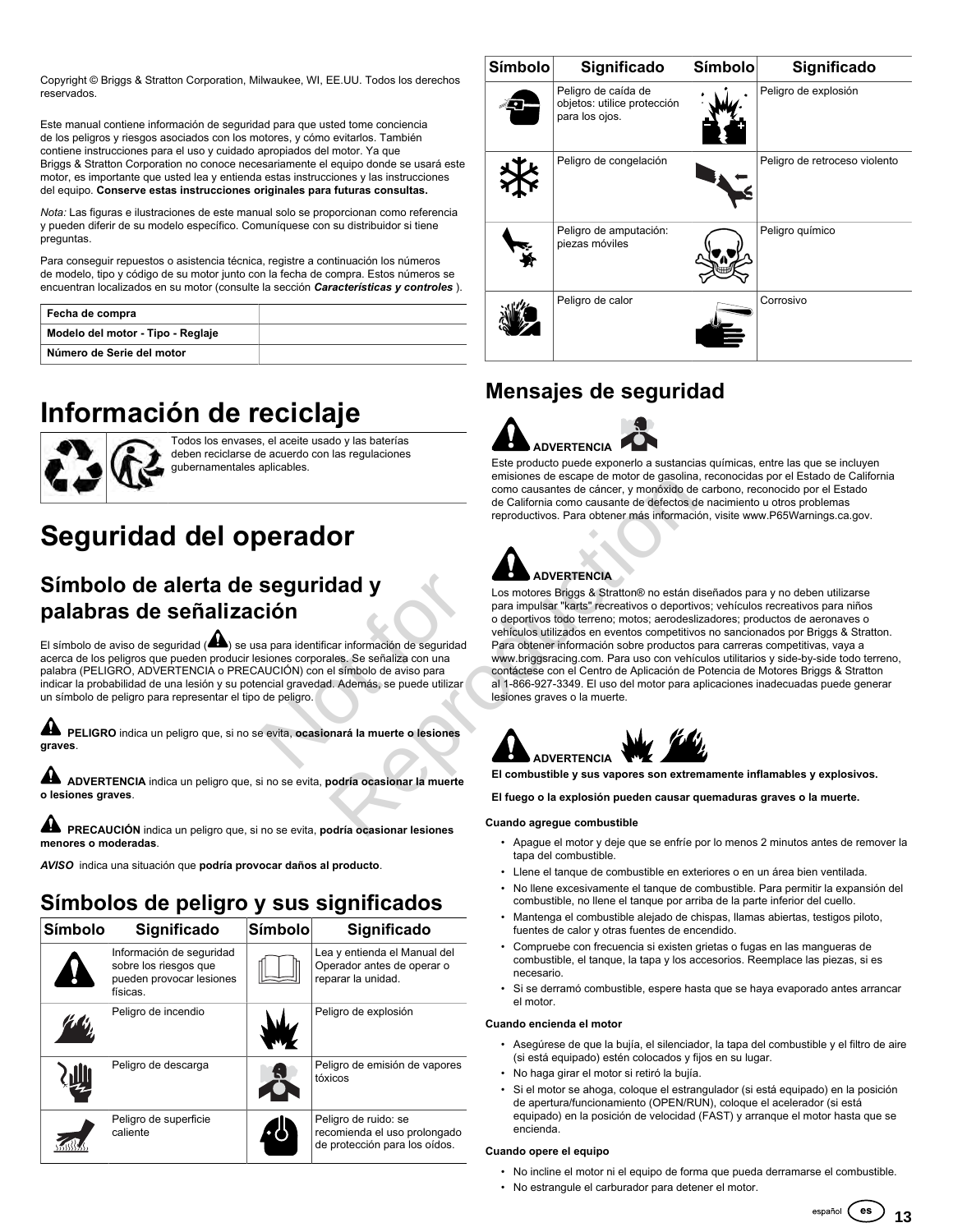Copyright © Briggs & Stratton Corporation, Milwaukee, WI, EE.UU. Todos los derechos reservados.

Este manual contiene información de seguridad para que usted tome conciencia de los peligros y riesgos asociados con los motores, y cómo evitarlos. También contiene instrucciones para el uso y cuidado apropiados del motor. Ya que Briggs & Stratton Corporation no conoce necesariamente el equipo donde se usará este motor, es importante que usted lea y entienda estas instrucciones y las instrucciones del equipo. **Conserve estas instrucciones originales para futuras consultas.**

*Nota:* Las figuras e ilustraciones de este manual solo se proporcionan como referencia y pueden diferir de su modelo específico. Comuníquese con su distribuidor si tiene preguntas.

Para conseguir repuestos o asistencia técnica, registre a continuación los números de modelo, tipo y código de su motor junto con la fecha de compra. Estos números se encuentran localizados en su motor (consulte la sección ***Características y controles*** ).

| | |
|---|---|
| **Fecha de compra** | |
| **Modelo del motor - Tipo - Reglaje** | |
| **Número de Serie del motor** | |

# Información de reciclaje

Todos los envases, el aceite usado y las baterías deben reciclarse de acuerdo con las regulaciones gubernamentales aplicables.

# Seguridad del operador

## Símbolo de alerta de seguridad y palabras de señalización

El símbolo de aviso de seguridad ( ) se usa para identificar información de seguridad acerca de los peligros que pueden producir lesiones corporales. Se señaliza con una palabra (PELIGRO, ADVERTENCIA o PRECAUCIÓN) con el símbolo de aviso para indicar la probabilidad de una lesión y su potencial gravedad. Además, se puede utilizar un símbolo de peligro para representar el tipo de peligro.

**PELIGRO** indica un peligro que, si no se evita, **ocasionará la muerte o lesiones graves**.

**ADVERTENCIA** indica un peligro que, si no se evita, **podría ocasionar la muerte o lesiones graves**.

**PRECAUCIÓN** indica un peligro que, si no se evita, **podría ocasionar lesiones menores o moderadas**.

***AVISO*** indica una situación que **podría provocar daños al producto**.

## Símbolos de peligro y sus significados

| Símbolo | Significado | Símbolo | Significado |
|---|---|---|---|
| | Información de seguridad sobre los riesgos que pueden provocar lesiones físicas. | | Lea y entienda el Manual del Operador antes de operar o reparar la unidad. |
| | Peligro de incendio | | Peligro de explosión |
| | Peligro de descarga | | Peligro de emisión de vapores tóxicos |
| | Peligro de superficie caliente | | Peligro de ruido: se recomienda el uso prolongado de protección para los oídos. |
| | Peligro de caída de objetos: utilice protección para los ojos. | | Peligro de explosión |
| | Peligro de congelación | | Peligro de retroceso violento |
| | Peligro de amputación: piezas móviles | | Peligro químico |
| | Peligro de calor | | Corrosivo |

## Mensajes de seguridad

**ADVERTENCIA**

Este producto puede exponerlo a sustancias químicas, entre las que se incluyen emisiones de escape de motor de gasolina, reconocidas por el Estado de California como causantes de cáncer, y monóxido de carbono, reconocido por el Estado de California como causante de defectos de nacimiento u otros problemas reproductivos. Para obtener más información, visite www.P65Warnings.ca.gov.

**ADVERTENCIA**

Los motores Briggs & Stratton® no están diseñados para y no deben utilizarse para impulsar "karts" recreativos o deportivos; vehículos recreativos para niños o deportivos todo terreno; motos; aerodeslizadores; productos de aeronaves o vehículos utilizados en eventos competitivos no sancionados por Briggs & Stratton. Para obtener información sobre productos para carreras competitivas, vaya a www.briggsracing.com. Para uso con vehículos utilitarios y side-by-side todo terreno, contáctese con el Centro de Aplicación de Potencia de Motores Briggs & Stratton al 1-866-927-3349. El uso del motor para aplicaciones inadecuadas puede generar lesiones graves o la muerte.

**ADVERTENCIA**

**El combustible y sus vapores son extremamente inflamables y explosivos.**

**El fuego o la explosión pueden causar quemaduras graves o la muerte.**

**Cuando agregue combustible**

- Apague el motor y deje que se enfríe por lo menos 2 minutos antes de remover la tapa del combustible.
- Llene el tanque de combustible en exteriores o en un área bien ventilada.
- No llene excesivamente el tanque de combustible. Para permitir la expansión del combustible, no llene el tanque por arriba de la parte inferior del cuello.
- Mantenga el combustible alejado de chispas, llamas abiertas, testigos piloto, fuentes de calor y otras fuentes de encendido.
- Compruebe con frecuencia si existen grietas o fugas en las mangueras de combustible, el tanque, la tapa y los accesorios. Reemplace las piezas, si es necesario.
- Si se derramó combustible, espere hasta que se haya evaporado antes arrancar el motor.

**Cuando encienda el motor**

- Asegúrese de que la bujía, el silenciador, la tapa del combustible y el filtro de aire (si está equipado) estén colocados y fijos en su lugar.
- No haga girar el motor si retiró la bujía.
- Si el motor se ahoga, coloque el estrangulador (si está equipado) en la posición de apertura/funcionamiento (OPEN/RUN), coloque el acelerador (si está equipado) en la posición de velocidad (FAST) y arranque el motor hasta que se encienda.

**Cuando opere el equipo**

- No incline el motor ni el equipo de forma que pueda derramarse el combustible.
- No estrangule el carburador para detener el motor.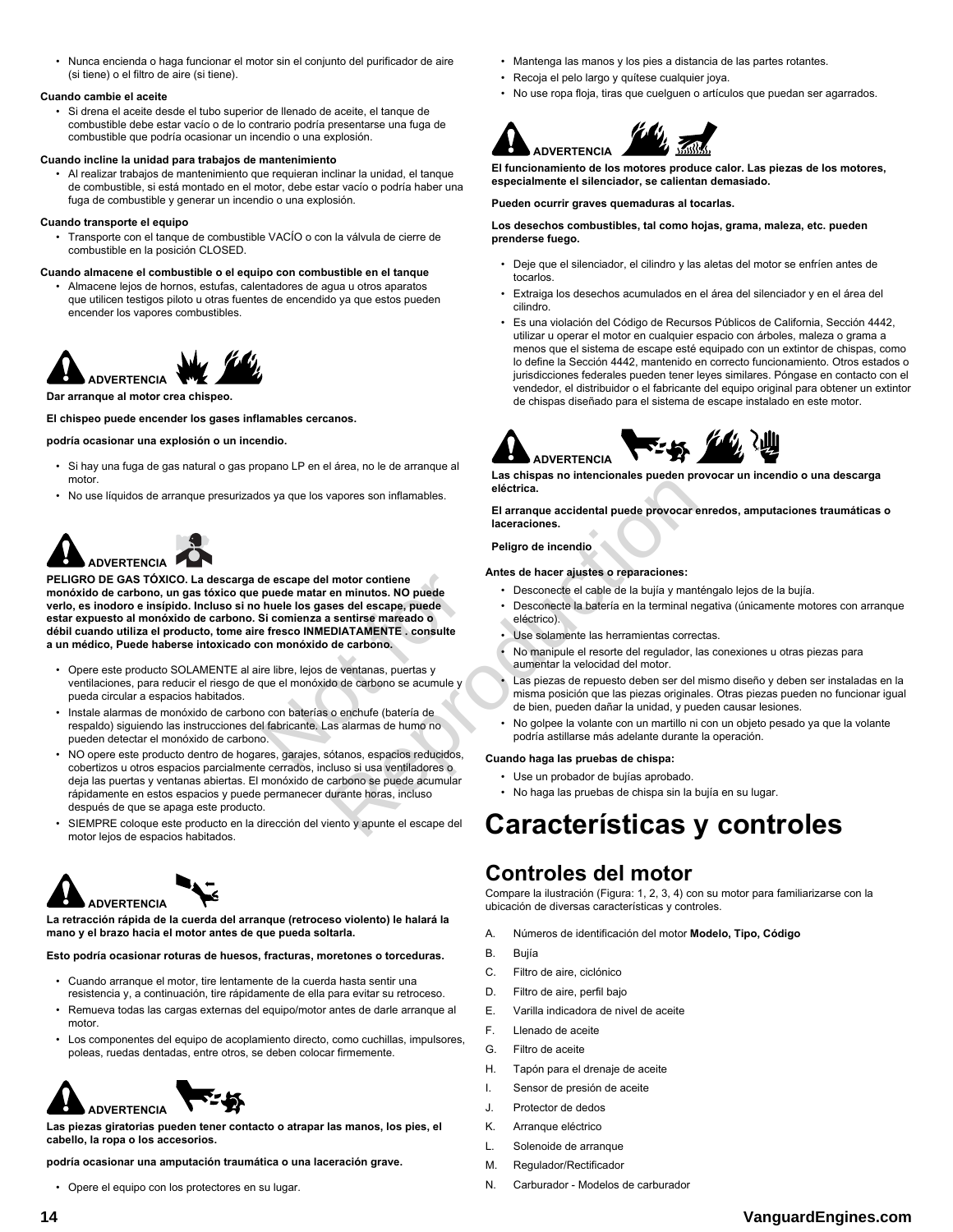- Nunca encienda o haga funcionar el motor sin el conjunto del purificador de aire (si tiene) o el filtro de aire (si tiene).

**Cuando cambie el aceite**

- Si drena el aceite desde el tubo superior de llenado de aceite, el tanque de combustible debe estar vacío o de lo contrario podría presentarse una fuga de combustible que podría ocasionar un incendio o una explosión.

**Cuando incline la unidad para trabajos de mantenimiento**

- Al realizar trabajos de mantenimiento que requieran inclinar la unidad, el tanque de combustible, si está montado en el motor, debe estar vacío o podría haber una fuga de combustible y generar un incendio o una explosión.

**Cuando transporte el equipo**

- Transporte con el tanque de combustible VACÍO o con la válvula de cierre de combustible en la posición CLOSED.

**Cuando almacene el combustible o el equipo con combustible en el tanque**

- Almacene lejos de hornos, estufas, calentadores de agua u otros aparatos que utilicen testigos piloto u otras fuentes de encendido ya que estos pueden encender los vapores combustibles.

**ADVERTENCIA**

**Dar arranque al motor crea chispeo.**

**El chispeo puede encender los gases inflamables cercanos.**

**podría ocasionar una explosión o un incendio.**

- Si hay una fuga de gas natural o gas propano LP en el área, no le de arranque al motor.
- No use líquidos de arranque presurizados ya que los vapores son inflamables.

**ADVERTENCIA**

**PELIGRO DE GAS TÓXICO. La descarga de escape del motor contiene monóxido de carbono, un gas tóxico que puede matar en minutos. NO puede verlo, es inodoro e insípido. Incluso si no huele los gases del escape, puede estar expuesto al monóxido de carbono. Si comienza a sentirse mareado o débil cuando utiliza el producto, tome aire fresco INMEDIATAMENTE , consulte a un médico, Puede haberse intoxicado con monóxido de carbono.**

- Opere este producto SOLAMENTE al aire libre, lejos de ventanas, puertas y ventilaciones, para reducir el riesgo de que el monóxido de carbono se acumule y pueda circular a espacios habitados.
- Instale alarmas de monóxido de carbono con baterías o enchufe (batería de respaldo) siguiendo las instrucciones del fabricante. Las alarmas de humo no pueden detectar el monóxido de carbono.
- NO opere este producto dentro de hogares, garajes, sótanos, espacios reducidos, cobertizos u otros espacios parcialmente cerrados, incluso si usa ventiladores o deja las puertas y ventanas abiertas. El monóxido de carbono se puede acumular rápidamente en estos espacios y puede permanecer durante horas, incluso después de que se apaga este producto.
- SIEMPRE coloque este producto en la dirección del viento y apunte el escape del motor lejos de espacios habitados.

**ADVERTENCIA**

**La retracción rápida de la cuerda del arranque (retroceso violento) le halará la mano y el brazo hacia el motor antes de que pueda soltarla.**

**Esto podría ocasionar roturas de huesos, fracturas, moretones o torceduras.**

- Cuando arranque el motor, tire lentamente de la cuerda hasta sentir una resistencia y, a continuación, tire rápidamente de ella para evitar su retroceso.
- Remueva todas las cargas externas del equipo/motor antes de darle arranque al motor.
- Los componentes del equipo de acoplamiento directo, como cuchillas, impulsores, poleas, ruedas dentadas, entre otros, se deben colocar firmemente.

**ADVERTENCIA**

**Las piezas giratorias pueden tener contacto o atrapar las manos, los pies, el cabello, la ropa o los accesorios.**

**podría ocasionar una amputación traumática o una laceración grave.**

- Opere el equipo con los protectores en su lugar.
- Mantenga las manos y los pies a distancia de las partes rotantes.
- Recoja el pelo largo y quítese cualquier joya.
- No use ropa floja, tiras que cuelguen o artículos que puedan ser agarrados.

**ADVERTENCIA**

**El funcionamiento de los motores produce calor. Las piezas de los motores, especialmente el silenciador, se calientan demasiado.**

**Pueden ocurrir graves quemaduras al tocarlas.**

**Los desechos combustibles, tal como hojas, grama, maleza, etc. pueden prenderse fuego.**

- Deje que el silenciador, el cilindro y las aletas del motor se enfríen antes de tocarlos.
- Extraiga los desechos acumulados en el área del silenciador y en el área del cilindro.
- Es una violación del Código de Recursos Públicos de California, Sección 4442, utilizar u operar el motor en cualquier espacio con árboles, maleza o grama a menos que el sistema de escape esté equipado con un extintor de chispas, como lo define la Sección 4442, mantenido en correcto funcionamiento. Otros estados o jurisdicciones federales pueden tener leyes similares. Póngase en contacto con el vendedor, el distribuidor o el fabricante del equipo original para obtener un extintor de chispas diseñado para el sistema de escape instalado en este motor.

**ADVERTENCIA**

**Las chispas no intencionales pueden provocar un incendio o una descarga eléctrica.**

**El arranque accidental puede provocar enredos, amputaciones traumáticas o laceraciones.**

**Peligro de incendio**

**Antes de hacer ajustes o reparaciones:**

- Desconecte el cable de la bujía y manténgalo lejos de la bujía.
- Desconecte la batería en la terminal negativa (únicamente motores con arranque eléctrico).
- Use solamente las herramientas correctas.
- No manipule el resorte del regulador, las conexiones u otras piezas para aumentar la velocidad del motor.
- Las piezas de repuesto deben ser del mismo diseño y deben ser instaladas en la misma posición que las piezas originales. Otras piezas pueden no funcionar igual de bien, pueden dañar la unidad, y pueden causar lesiones.
- No golpee la volante con un martillo ni con un objeto pesado ya que la volante podría astillarse más adelante durante la operación.

**Cuando haga las pruebas de chispa:**

- Use un probador de bujías aprobado.
- No haga las pruebas de chispa sin la bujía en su lugar.

# Características y controles

## Controles del motor

Compare la ilustración (Figura: 1, 2, 3, 4) con su motor para familiarizarse con la ubicación de diversas características y controles.

A. Números de identificación del motor **Modelo, Tipo, Código**
B. Bujía
C. Filtro de aire, ciclónico
D. Filtro de aire, perfil bajo
E. Varilla indicadora de nivel de aceite
F. Llenado de aceite
G. Filtro de aceite
H. Tapón para el drenaje de aceite
I. Sensor de presión de aceite
J. Protector de dedos
K. Arranque eléctrico
L. Solenoide de arranque
M. Regulador/Rectificador
N. Carburador - Modelos de carburador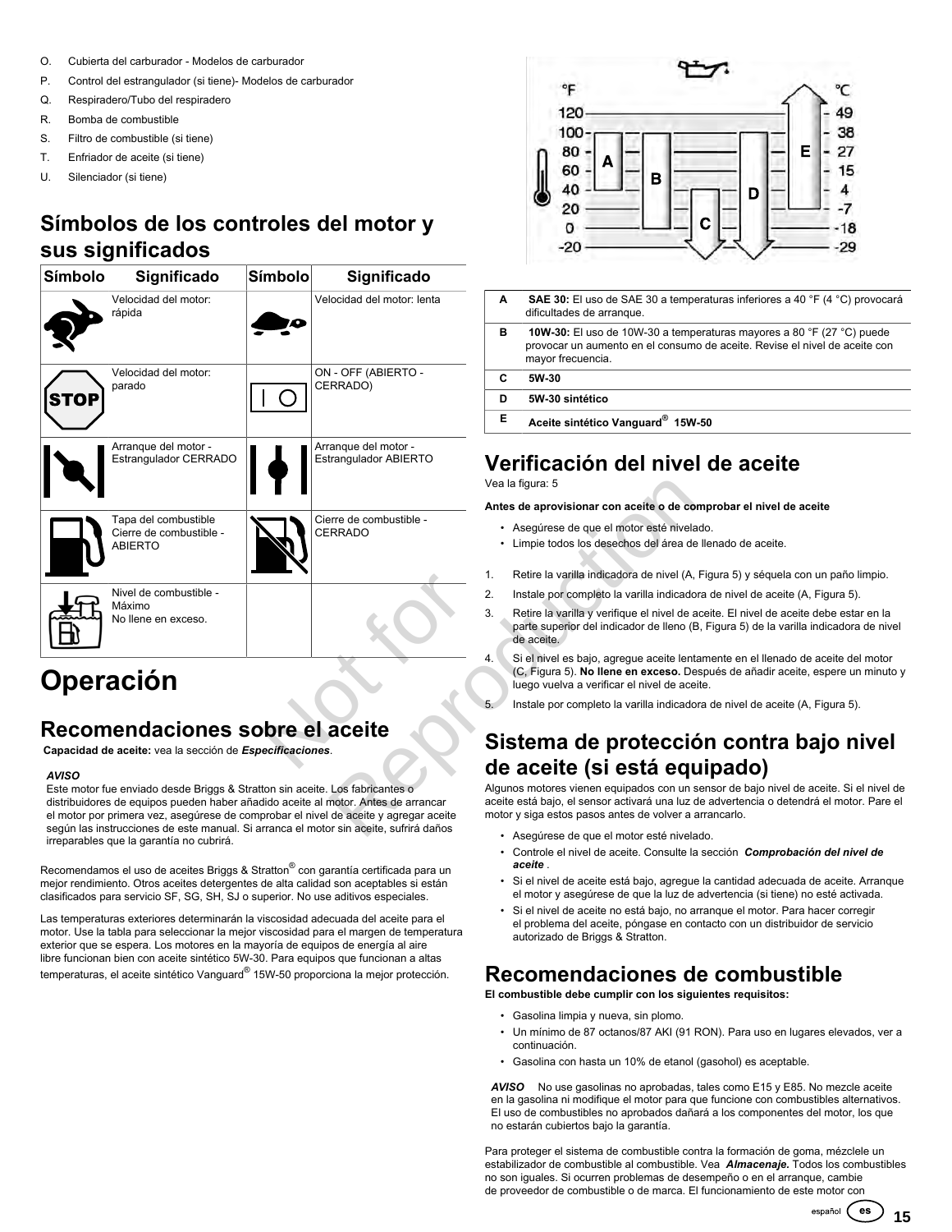O. Cubierta del carburador - Modelos de carburador

P. Control del estrangulador (si tiene)- Modelos de carburador

Q. Respiradero/Tubo del respiradero

R. Bomba de combustible

S. Filtro de combustible (si tiene)

T. Enfriador de aceite (si tiene)

U. Silenciador (si tiene)

## Símbolos de los controles del motor y sus significados

| Símbolo | Significado | Símbolo | Significado |
|---|---|---|---|
| | Velocidad del motor: rápida | | Velocidad del motor: lenta |
| | Velocidad del motor: parado | | ON - OFF (ABIERTO - CERRADO) |
| | Arranque del motor - Estrangulador CERRADO | | Arranque del motor - Estrangulador ABIERTO |
| | Tapa del combustible Cierre de combustible - ABIERTO | | Cierre de combustible - CERRADO |
| | Nivel de combustible - Máximo No llene en exceso. | | |

# Operación

## Recomendaciones sobre el aceite

**Capacidad de aceite:** vea la sección de ***Especificaciones***.

***AVISO***
Este motor fue enviado desde Briggs & Stratton sin aceite. Los fabricantes o distribuidores de equipos pueden haber añadido aceite al motor. Antes de arrancar el motor por primera vez, asegúrese de comprobar el nivel de aceite y agregar aceite según las instrucciones de este manual. Si arranca el motor sin aceite, sufrirá daños irreparables que la garantía no cubrirá.

Recomendamos el uso de aceites Briggs & Stratton® con garantía certificada para un mejor rendimiento. Otros aceites detergentes de alta calidad son aceptables si están clasificados para servicio SF, SG, SH, SJ o superior. No use aditivos especiales.

Las temperaturas exteriores determinarán la viscosidad adecuada del aceite para el motor. Use la tabla para seleccionar la mejor viscosidad para el margen de temperatura exterior que se espera. Los motores en la mayoría de equipos de energía al aire libre funcionan bien con aceite sintético 5W-30. Para equipos que funcionan a altas temperaturas, el aceite sintético Vanguard® 15W-50 proporciona la mejor protección.

| | |
|---|---|
| **A** | **SAE 30:** El uso de SAE 30 a temperaturas inferiores a 40 °F (4 °C) provocará dificultades de arranque. |
| **B** | **10W-30:** El uso de 10W-30 a temperaturas mayores a 80 °F (27 °C) puede provocar un aumento en el consumo de aceite. Revise el nivel de aceite con mayor frecuencia. |
| **C** | **5W-30** |
| **D** | **5W-30 sintético** |
| **E** | **Aceite sintético Vanguard® 15W-50** |

## Verificación del nivel de aceite

Vea la figura: 5

**Antes de aprovisionar con aceite o de comprobar el nivel de aceite**

- Asegúrese de que el motor esté nivelado.
- Limpie todos los desechos del área de llenado de aceite.

1. Retire la varilla indicadora de nivel (A, Figura 5) y séquela con un paño limpio.
2. Instale por completo la varilla indicadora de nivel de aceite (A, Figura 5).
3. Retire la varilla y verifique el nivel de aceite. El nivel de aceite debe estar en la parte superior del indicador de lleno (B, Figura 5) de la varilla indicadora de nivel de aceite.
4. Si el nivel es bajo, agregue aceite lentamente en el llenado de aceite del motor (C, Figura 5). **No llene en exceso.** Después de añadir aceite, espere un minuto y luego vuelva a verificar el nivel de aceite.
5. Instale por completo la varilla indicadora de nivel de aceite (A, Figura 5).

## Sistema de protección contra bajo nivel de aceite (si está equipado)

Algunos motores vienen equipados con un sensor de bajo nivel de aceite. Si el nivel de aceite está bajo, el sensor activará una luz de advertencia o detendrá el motor. Pare el motor y siga estos pasos antes de volver a arrancarlo.

- Asegúrese de que el motor esté nivelado.
- Controle el nivel de aceite. Consulte la sección ***Comprobación del nivel de aceite***.
- Si el nivel de aceite está bajo, agregue la cantidad adecuada de aceite. Arranque el motor y asegúrese de que la luz de advertencia (si tiene) no esté activada.
- Si el nivel de aceite no está bajo, no arranque el motor. Para hacer corregir el problema del aceite, póngase en contacto con un distribuidor de servicio autorizado de Briggs & Stratton.

## Recomendaciones de combustible

**El combustible debe cumplir con los siguientes requisitos:**

- Gasolina limpia y nueva, sin plomo.
- Un mínimo de 87 octanos/87 AKI (91 RON). Para uso en lugares elevados, ver a continuación.
- Gasolina con hasta un 10% de etanol (gasohol) es aceptable.

***AVISO*** No use gasolinas no aprobadas, tales como E15 y E85. No mezcle aceite en la gasolina ni modifique el motor para que funcione con combustibles alternativos. El uso de combustibles no aprobados dañará a los componentes del motor, los que no estarán cubiertos bajo la garantía.

Para proteger el sistema de combustible contra la formación de goma, mézclele un estabilizador de combustible al combustible. Vea ***Almacenaje.*** Todos los combustibles no son iguales. Si ocurren problemas de desempeño o en el arranque, cambie de proveedor de combustible o de marca. El funcionamiento de este motor con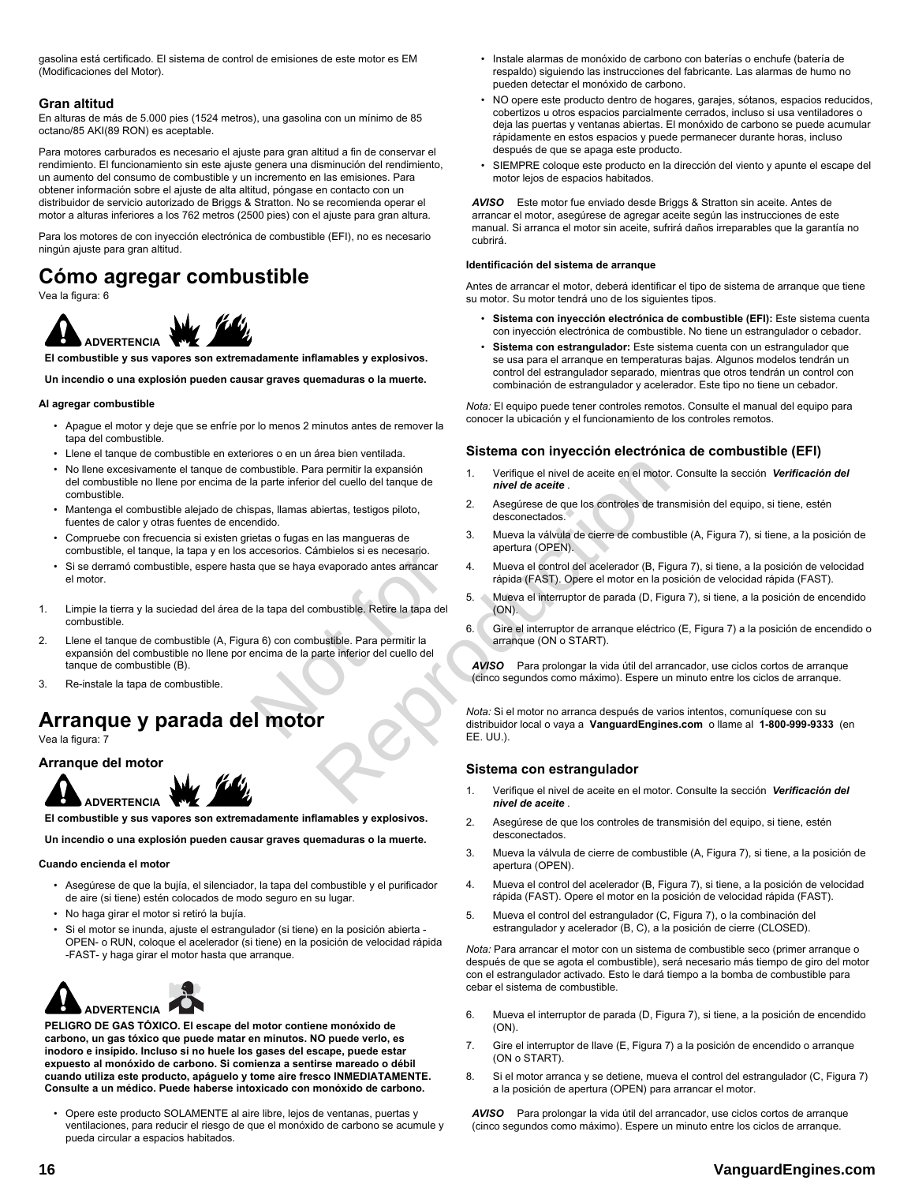gasolina está certificado. El sistema de control de emisiones de este motor es EM (Modificaciones del Motor).

### Gran altitud

En alturas de más de 5.000 pies (1524 metros), una gasolina con un mínimo de 85 octano/85 AKI(89 RON) es aceptable.

Para motores carburados es necesario el ajuste para gran altitud a fin de conservar el rendimiento. El funcionamiento sin este ajuste genera una disminución del rendimiento, un aumento del consumo de combustible y un incremento en las emisiones. Para obtener información sobre el ajuste de alta altitud, póngase en contacto con un distribuidor de servicio autorizado de Briggs & Stratton. No se recomienda operar el motor a alturas inferiores a los 762 metros (2500 pies) con el ajuste para gran altura.

Para los motores de con inyección electrónica de combustible (EFI), no es necesario ningún ajuste para gran altitud.

## Cómo agregar combustible

Vea la figura: 6

**ADVERTENCIA**

**El combustible y sus vapores son extremadamente inflamables y explosivos.**

**Un incendio o una explosión pueden causar graves quemaduras o la muerte.**

**Al agregar combustible**

- Apague el motor y deje que se enfríe por lo menos 2 minutos antes de remover la tapa del combustible.
- Llene el tanque de combustible en exteriores o en un área bien ventilada.
- No llene excesivamente el tanque de combustible. Para permitir la expansión del combustible no llene por encima de la parte inferior del cuello del tanque de combustible.
- Mantenga el combustible alejado de chispas, llamas abiertas, testigos piloto, fuentes de calor y otras fuentes de encendido.
- Compruebe con frecuencia si existen grietas o fugas en las mangueras de combustible, el tanque, la tapa y en los accesorios. Cámbielos si es necesario.
- Si se derramó combustible, espere hasta que se haya evaporado antes arrancar el motor.

1. Limpie la tierra y la suciedad del área de la tapa del combustible. Retire la tapa del combustible.
2. Llene el tanque de combustible (A, Figura 6) con combustible. Para permitir la expansión del combustible no llene por encima de la parte inferior del cuello del tanque de combustible (B).
3. Re-instale la tapa de combustible.

## Arranque y parada del motor

Vea la figura: 7

### Arranque del motor

**ADVERTENCIA**

**El combustible y sus vapores son extremadamente inflamables y explosivos.**

**Un incendio o una explosión pueden causar graves quemaduras o la muerte.**

**Cuando encienda el motor**

- Asegúrese de que la bujía, el silenciador, la tapa del combustible y el purificador de aire (si tiene) estén colocados de modo seguro en su lugar.
- No haga girar el motor si retiró la bujía.
- Si el motor se inunda, ajuste el estrangulador (si tiene) en la posición abierta - OPEN- o RUN, coloque el acelerador (si tiene) en la posición de velocidad rápida -FAST- y haga girar el motor hasta que arranque.

**ADVERTENCIA**

**PELIGRO DE GAS TÓXICO. El escape del motor contiene monóxido de carbono, un gas tóxico que puede matar en minutos. NO puede verlo, es inodoro e insípido. Incluso si no huele los gases del escape, puede estar expuesto al monóxido de carbono. Si comienza a sentirse mareado o débil cuando utiliza este producto, apáguelo y tome aire fresco INMEDIATAMENTE. Consulte a un médico. Puede haberse intoxicado con monóxido de carbono.**

- Opere este producto SOLAMENTE al aire libre, lejos de ventanas, puertas y ventilaciones, para reducir el riesgo de que el monóxido de carbono se acumule y pueda circular a espacios habitados.
- Instale alarmas de monóxido de carbono con baterías o enchufe (batería de respaldo) siguiendo las instrucciones del fabricante. Las alarmas de humo no pueden detectar el monóxido de carbono.
- NO opere este producto dentro de hogares, garajes, sótanos, espacios reducidos, cobertizos u otros espacios parcialmente cerrados, incluso si usa ventiladores o deja las puertas y ventanas abiertas. El monóxido de carbono se puede acumular rápidamente en estos espacios y puede permanecer durante horas, incluso después de que se apaga este producto.
- SIEMPRE coloque este producto en la dirección del viento y apunte el escape del motor lejos de espacios habitados.

*AVISO* Este motor fue enviado desde Briggs & Stratton sin aceite. Antes de arrancar el motor, asegúrese de agregar aceite según las instrucciones de este manual. Si arranca el motor sin aceite, sufrirá daños irreparables que la garantía no cubrirá.

**Identificación del sistema de arranque**

Antes de arrancar el motor, deberá identificar el tipo de sistema de arranque que tiene su motor. Su motor tendrá uno de los siguientes tipos.

- **Sistema con inyección electrónica de combustible (EFI):** Este sistema cuenta con inyección electrónica de combustible. No tiene un estrangulador o cebador.
- **Sistema con estrangulador:** Este sistema cuenta con un estrangulador que se usa para el arranque en temperaturas bajas. Algunos modelos tendrán un control del estrangulador separado, mientras que otros tendrán un control con combinación de estrangulador y acelerador. Este tipo no tiene un cebador.

*Nota:* El equipo puede tener controles remotos. Consulte el manual del equipo para conocer la ubicación y el funcionamiento de los controles remotos.

### Sistema con inyección electrónica de combustible (EFI)

1. Verifique el nivel de aceite en el motor. Consulte la sección ***Verificación del nivel de aceite*** .
2. Asegúrese de que los controles de transmisión del equipo, si tiene, estén desconectados.
3. Mueva la válvula de cierre de combustible (A, Figura 7), si tiene, a la posición de apertura (OPEN).
4. Mueva el control del acelerador (B, Figura 7), si tiene, a la posición de velocidad rápida (FAST). Opere el motor en la posición de velocidad rápida (FAST).
5. Mueva el interruptor de parada (D, Figura 7), si tiene, a la posición de encendido (ON).
6. Gire el interruptor de arranque eléctrico (E, Figura 7) a la posición de encendido o arranque (ON o START).

*AVISO* Para prolongar la vida útil del arrancador, use ciclos cortos de arranque (cinco segundos como máximo). Espere un minuto entre los ciclos de arranque.

*Nota:* Si el motor no arranca después de varios intentos, comuníquese con su distribuidor local o vaya a **VanguardEngines.com** o llame al **1-800-999-9333** (en EE. UU.).

### Sistema con estrangulador

1. Verifique el nivel de aceite en el motor. Consulte la sección ***Verificación del nivel de aceite*** .
2. Asegúrese de que los controles de transmisión del equipo, si tiene, estén desconectados.
3. Mueva la válvula de cierre de combustible (A, Figura 7), si tiene, a la posición de apertura (OPEN).
4. Mueva el control del acelerador (B, Figura 7), si tiene, a la posición de velocidad rápida (FAST). Opere el motor en la posición de velocidad rápida (FAST).
5. Mueva el control del estrangulador (C, Figura 7), o la combinación del estrangulador y acelerador (B, C), a la posición de cierre (CLOSED).

*Nota:* Para arrancar el motor con un sistema de combustible seco (primer arranque o después de que se agota el combustible), será necesario más tiempo de giro del motor con el estrangulador activado. Esto le dará tiempo a la bomba de combustible para cebar el sistema de combustible.

6. Mueva el interruptor de parada (D, Figura 7), si tiene, a la posición de encendido (ON).
7. Gire el interruptor de llave (E, Figura 7) a la posición de encendido o arranque (ON o START).
8. Si el motor arranca y se detiene, mueva el control del estrangulador (C, Figura 7) a la posición de apertura (OPEN) para arrancar el motor.

*AVISO* Para prolongar la vida útil del arrancador, use ciclos cortos de arranque (cinco segundos como máximo). Espere un minuto entre los ciclos de arranque.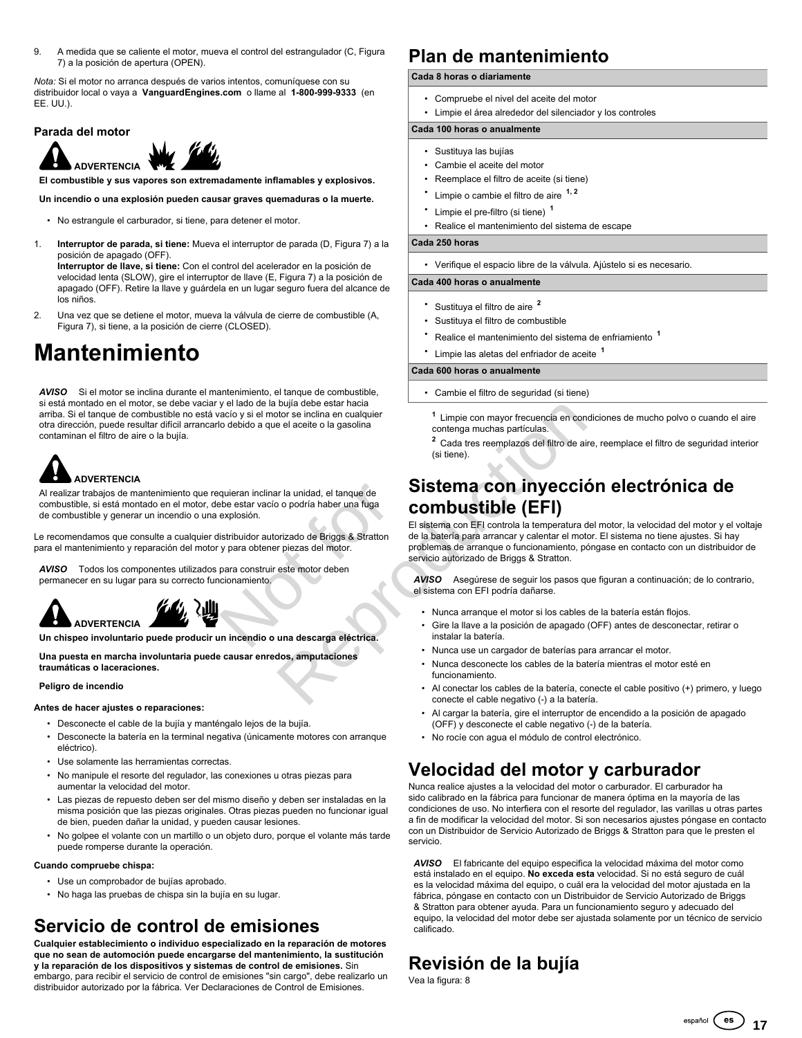9. A medida que se caliente el motor, mueva el control del estrangulador (C, Figura 7) a la posición de apertura (OPEN).

*Nota:* Si el motor no arranca después de varios intentos, comuníquese con su distribuidor local o vaya a **VanguardEngines.com** o llame al **1-800-999-9333** (en EE. UU.).

### Parada del motor

**ADVERTENCIA**

**El combustible y sus vapores son extremadamente inflamables y explosivos.**

**Un incendio o una explosión pueden causar graves quemaduras o la muerte.**

- No estrangule el carburador, si tiene, para detener el motor.

1. **Interruptor de parada, si tiene:** Mueva el interruptor de parada (D, Figura 7) a la posición de apagado (OFF).
   **Interruptor de llave, si tiene:** Con el control del acelerador en la posición de velocidad lenta (SLOW), gire el interruptor de llave (E, Figura 7) a la posición de apagado (OFF). Retire la llave y guárdela en un lugar seguro fuera del alcance de los niños.
2. Una vez que se detiene el motor, mueva la válvula de cierre de combustible (A, Figura 7), si tiene, a la posición de cierre (CLOSED).

# Mantenimiento

***AVISO*** Si el motor se inclina durante el mantenimiento, el tanque de combustible, si está montado en el motor, se debe vaciar y el lado de la bujía debe estar hacia arriba. Si el tanque de combustible no está vacío y si el motor se inclina en cualquier otra dirección, puede resultar difícil arrancarlo debido a que el aceite o la gasolina contaminan el filtro de aire o la bujía.

**ADVERTENCIA**

Al realizar trabajos de mantenimiento que requieran inclinar la unidad, el tanque de combustible, si está montado en el motor, debe estar vacío o podría haber una fuga de combustible y generar un incendio o una explosión.

Le recomendamos que consulte a cualquier distribuidor autorizado de Briggs & Stratton para el mantenimiento y reparación del motor y para obtener piezas del motor.

***AVISO*** Todos los componentes utilizados para construir este motor deben permanecer en su lugar para su correcto funcionamiento.

**ADVERTENCIA**

**Un chispeo involuntario puede producir un incendio o una descarga eléctrica.**

**Una puesta en marcha involuntaria puede causar enredos, amputaciones traumáticas o laceraciones.**

**Peligro de incendio**

**Antes de hacer ajustes o reparaciones:**

- Desconecte el cable de la bujía y manténgalo lejos de la bujía.
- Desconecte la batería en la terminal negativa (únicamente motores con arranque eléctrico).
- Use solamente las herramientas correctas.
- No manipule el resorte del regulador, las conexiones u otras piezas para aumentar la velocidad del motor.
- Las piezas de repuesto deben ser del mismo diseño y deben ser instaladas en la misma posición que las piezas originales. Otras piezas pueden no funcionar igual de bien, pueden dañar la unidad, y pueden causar lesiones.
- No golpee el volante con un martillo o un objeto duro, porque el volante más tarde puede romperse durante la operación.

**Cuando compruebe chispa:**

- Use un comprobador de bujías aprobado.
- No haga las pruebas de chispa sin la bujía en su lugar.

## Servicio de control de emisiones

**Cualquier establecimiento o individuo especializado en la reparación de motores que no sean de automoción puede encargarse del mantenimiento, la sustitución y la reparación de los dispositivos y sistemas de control de emisiones.** Sin embargo, para recibir el servicio de control de emisiones "sin cargo", debe realizarlo un distribuidor autorizado por la fábrica. Ver Declaraciones de Control de Emisiones.

## Plan de mantenimiento

**Cada 8 horas o diariamente**

- Compruebe el nivel del aceite del motor
- Limpie el área alrededor del silenciador y los controles

**Cada 100 horas o anualmente**

- Sustituya las bujías
- Cambie el aceite del motor
- Reemplace el filtro de aceite (si tiene)
- Limpie o cambie el filtro de aire [1, 2]
- Limpie el pre-filtro (si tiene) [1]
- Realice el mantenimiento del sistema de escape

**Cada 250 horas**

- Verifique el espacio libre de la válvula. Ajústelo si es necesario.

**Cada 400 horas o anualmente**

- Sustituya el filtro de aire [2]
- Sustituya el filtro de combustible
- Realice el mantenimiento del sistema de enfriamiento [1]
- Limpie las aletas del enfriador de aceite [1]

**Cada 600 horas o anualmente**

- Cambie el filtro de seguridad (si tiene)

[1] Limpie con mayor frecuencia en condiciones de mucho polvo o cuando el aire contenga muchas partículas.

[2] Cada tres reemplazos del filtro de aire, reemplace el filtro de seguridad interior (si tiene).

## Sistema con inyección electrónica de combustible (EFI)

El sistema con EFI controla la temperatura del motor, la velocidad del motor y el voltaje de la batería para arrancar y calentar el motor. El sistema no tiene ajustes. Si hay problemas de arranque o funcionamiento, póngase en contacto con un distribuidor de servicio autorizado de Briggs & Stratton.

***AVISO*** Asegúrese de seguir los pasos que figuran a continuación; de lo contrario, el sistema con EFI podría dañarse.

- Nunca arranque el motor si los cables de la batería están flojos.
- Gire la llave a la posición de apagado (OFF) antes de desconectar, retirar o instalar la batería.
- Nunca use un cargador de baterías para arrancar el motor.
- Nunca desconecte los cables de la batería mientras el motor esté en funcionamiento.
- Al conectar los cables de la batería, conecte el cable positivo (+) primero, y luego conecte el cable negativo (-) a la batería.
- Al cargar la batería, gire el interruptor de encendido a la posición de apagado (OFF) y desconecte el cable negativo (-) de la batería.
- No rocíe con agua el módulo de control electrónico.

## Velocidad del motor y carburador

Nunca realice ajustes a la velocidad del motor o carburador. El carburador ha sido calibrado en la fábrica para funcionar de manera óptima en la mayoría de las condiciones de uso. No interfiera con el resorte del regulador, las varillas u otras partes a fin de modificar la velocidad del motor. Si son necesarios ajustes póngase en contacto con un Distribuidor de Servicio Autorizado de Briggs & Stratton para que le presten el servicio.

***AVISO*** El fabricante del equipo especifica la velocidad máxima del motor como está instalado en el equipo. **No exceda esta** velocidad. Si no está seguro de cuál es la velocidad máxima del equipo, o cuál era la velocidad del motor ajustada en la fábrica, póngase en contacto con un Distribuidor de Servicio Autorizado de Briggs & Stratton para obtener ayuda. Para un funcionamiento seguro y adecuado del equipo, la velocidad del motor debe ser ajustada solamente por un técnico de servicio calificado.

## Revisión de la bujía

Vea la figura: 8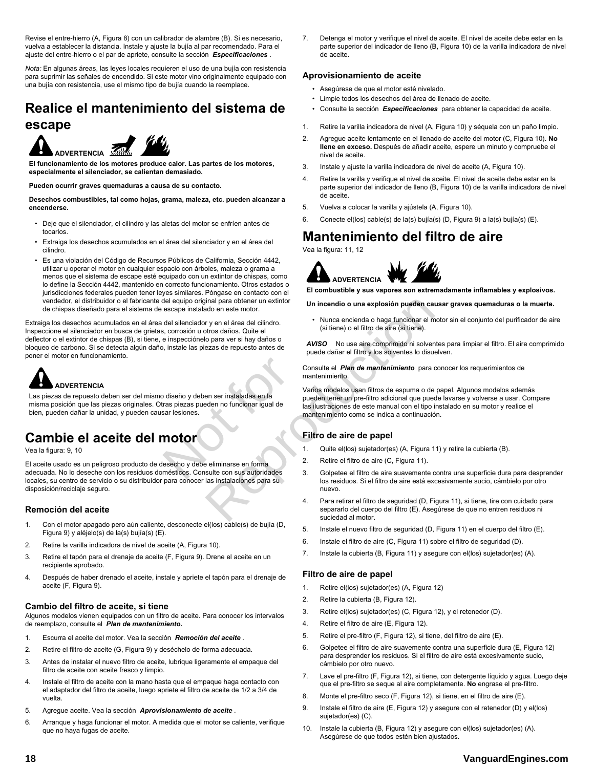Revise el entre-hierro (A, Figura 8) con un calibrador de alambre (B). Si es necesario, vuelva a establecer la distancia. Instale y ajuste la bujía al par recomendado. Para el ajuste del entre-hierro o el par de apriete, consulte la sección ***Especificaciones*** .

*Nota:* En algunas áreas, las leyes locales requieren el uso de una bujía con resistencia para suprimir las señales de encendido. Si este motor vino originalmente equipado con una bujía con resistencia, use el mismo tipo de bujía cuando la reemplace.

# Realice el mantenimiento del sistema de escape

**ADVERTENCIA**

**El funcionamiento de los motores produce calor. Las partes de los motores, especialmente el silenciador, se calientan demasiado.**

**Pueden ocurrir graves quemaduras a causa de su contacto.**

**Desechos combustibles, tal como hojas, grama, maleza, etc. pueden alcanzar a encenderse.**

- Deje que el silenciador, el cilindro y las aletas del motor se enfríen antes de tocarlos.
- Extraiga los desechos acumulados en el área del silenciador y en el área del cilindro.
- Es una violación del Código de Recursos Públicos de California, Sección 4442, utilizar u operar el motor en cualquier espacio con árboles, maleza o grama a menos que el sistema de escape esté equipado con un extintor de chispas, como lo define la Sección 4442, mantenido en correcto funcionamiento. Otros estados o jurisdicciones federales pueden tener leyes similares. Póngase en contacto con el vendedor, el distribuidor o el fabricante del equipo original para obtener un extintor de chispas diseñado para el sistema de escape instalado en este motor.

Extraiga los desechos acumulados en el área del silenciador y en el área del cilindro. Inspeccione el silenciador en busca de grietas, corrosión u otros daños. Quite el deflector o el extintor de chispas (B), si tiene, e inspecciónelo para ver si hay daños o bloqueo de carbono. Si se detecta algún daño, instale las piezas de repuesto antes de poner el motor en funcionamiento.

**ADVERTENCIA**

Las piezas de repuesto deben ser del mismo diseño y deben ser instaladas en la misma posición que las piezas originales. Otras piezas pueden no funcionar igual de bien, pueden dañar la unidad, y pueden causar lesiones.

# Cambie el aceite del motor

Vea la figura: 9, 10

El aceite usado es un peligroso producto de desecho y debe eliminarse en forma adecuada. No lo deseche con los residuos domésticos. Consulte con sus autoridades locales, su centro de servicio o su distribuidor para conocer las instalaciones para su disposición/reciclaje seguro.

### Remoción del aceite

1. Con el motor apagado pero aún caliente, desconecte el(los) cable(s) de bujía (D, Figura 9) y aléjelo(s) de la(s) bujía(s) (E).
2. Retire la varilla indicadora de nivel de aceite (A, Figura 10).
3. Retire el tapón para el drenaje de aceite (F, Figura 9). Drene el aceite en un recipiente aprobado.
4. Después de haber drenado el aceite, instale y apriete el tapón para el drenaje de aceite (F, Figura 9).

### Cambio del filtro de aceite, si tiene

Algunos modelos vienen equipados con un filtro de aceite. Para conocer los intervalos de reemplazo, consulte el ***Plan de mantenimiento.***

1. Escurra el aceite del motor. Vea la sección ***Remoción del aceite*** .
2. Retire el filtro de aceite (G, Figura 9) y deséchelo de forma adecuada.
3. Antes de instalar el nuevo filtro de aceite, lubrique ligeramente el empaque del filtro de aceite con aceite fresco y limpio.
4. Instale el filtro de aceite con la mano hasta que el empaque haga contacto con el adaptador del filtro de aceite, luego apriete el filtro de aceite de 1/2 a 3/4 de vuelta.
5. Agregue aceite. Vea la sección ***Aprovisionamiento de aceite*** .
6. Arranque y haga funcionar el motor. A medida que el motor se caliente, verifique que no haya fugas de aceite.
7. Detenga el motor y verifique el nivel de aceite. El nivel de aceite debe estar en la parte superior del indicador de lleno (B, Figura 10) de la varilla indicadora de nivel de aceite.

### Aprovisionamiento de aceite

- Asegúrese de que el motor esté nivelado.
- Limpie todos los desechos del área de llenado de aceite.
- Consulte la sección ***Especificaciones*** para obtener la capacidad de aceite.

1. Retire la varilla indicadora de nivel (A, Figura 10) y séquela con un paño limpio.
2. Agregue aceite lentamente en el llenado de aceite del motor (C, Figura 10). **No llene en exceso.** Después de añadir aceite, espere un minuto y compruebe el nivel de aceite.
3. Instale y ajuste la varilla indicadora de nivel de aceite (A, Figura 10).
4. Retire la varilla y verifique el nivel de aceite. El nivel de aceite debe estar en la parte superior del indicador de lleno (B, Figura 10) de la varilla indicadora de nivel de aceite.
5. Vuelva a colocar la varilla y ajústela (A, Figura 10).
6. Conecte el(los) cable(s) de la(s) bujía(s) (D, Figura 9) a la(s) bujía(s) (E).

# Mantenimiento del filtro de aire

Vea la figura: 11, 12

**ADVERTENCIA**

**El combustible y sus vapores son extremadamente inflamables y explosivos.**

**Un incendio o una explosión pueden causar graves quemaduras o la muerte.**

- Nunca encienda o haga funcionar el motor sin el conjunto del purificador de aire (si tiene) o el filtro de aire (si tiene).

***AVISO*** No use aire comprimido ni solventes para limpiar el filtro. El aire comprimido puede dañar el filtro y los solventes lo disuelven.

Consulte el ***Plan de mantenimiento*** para conocer los requerimientos de mantenimiento.

Varios modelos usan filtros de espuma o de papel. Algunos modelos además pueden tener un pre-filtro adicional que puede lavarse y volverse a usar. Compare las ilustraciones de este manual con el tipo instalado en su motor y realice el mantenimiento como se indica a continuación.

### Filtro de aire de papel

1. Quite el(los) sujetador(es) (A, Figura 11) y retire la cubierta (B).
2. Retire el filtro de aire (C, Figura 11).
3. Golpetee el filtro de aire suavemente contra una superficie dura para desprender los residuos. Si el filtro de aire está excesivamente sucio, cámbielo por otro nuevo.
4. Para retirar el filtro de seguridad (D, Figura 11), si tiene, tire con cuidado para separarlo del cuerpo del filtro (E). Asegúrese de que no entren residuos ni suciedad al motor.
5. Instale el nuevo filtro de seguridad (D, Figura 11) en el cuerpo del filtro (E).
6. Instale el filtro de aire (C, Figura 11) sobre el filtro de seguridad (D).
7. Instale la cubierta (B, Figura 11) y asegure con el(los) sujetador(es) (A).

### Filtro de aire de papel

1. Retire el(los) sujetador(es) (A, Figura 12)
2. Retire la cubierta (B, Figura 12).
3. Retire el(los) sujetador(es) (C, Figura 12), y el retenedor (D).
4. Retire el filtro de aire (E, Figura 12).
5. Retire el pre-filtro (F, Figura 12), si tiene, del filtro de aire (E).
6. Golpetee el filtro de aire suavemente contra una superficie dura (E, Figura 12) para desprender los residuos. Si el filtro de aire está excesivamente sucio, cámbielo por otro nuevo.
7. Lave el pre-filtro (F, Figura 12), si tiene, con detergente líquido y agua. Luego deje que el pre-filtro se seque al aire completamente. **No** engrase el pre-filtro.
8. Monte el pre-filtro seco (F, Figura 12), si tiene, en el filtro de aire (E).
9. Instale el filtro de aire (E, Figura 12) y asegure con el retenedor (D) y el(los) sujetador(es) (C).
10. Instale la cubierta (B, Figura 12) y asegure con el(los) sujetador(es) (A). Asegúrese de que todos estén bien ajustados.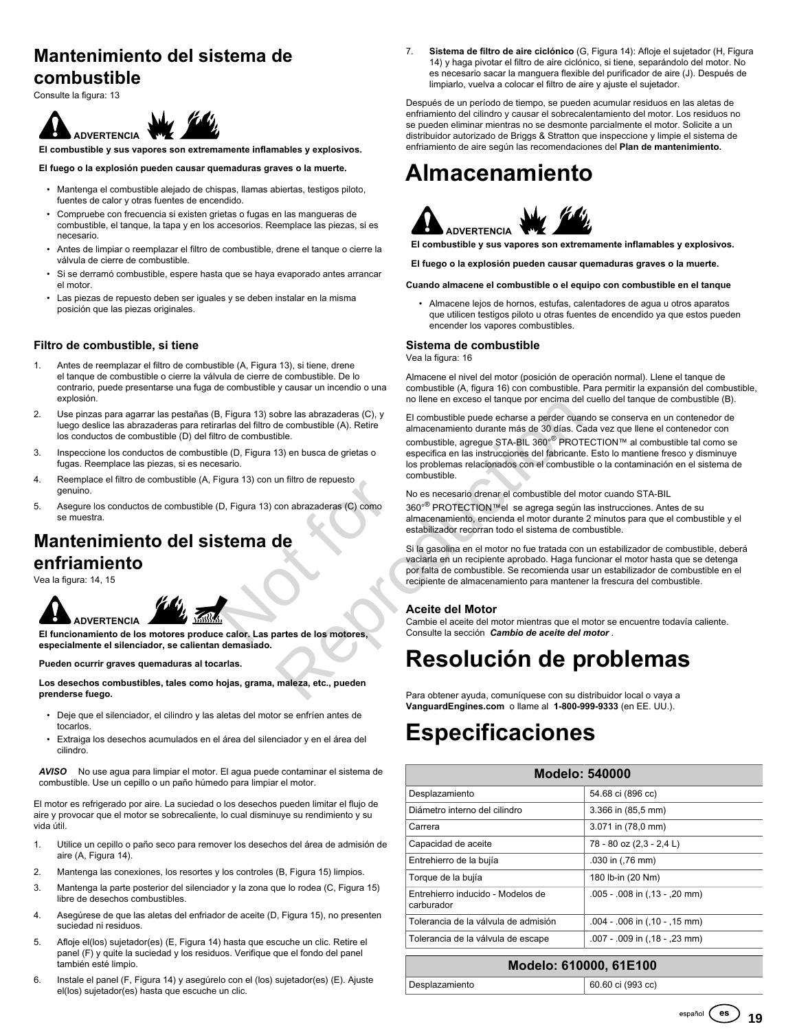## Mantenimiento del sistema de combustible

Consulte la figura: 13

**ADVERTENCIA**

**El combustible y sus vapores son extremamente inflamables y explosivos.**

**El fuego o la explosión pueden causar quemaduras graves o la muerte.**

- Mantenga el combustible alejado de chispas, llamas abiertas, testigos piloto, fuentes de calor y otras fuentes de encendido.
- Compruebe con frecuencia si existen grietas o fugas en las mangueras de combustible, el tanque, la tapa y en los accesorios. Reemplace las piezas, si es necesario.
- Antes de limpiar o reemplazar el filtro de combustible, drene el tanque o cierre la válvula de cierre de combustible.
- Si se derramó combustible, espere hasta que se haya evaporado antes arrancar el motor.
- Las piezas de repuesto deben ser iguales y se deben instalar en la misma posición que las piezas originales.

### Filtro de combustible, si tiene

1. Antes de reemplazar el filtro de combustible (A, Figura 13), si tiene, drene el tanque de combustible o cierre la válvula de cierre de combustible. De lo contrario, puede presentarse una fuga de combustible y causar un incendio o una explosión.
2. Use pinzas para agarrar las pestañas (B, Figura 13) sobre las abrazaderas (C), y luego deslice las abrazaderas para retirarlas del filtro de combustible (A). Retire los conductos de combustible (D) del filtro de combustible.
3. Inspeccione los conductos de combustible (D, Figura 13) en busca de grietas o fugas. Reemplace las piezas, si es necesario.
4. Reemplace el filtro de combustible (A, Figura 13) con un filtro de repuesto genuino.
5. Asegure los conductos de combustible (D, Figura 13) con abrazaderas (C) como se muestra.

## Mantenimiento del sistema de enfriamiento

Vea la figura: 14, 15

**ADVERTENCIA**

**El funcionamiento de los motores produce calor. Las partes de los motores, especialmente el silenciador, se calientan demasiado.**

**Pueden ocurrir graves quemaduras al tocarlas.**

**Los desechos combustibles, tales como hojas, grama, maleza, etc., pueden prenderse fuego.**

- Deje que el silenciador, el cilindro y las aletas del motor se enfríen antes de tocarlos.
- Extraiga los desechos acumulados en el área del silenciador y en el área del cilindro.

***AVISO*** No use agua para limpiar el motor. El agua puede contaminar el sistema de combustible. Use un cepillo o un paño húmedo para limpiar el motor.

El motor es refrigerado por aire. La suciedad o los desechos pueden limitar el flujo de aire y provocar que el motor se sobrecaliente, lo cual disminuye su rendimiento y su vida útil.

1. Utilice un cepillo o paño seco para remover los desechos del área de admisión de aire (A, Figura 14).
2. Mantenga las conexiones, los resortes y los controles (B, Figura 15) limpios.
3. Mantenga la parte posterior del silenciador y la zona que lo rodea (C, Figura 15) libre de desechos combustibles.
4. Asegúrese de que las aletas del enfriador de aceite (D, Figura 15), no presenten suciedad ni residuos.
5. Afloje el(los) sujetador(es) (E, Figura 14) hasta que escuche un clic. Retire el panel (F) y quite la suciedad y los residuos. Verifique que el fondo del panel también esté limpio.
6. Instale el panel (F, Figura 14) y asegúrelo con el (los) sujetador(es) (E). Ajuste el(los) sujetador(es) hasta que escuche un clic.
7. **Sistema de filtro de aire ciclónico** (G, Figura 14): Afloje el sujetador (H, Figura 14) y haga pivotar el filtro de aire ciclónico, si tiene, separándolo del motor. No es necesario sacar la manguera flexible del purificador de aire (J). Después de limpiarlo, vuelva a colocar el filtro de aire y ajuste el sujetador.

Después de un período de tiempo, se pueden acumular residuos en las aletas de enfriamiento del cilindro y causar el sobrecalentamiento del motor. Los residuos no se pueden eliminar mientras no se desmonte parcialmente el motor. Solicite a un distribuidor autorizado de Briggs & Stratton que inspeccione y limpie el sistema de enfriamiento de aire según las recomendaciones del **Plan de mantenimiento.**

# Almacenamiento

**ADVERTENCIA**

**El combustible y sus vapores son extremamente inflamables y explosivos.**

**El fuego o la explosión pueden causar quemaduras graves o la muerte.**

**Cuando almacene el combustible o el equipo con combustible en el tanque**

- Almacene lejos de hornos, estufas, calentadores de agua u otros aparatos que utilicen testigos piloto u otras fuentes de encendido ya que estos pueden encender los vapores combustibles.

### Sistema de combustible

Vea la figura: 16

Almacene el nivel del motor (posición de operación normal). Llene el tanque de combustible (A, figura 16) con combustible. Para permitir la expansión del combustible, no llene en exceso el tanque por encima del cuello del tanque de combustible (B).

El combustible puede echarse a perder cuando se conserva en un contenedor de almacenamiento durante más de 30 días. Cada vez que llene el contenedor con combustible, agregue STA-BIL 360°® PROTECTION™ al combustible tal como se especifica en las instrucciones del fabricante. Esto lo mantiene fresco y disminuye los problemas relacionados con el combustible o la contaminación en el sistema de combustible.

No es necesario drenar el combustible del motor cuando STA-BIL 360°® PROTECTION™el se agrega según las instrucciones. Antes de su almacenamiento, encienda el motor durante 2 minutos para que el combustible y el estabilizador recorran todo el sistema de combustible.

Si la gasolina en el motor no fue tratada con un estabilizador de combustible, deberá vaciarla en un recipiente aprobado. Haga funcionar el motor hasta que se detenga por falta de combustible. Se recomienda usar un estabilizador de combustible en el recipiente de almacenamiento para mantener la frescura del combustible.

### Aceite del Motor

Cambie el aceite del motor mientras que el motor se encuentre todavía caliente. Consulte la sección ***Cambio de aceite del motor*** .

# Resolución de problemas

Para obtener ayuda, comuníquese con su distribuidor local o vaya a **VanguardEngines.com** o llame al **1-800-999-9333** (en EE. UU.).

# Especificaciones

| Modelo: 540000 | |
|---|---|
| Desplazamiento | 54.68 ci (896 cc) |
| Diámetro interno del cilindro | 3.366 in (85,5 mm) |
| Carrera | 3.071 in (78,0 mm) |
| Capacidad de aceite | 78 - 80 oz (2,3 - 2,4 L) |
| Entrehierro de la bujía | .030 in (,76 mm) |
| Torque de la bujía | 180 lb-in (20 Nm) |
| Entrehierro inducido - Modelos de carburador | .005 - .008 in (,13 - ,20 mm) |
| Tolerancia de la válvula de admisión | .004 - .006 in (,10 - ,15 mm) |
| Tolerancia de la válvula de escape | .007 - .009 in (,18 - ,23 mm) |

| Modelo: 610000, 61E100 | |
|---|---|
| Desplazamiento | 60.60 ci (993 cc) |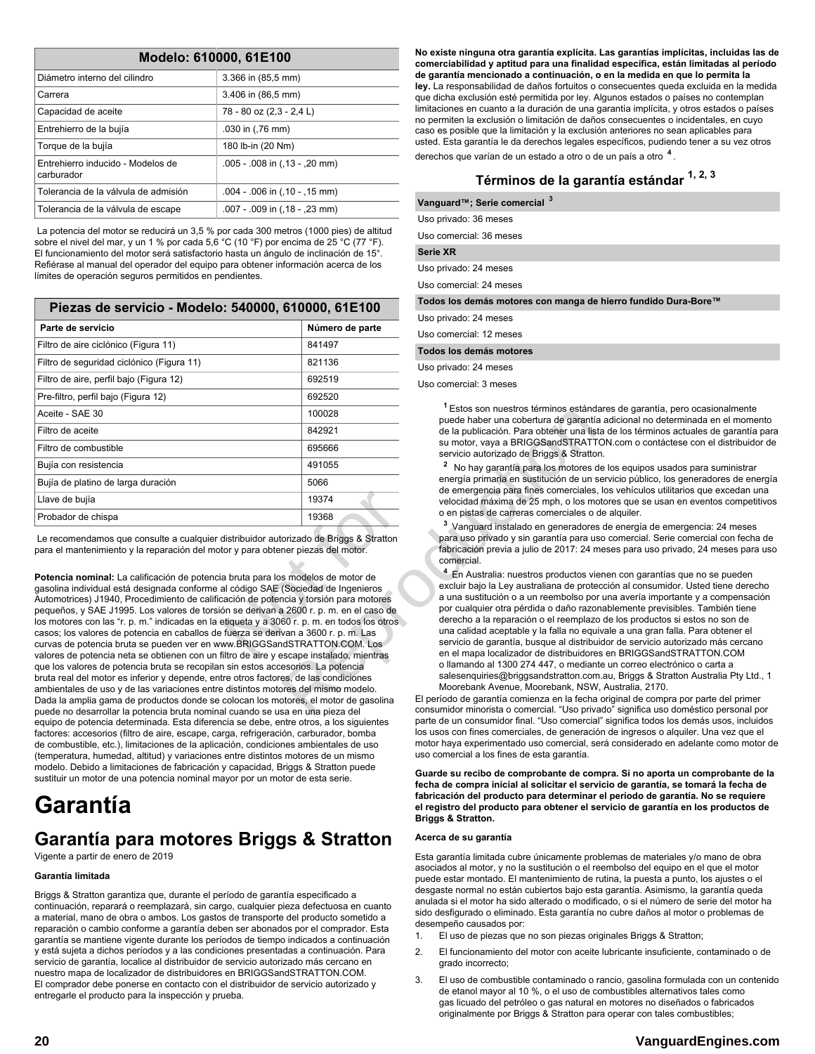| Modelo: 610000, 61E100 | |
|---|---|
| Diámetro interno del cilindro | 3.366 in (85,5 mm) |
| Carrera | 3.406 in (86,5 mm) |
| Capacidad de aceite | 78 - 80 oz (2,3 - 2,4 L) |
| Entrehierro de la bujía | .030 in (,76 mm) |
| Torque de la bujía | 180 lb-in (20 Nm) |
| Entrehierro inducido - Modelos de carburador | .005 - .008 in (,13 - ,20 mm) |
| Tolerancia de la válvula de admisión | .004 - .006 in (,10 - ,15 mm) |
| Tolerancia de la válvula de escape | .007 - .009 in (,18 - ,23 mm) |

La potencia del motor se reducirá un 3,5 % por cada 300 metros (1000 pies) de altitud sobre el nivel del mar, y un 1 % por cada 5,6 °C (10 °F) por encima de 25 °C (77 °F). El funcionamiento del motor será satisfactorio hasta un ángulo de inclinación de 15°. Refiérase al manual del operador del equipo para obtener información acerca de los límites de operación seguros permitidos en pendientes.

| Piezas de servicio - Modelo: 540000, 610000, 61E100 | |
|---|---|
| **Parte de servicio** | **Número de parte** |
| Filtro de aire ciclónico (Figura 11) | 841497 |
| Filtro de seguridad ciclónico (Figura 11) | 821136 |
| Filtro de aire, perfil bajo (Figura 12) | 692519 |
| Pre-filtro, perfil bajo (Figura 12) | 692520 |
| Aceite - SAE 30 | 100028 |
| Filtro de aceite | 842921 |
| Filtro de combustible | 695666 |
| Bujía con resistencia | 491055 |
| Bujía de platino de larga duración | 5066 |
| Llave de bujía | 19374 |
| Probador de chispa | 19368 |

Le recomendamos que consulte a cualquier distribuidor autorizado de Briggs & Stratton para el mantenimiento y la reparación del motor y para obtener piezas del motor.

**Potencia nominal:** La calificación de potencia bruta para los modelos de motor de gasolina individual está designada conforme al código SAE (Sociedad de Ingenieros Automotrices) J1940, Procedimiento de calificación de potencia y torsión para motores pequeños, y SAE J1995. Los valores de torsión se derivan a 2600 r. p. m. en el caso de los motores con las "r. p. m." indicadas en la etiqueta y a 3060 r. p. m. en todos los otros casos; los valores de potencia en caballos de fuerza se derivan a 3600 r. p. m. Las curvas de potencia bruta se pueden ver en www.BRIGGSandSTRATTON.COM. Los valores de potencia neta se obtienen con un filtro de aire y escape instalado, mientras que los valores de potencia bruta se recopilan sin estos accesorios. La potencia bruta real del motor es inferior y depende, entre otros factores, de las condiciones ambientales de uso y de las variaciones entre distintos motores del mismo modelo. Dada la amplia gama de productos donde se colocan los motores, el motor de gasolina puede no desarrollar la potencia bruta nominal cuando se usa en una pieza del equipo de potencia determinada. Esta diferencia se debe, entre otros, a los siguientes factores: accesorios (filtro de aire, escape, carga, refrigeración, carburador, bomba de combustible, etc.), limitaciones de la aplicación, condiciones ambientales de uso (temperatura, humedad, altitud) y variaciones entre distintos motores de un mismo modelo. Debido a limitaciones de fabricación y capacidad, Briggs & Stratton puede sustituir un motor de una potencia nominal mayor por un motor de esta serie.

# Garantía

## Garantía para motores Briggs & Stratton

Vigente a partir de enero de 2019

**Garantía limitada**

Briggs & Stratton garantiza que, durante el período de garantía especificado a continuación, reparará o reemplazará, sin cargo, cualquier pieza defectuosa en cuanto a material, mano de obra o ambos. Los gastos de transporte del producto sometido a reparación o cambio conforme a garantía deben ser abonados por el comprador. Esta garantía se mantiene vigente durante los períodos de tiempo indicados a continuación y está sujeta a dichos períodos y a las condiciones presentadas a continuación. Para servicio de garantía, localice al distribuidor de servicio autorizado más cercano en nuestro mapa de localizador de distribuidores en BRIGGSandSTRATTON.COM. El comprador debe ponerse en contacto con el distribuidor de servicio autorizado y entregarle el producto para la inspección y prueba.

**No existe ninguna otra garantía explícita. Las garantías implícitas, incluidas las de comerciabilidad y aptitud para una finalidad específica, están limitadas al período de garantía mencionado a continuación, o en la medida en que lo permita la ley.** La responsabilidad de daños fortuitos o consecuentes queda excluida en la medida que dicha exclusión esté permitida por ley. Algunos estados o países no contemplan limitaciones en cuanto a la duración de una garantía implícita, y otros estados o países no permiten la exclusión o limitación de daños consecuentes o incidentales, en cuyo caso es posible que la limitación y la exclusión anteriores no sean aplicables para usted. Esta garantía le da derechos legales específicos, pudiendo tener a su vez otros derechos que varían de un estado a otro o de un país a otro [4].

### Términos de la garantía estándar [1, 2, 3]

| **Vanguard™; Serie comercial [3]** |
|---|
| Uso privado: 36 meses |
| Uso comercial: 36 meses |
| **Serie XR** |
| Uso privado: 24 meses |
| Uso comercial: 24 meses |
| **Todos los demás motores con manga de hierro fundido Dura-Bore™** |
| Uso privado: 24 meses |
| Uso comercial: 12 meses |
| **Todos los demás motores** |
| Uso privado: 24 meses |
| Uso comercial: 3 meses |

[1] Estos son nuestros términos estándares de garantía, pero ocasionalmente puede haber una cobertura de garantía adicional no determinada en el momento de la publicación. Para obtener una lista de los términos actuales de garantía para su motor, vaya a BRIGGSandSTRATTON.com o contáctese con el distribuidor de servicio autorizado de Briggs & Stratton.

[2] No hay garantía para los motores de los equipos usados para suministrar energía primaria en sustitución de un servicio público, los generadores de energía de emergencia para fines comerciales, los vehículos utilitarios que excedan una velocidad máxima de 25 mph, o los motores que se usan en eventos competitivos o en pistas de carreras comerciales o de alquiler.

[3] Vanguard instalado en generadores de energía de emergencia: 24 meses para uso privado y sin garantía para uso comercial. Serie comercial con fecha de fabricación previa a julio de 2017: 24 meses para uso privado, 24 meses para uso comercial.

[4] En Australia: nuestros productos vienen con garantías que no se pueden excluir bajo la Ley australiana de protección al consumidor. Usted tiene derecho a una sustitución o a un reembolso por una avería importante y a compensación por cualquier otra pérdida o daño razonablemente previsibles. También tiene derecho a la reparación o el reemplazo de los productos si estos no son de una calidad aceptable y la falla no equivale a una gran falla. Para obtener el servicio de garantía, busque al distribuidor de servicio autorizado más cercano en el mapa localizador de distribuidores en BRIGGSandSTRATTON.COM o llamando al 1300 274 447, o mediante un correo electrónico o carta a salesenquiries@briggsandstratton.com.au, Briggs & Stratton Australia Pty Ltd., 1 Moorebank Avenue, Moorebank, NSW, Australia, 2170.

El período de garantía comienza en la fecha original de compra por parte del primer consumidor minorista o comercial. "Uso privado" significa uso doméstico personal por parte de un consumidor final. "Uso comercial" significa todos los demás usos, incluidos los usos con fines comerciales, de generación de ingresos o alquiler. Una vez que el motor haya experimentado uso comercial, será considerado en adelante como motor de uso comercial a los fines de esta garantía.

**Guarde su recibo de comprobante de compra. Si no aporta un comprobante de la fecha de compra inicial al solicitar el servicio de garantía, se tomará la fecha de fabricación del producto para determinar el período de garantía. No se requiere el registro del producto para obtener el servicio de garantía en los productos de Briggs & Stratton.**

**Acerca de su garantía**

Esta garantía limitada cubre únicamente problemas de materiales y/o mano de obra asociados al motor, y no la sustitución o el reembolso del equipo en el que el motor puede estar montado. El mantenimiento de rutina, la puesta a punto, los ajustes o el desgaste normal no están cubiertos bajo esta garantía. Asimismo, la garantía queda anulada si el motor ha sido alterado o modificado, o si el número de serie del motor ha sido desfigurado o eliminado. Esta garantía no cubre daños al motor o problemas de desempeño causados por:

1. El uso de piezas que no son piezas originales Briggs & Stratton;
2. El funcionamiento del motor con aceite lubricante insuficiente, contaminado o de grado incorrecto;
3. El uso de combustible contaminado o rancio, gasolina formulada con un contenido de etanol mayor al 10 %, o el uso de combustibles alternativos tales como gas licuado del petróleo o gas natural en motores no diseñados o fabricados originalmente por Briggs & Stratton para operar con tales combustibles;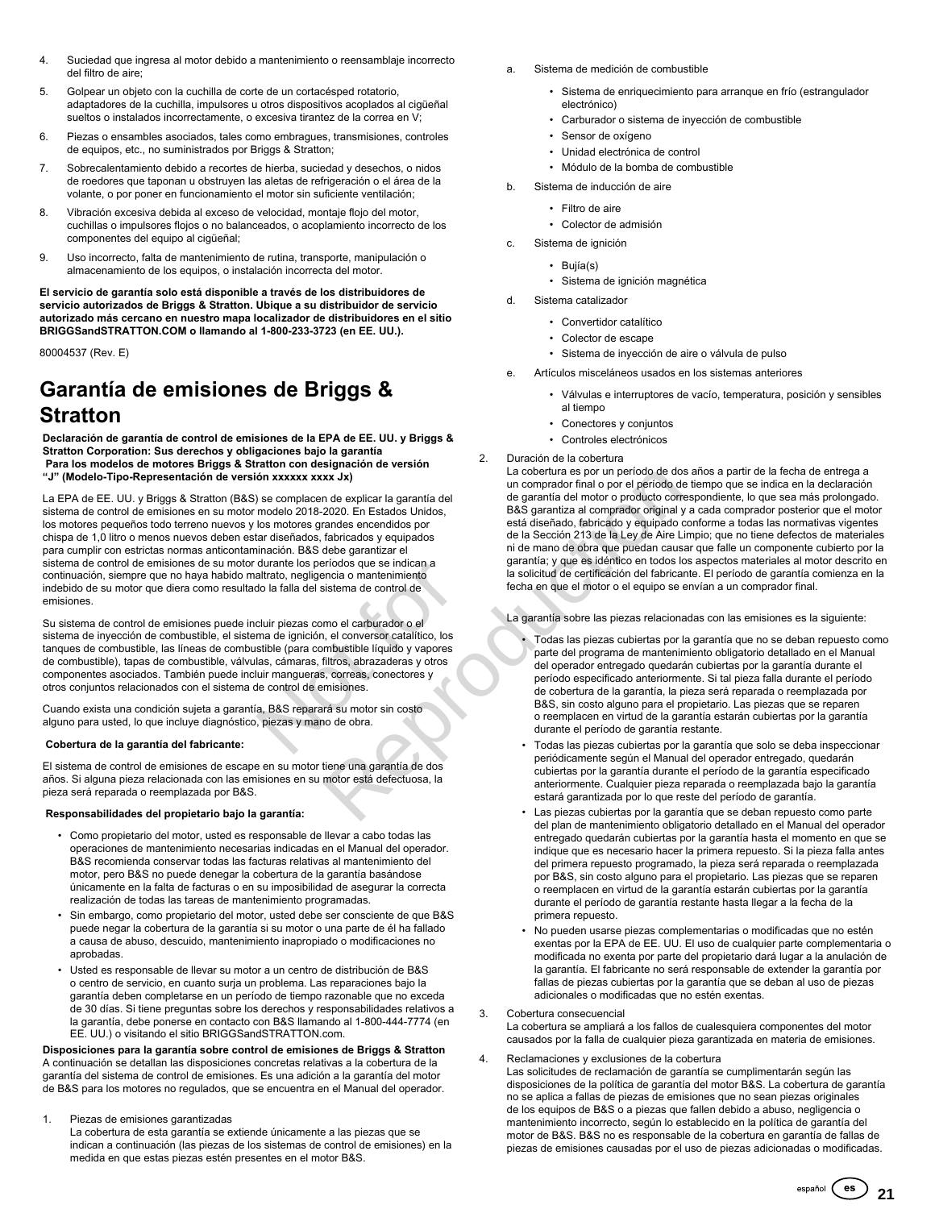4. Suciedad que ingresa al motor debido a mantenimiento o reensamblaje incorrecto del filtro de aire;
5. Golpear un objeto con la cuchilla de corte de un cortacésped rotatorio, adaptadores de la cuchilla, impulsores u otros dispositivos acoplados al cigüeñal sueltos o instalados incorrectamente, o excesiva tirantez de la correa en V;
6. Piezas o ensambles asociados, tales como embragues, transmisiones, controles de equipos, etc., no suministrados por Briggs & Stratton;
7. Sobrecalentamiento debido a recortes de hierba, suciedad y desechos, o nidos de roedores que taponan u obstruyen las aletas de refrigeración o el área de la volante, o por poner en funcionamiento el motor sin suficiente ventilación;
8. Vibración excesiva debida al exceso de velocidad, montaje flojo del motor, cuchillas o impulsores flojos o no balanceados, o acoplamiento incorrecto de los componentes del equipo al cigüeñal;
9. Uso incorrecto, falta de mantenimiento de rutina, transporte, manipulación o almacenamiento de los equipos, o instalación incorrecta del motor.

**El servicio de garantía solo está disponible a través de los distribuidores de servicio autorizados de Briggs & Stratton. Ubique a su distribuidor de servicio autorizado más cercano en nuestro mapa localizador de distribuidores en el sitio BRIGGSandSTRATTON.COM o llamando al 1-800-233-3723 (en EE. UU.).**

80004537 (Rev. E)

# Garantía de emisiones de Briggs & Stratton

**Declaración de garantía de control de emisiones de la EPA de EE. UU. y Briggs & Stratton Corporation: Sus derechos y obligaciones bajo la garantía Para los modelos de motores Briggs & Stratton con designación de versión "J" (Modelo-Tipo-Representación de versión xxxxxx xxxx Jx)**

La EPA de EE. UU. y Briggs & Stratton (B&S) se complacen de explicar la garantía del sistema de control de emisiones en su motor modelo 2018-2020. En Estados Unidos, los motores pequeños todo terreno nuevos y los motores grandes encendidos por chispa de 1,0 litro o menos nuevos deben estar diseñados, fabricados y equipados para cumplir con estrictas normas anticontaminación. B&S debe garantizar el sistema de control de emisiones de su motor durante los períodos que se indican a continuación, siempre que no haya habido maltrato, negligencia o mantenimiento indebido de su motor que diera como resultado la falla del sistema de control de emisiones.

Su sistema de control de emisiones puede incluir piezas como el carburador o el sistema de inyección de combustible, el sistema de ignición, el conversor catalítico, los tanques de combustible, las líneas de combustible (para combustible líquido y vapores de combustible), tapas de combustible, válvulas, cámaras, filtros, abrazaderas y otros componentes asociados. También puede incluir mangueras, correas, conectores y otros conjuntos relacionados con el sistema de control de emisiones.

Cuando exista una condición sujeta a garantía, B&S reparará su motor sin costo alguno para usted, lo que incluye diagnóstico, piezas y mano de obra.

**Cobertura de la garantía del fabricante:**

El sistema de control de emisiones de escape en su motor tiene una garantía de dos años. Si alguna pieza relacionada con las emisiones en su motor está defectuosa, la pieza será reparada o reemplazada por B&S.

**Responsabilidades del propietario bajo la garantía:**

- Como propietario del motor, usted es responsable de llevar a cabo todas las operaciones de mantenimiento necesarias indicadas en el Manual del operador. B&S recomienda conservar todas las facturas relativas al mantenimiento del motor, pero B&S no puede denegar la cobertura de la garantía basándose únicamente en la falta de facturas o en su imposibilidad de asegurar la correcta realización de todas las tareas de mantenimiento programadas.
- Sin embargo, como propietario del motor, usted debe ser consciente de que B&S puede negar la cobertura de la garantía si su motor o una parte de él ha fallado a causa de abuso, descuido, mantenimiento inapropiado o modificaciones no aprobadas.
- Usted es responsable de llevar su motor a un centro de distribución de B&S o centro de servicio, en cuanto surja un problema. Las reparaciones bajo la garantía deben completarse en un período de tiempo razonable que no exceda de 30 días. Si tiene preguntas sobre los derechos y responsabilidades relativos a la garantía, debe ponerse en contacto con B&S llamando al 1-800-444-7774 (en EE. UU.) o visitando el sitio BRIGGSandSTRATTON.com.

**Disposiciones para la garantía sobre control de emisiones de Briggs & Stratton**
A continuación se detallan las disposiciones concretas relativas a la cobertura de la garantía del sistema de control de emisiones. Es una adición a la garantía del motor de B&S para los motores no regulados, que se encuentra en el Manual del operador.

1. Piezas de emisiones garantizadas
   La cobertura de esta garantía se extiende únicamente a las piezas que se indican a continuación (las piezas de los sistemas de control de emisiones) en la medida en que estas piezas estén presentes en el motor B&S.
   a. Sistema de medición de combustible
      - Sistema de enriquecimiento para arranque en frío (estrangulador electrónico)
      - Carburador o sistema de inyección de combustible
      - Sensor de oxígeno
      - Unidad electrónica de control
      - Módulo de la bomba de combustible
   b. Sistema de inducción de aire
      - Filtro de aire
      - Colector de admisión
   c. Sistema de ignición
      - Bujía(s)
      - Sistema de ignición magnética
   d. Sistema catalizador
      - Convertidor catalítico
      - Colector de escape
      - Sistema de inyección de aire o válvula de pulso
   e. Artículos misceláneos usados en los sistemas anteriores
      - Válvulas e interruptores de vacío, temperatura, posición y sensibles al tiempo
      - Conectores y conjuntos
      - Controles electrónicos
2. Duración de la cobertura
   La cobertura es por un período de dos años a partir de la fecha de entrega a un comprador final o por el período de tiempo que se indica en la declaración de garantía del motor o producto correspondiente, lo que sea más prolongado. B&S garantiza al comprador original y a cada comprador posterior que el motor está diseñado, fabricado y equipado conforme a todas las normativas vigentes de la Sección 213 de la Ley de Aire Limpio; que no tiene defectos de materiales ni de mano de obra que puedan causar que falle un componente cubierto por la garantía; y que es idéntico en todos los aspectos materiales al motor descrito en la solicitud de certificación del fabricante. El período de garantía comienza en la fecha en que el motor o el equipo se envían a un comprador final.

   La garantía sobre las piezas relacionadas con las emisiones es la siguiente:

   - Todas las piezas cubiertas por la garantía que no se deban repuesto como parte del programa de mantenimiento obligatorio detallado en el Manual del operador entregado quedarán cubiertas por la garantía durante el período especificado anteriormente. Si tal pieza falla durante el período de cobertura de la garantía, la pieza será reparada o reemplazada por B&S, sin costo alguno para el propietario. Las piezas que se reparen o reemplacen en virtud de la garantía estarán cubiertas por la garantía durante el período de garantía restante.
   - Todas las piezas cubiertas por la garantía que solo se deba inspeccionar periódicamente según el Manual del operador entregado, quedarán cubiertas por la garantía durante el período de la garantía especificado anteriormente. Cualquier pieza reparada o reemplazada bajo la garantía estará garantizada por lo que reste del período de garantía.
   - Las piezas cubiertas por la garantía que se deban repuesto como parte del plan de mantenimiento obligatorio detallado en el Manual del operador entregado quedarán cubiertas por la garantía hasta el momento en que se indique que es necesario hacer la primera repuesto. Si la pieza falla antes del primera repuesto programado, la pieza será reparada o reemplazada por B&S, sin costo alguno para el propietario. Las piezas que se reparen o reemplacen en virtud de la garantía estarán cubiertas por la garantía durante el período de garantía restante hasta llegar a la fecha de la primera repuesto.
   - No pueden usarse piezas complementarias o modificadas que no estén exentas por la EPA de EE. UU. El uso de cualquier parte complementaria o modificada no exenta por parte del propietario dará lugar a la anulación de la garantía. El fabricante no será responsable de extender la garantía por fallas de piezas cubiertas por la garantía que se deban al uso de piezas adicionales o modificadas que no estén exentas.
3. Cobertura consecuencial
   La cobertura se ampliará a los fallos de cualesquiera componentes del motor causados por la falla de cualquier pieza garantizada en materia de emisiones.
4. Reclamaciones y exclusiones de la cobertura
   Las solicitudes de reclamación de garantía se cumplimentarán según las disposiciones de la política de garantía del motor B&S. La cobertura de garantía no se aplica a fallas de piezas de emisiones que no sean piezas originales de los equipos de B&S o a piezas que fallen debido a abuso, negligencia o mantenimiento incorrecto, según lo establecido en la política de garantía del motor de B&S. B&S no es responsable de la cobertura en garantía de fallas de piezas de emisiones causadas por el uso de piezas adicionadas o modificadas.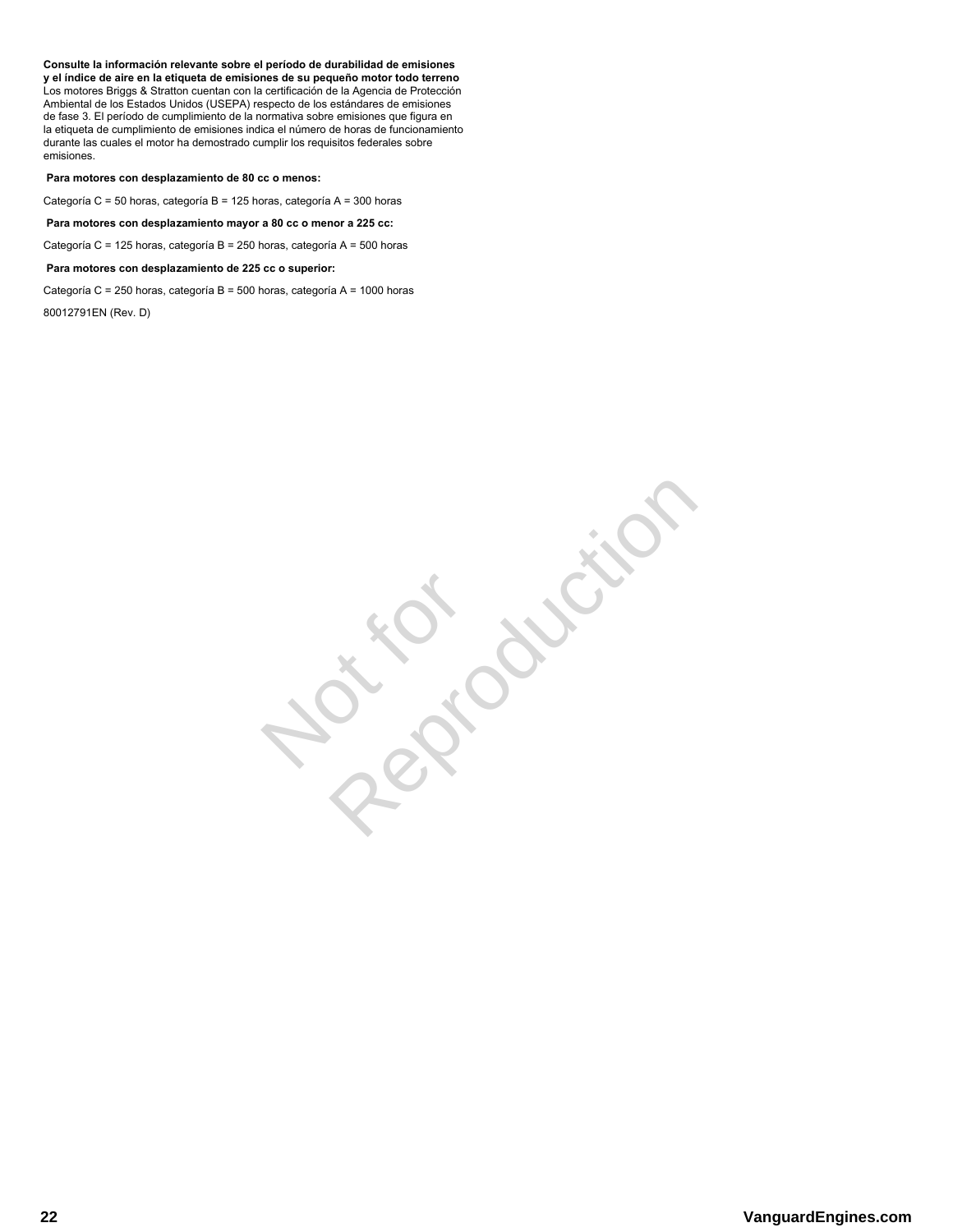**Consulte la información relevante sobre el período de durabilidad de emisiones y el índice de aire en la etiqueta de emisiones de su pequeño motor todo terreno**
Los motores Briggs & Stratton cuentan con la certificación de la Agencia de Protección Ambiental de los Estados Unidos (USEPA) respecto de los estándares de emisiones de fase 3. El período de cumplimiento de la normativa sobre emisiones que figura en la etiqueta de cumplimiento de emisiones indica el número de horas de funcionamiento durante las cuales el motor ha demostrado cumplir los requisitos federales sobre emisiones.

**Para motores con desplazamiento de 80 cc o menos:**

Categoría C = 50 horas, categoría B = 125 horas, categoría A = 300 horas

**Para motores con desplazamiento mayor a 80 cc o menor a 225 cc:**

Categoría C = 125 horas, categoría B = 250 horas, categoría A = 500 horas

**Para motores con desplazamiento de 225 cc o superior:**

Categoría C = 250 horas, categoría B = 500 horas, categoría A = 1000 horas

80012791EN (Rev. D)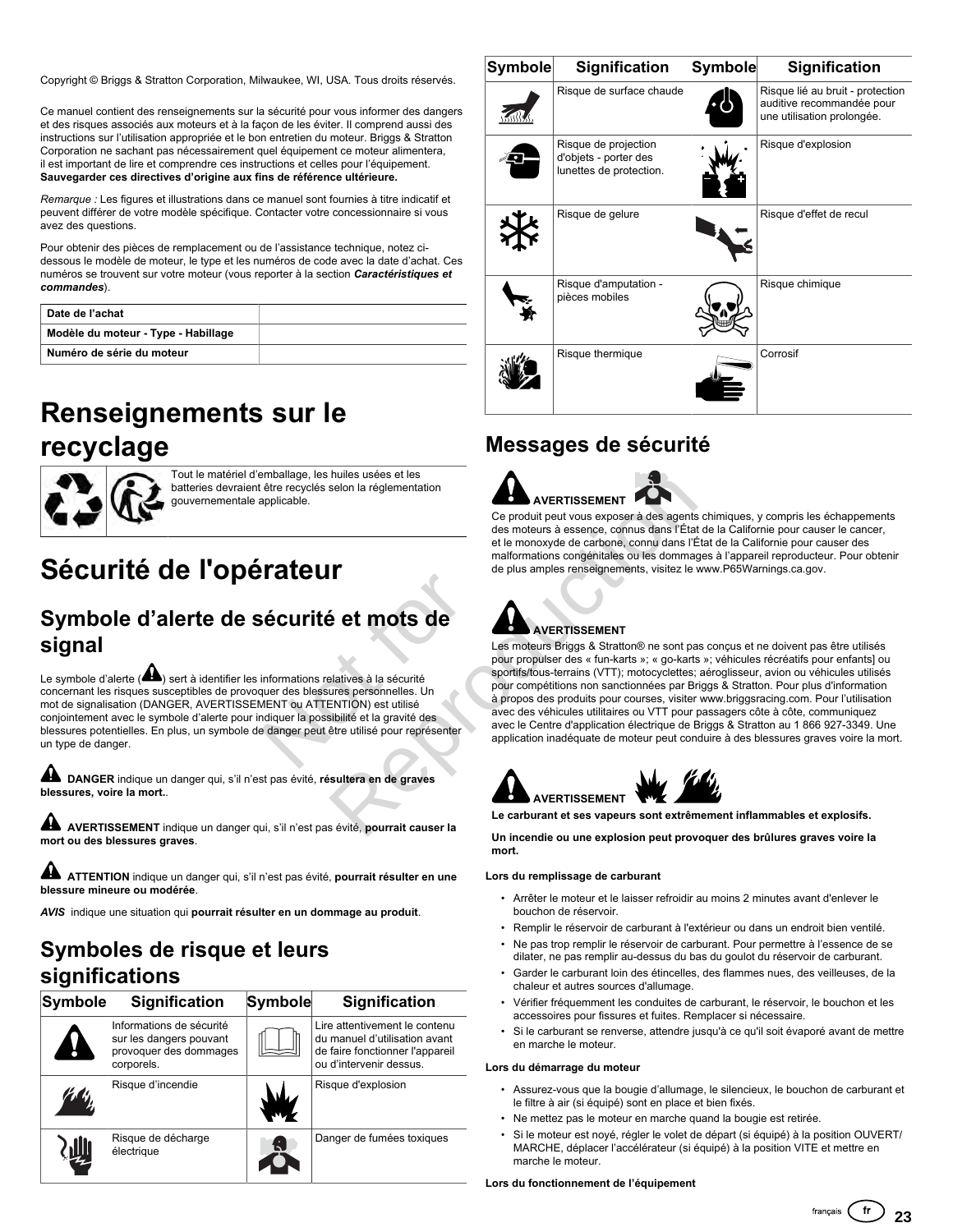Copyright © Briggs & Stratton Corporation, Milwaukee, WI, USA. Tous droits réservés.

Ce manuel contient des renseignements sur la sécurité pour vous informer des dangers et des risques associés aux moteurs et à la façon de les éviter. Il comprend aussi des instructions sur l'utilisation appropriée et le bon entretien du moteur. Briggs & Stratton Corporation ne sachant pas nécessairement quel équipement ce moteur alimentera, il est important de lire et comprendre ces instructions et celles pour l'équipement. **Sauvegarder ces directives d'origine aux fins de référence ultérieure.**

*Remarque :* Les figures et illustrations dans ce manuel sont fournies à titre indicatif et peuvent différer de votre modèle spécifique. Contacter votre concessionnaire si vous avez des questions.

Pour obtenir des pièces de remplacement ou de l'assistance technique, notez ci-dessous le modèle de moteur, le type et les numéros de code avec la date d'achat. Ces numéros se trouvent sur votre moteur (vous reporter à la section ***Caractéristiques et commandes***).

| | |
|---|---|
| **Date de l'achat** | |
| **Modèle du moteur - Type - Habillage** | |
| **Numéro de série du moteur** | |

# Renseignements sur le recyclage

Tout le matériel d'emballage, les huiles usées et les batteries devraient être recyclés selon la réglementation gouvernementale applicable.

# Sécurité de l'opérateur

## Symbole d'alerte de sécurité et mots de signal

Le symbole d'alerte (⚠) sert à identifier les informations relatives à la sécurité concernant les risques susceptibles de provoquer des blessures personnelles. Un mot de signalisation (DANGER, AVERTISSEMENT ou ATTENTION) est utilisé conjointement avec le symbole d'alerte pour indiquer la possibilité et la gravité des blessures potentielles. En plus, un symbole de danger peut être utilisé pour représenter un type de danger.

**DANGER** indique un danger qui, s'il n'est pas évité, **résultera en de graves blessures, voire la mort.**.

**AVERTISSEMENT** indique un danger qui, s'il n'est pas évité, **pourrait causer la mort ou des blessures graves**.

**ATTENTION** indique un danger qui, s'il n'est pas évité, **pourrait résulter en une blessure mineure ou modérée**.

***AVIS*** indique une situation qui **pourrait résulter en un dommage au produit**.

## Symboles de risque et leurs significations

| Symbole | Signification | Symbole | Signification |
|---|---|---|---|
| | Informations de sécurité sur les dangers pouvant provoquer des dommages corporels. | | Lire attentivement le contenu du manuel d'utilisation avant de faire fonctionner l'appareil ou d'intervenir dessus. |
| | Risque d'incendie | | Risque d'explosion |
| | Risque de décharge électrique | | Danger de fumées toxiques |
| | Risque de surface chaude | | Risque lié au bruit - protection auditive recommandée pour une utilisation prolongée. |
| | Risque de projection d'objets - porter des lunettes de protection. | | Risque d'explosion |
| | Risque de gelure | | Risque d'effet de recul |
| | Risque d'amputation - pièces mobiles | | Risque chimique |
| | Risque thermique | | Corrosif |

## Messages de sécurité

**AVERTISSEMENT**

Ce produit peut vous exposer à des agents chimiques, y compris les échappements des moteurs à essence, connus dans l'État de la Californie pour causer le cancer, et le monoxyde de carbone, connu dans l'État de la Californie pour causer des malformations congénitales ou les dommages à l'appareil reproducteur. Pour obtenir de plus amples renseignements, visitez le www.P65Warnings.ca.gov.

**AVERTISSEMENT**

Les moteurs Briggs & Stratton® ne sont pas conçus et ne doivent pas être utilisés pour propulser des « fun-karts »; « go-karts »; véhicules récréatifs pour enfants] ou sportifs/tous-terrains (VTT); motocyclettes; aéroglisseur, avion ou véhicules utilisés pour compétitions non sanctionnées par Briggs & Stratton. Pour plus d'information à propos des produits pour courses, visiter www.briggsracing.com. Pour l'utilisation avec des véhicules utilitaires ou VTT pour passagers côte à côte, communiquez avec le Centre d'application électrique de Briggs & Stratton au 1 866 927-3349. Une application inadéquate de moteur peut conduire à des blessures graves voire la mort.

**AVERTISSEMENT**

**Le carburant et ses vapeurs sont extrêmement inflammables et explosifs.**

**Un incendie ou une explosion peut provoquer des brûlures graves voire la mort.**

**Lors du remplissage de carburant**

- Arrêter le moteur et le laisser refroidir au moins 2 minutes avant d'enlever le bouchon de réservoir.
- Remplir le réservoir de carburant à l'extérieur ou dans un endroit bien ventilé.
- Ne pas trop remplir le réservoir de carburant. Pour permettre à l'essence de se dilater, ne pas remplir au-dessus du bas du goulot du réservoir de carburant.
- Garder le carburant loin des étincelles, des flammes nues, des veilleuses, de la chaleur et autres sources d'allumage.
- Vérifier fréquemment les conduites de carburant, le réservoir, le bouchon et les accessoires pour fissures et fuites. Remplacer si nécessaire.
- Si le carburant se renverse, attendre jusqu'à ce qu'il soit évaporé avant de mettre en marche le moteur.

**Lors du démarrage du moteur**

- Assurez-vous que la bougie d'allumage, le silencieux, le bouchon de carburant et le filtre à air (si équipé) sont en place et bien fixés.
- Ne mettez pas le moteur en marche quand la bougie est retirée.
- Si le moteur est noyé, régler le volet de départ (si équipé) à la position OUVERT/ MARCHE, déplacer l'accélérateur (si équipé) à la position VITE et mettre en marche le moteur.

**Lors du fonctionnement de l'équipement**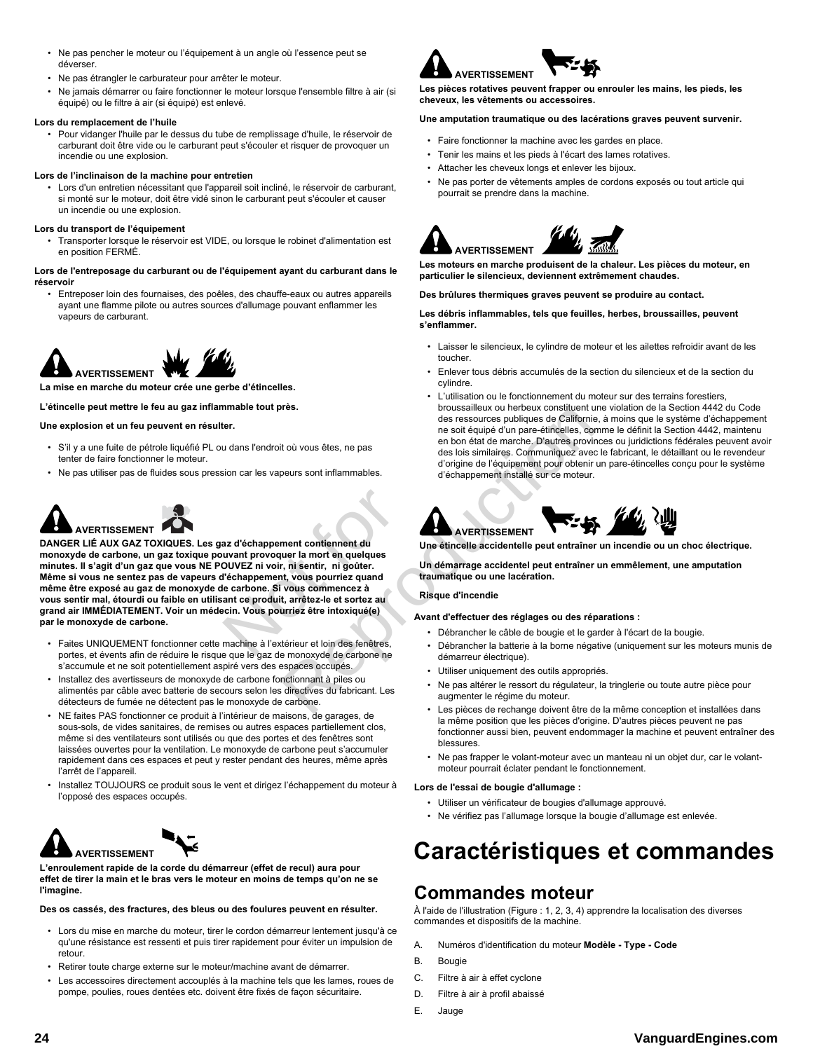- Ne pas pencher le moteur ou l'équipement à un angle où l'essence peut se déverser.
- Ne pas étrangler le carburateur pour arrêter le moteur.
- Ne jamais démarrer ou faire fonctionner le moteur lorsque l'ensemble filtre à air (si équipé) ou le filtre à air (si équipé) est enlevé.

**Lors du remplacement de l'huile**

- Pour vidanger l'huile par le dessus du tube de remplissage d'huile, le réservoir de carburant doit être vide ou le carburant peut s'écouler et risquer de provoquer un incendie ou une explosion.

**Lors de l'inclinaison de la machine pour entretien**

- Lors d'un entretien nécessitant que l'appareil soit incliné, le réservoir de carburant, si monté sur le moteur, doit être vidé sinon le carburant peut s'écouler et causer un incendie ou une explosion.

**Lors du transport de l'équipement**

- Transporter lorsque le réservoir est VIDE, ou lorsque le robinet d'alimentation est en position FERMÉ.

**Lors de l'entreposage du carburant ou de l'équipement ayant du carburant dans le réservoir**

- Entreposer loin des fournaises, des poêles, des chauffe-eaux ou autres appareils ayant une flamme pilote ou autres sources d'allumage pouvant enflammer les vapeurs de carburant.

**AVERTISSEMENT**

**La mise en marche du moteur crée une gerbe d'étincelles.**

**L'étincelle peut mettre le feu au gaz inflammable tout près.**

**Une explosion et un feu peuvent en résulter.**

- S'il y a une fuite de pétrole liquéfié PL ou dans l'endroit où vous êtes, ne pas tenter de faire fonctionner le moteur.
- Ne pas utiliser pas de fluides sous pression car les vapeurs sont inflammables.

**AVERTISSEMENT**

**DANGER LIÉ AUX GAZ TOXIQUES. Les gaz d'échappement contiennent du monoxyde de carbone, un gaz toxique pouvant provoquer la mort en quelques minutes. Il s'agit d'un gaz que vous NE POUVEZ ni voir, ni sentir, ni goûter. Même si vous ne sentez pas de vapeurs d'échappement, vous pourriez quand même être exposé au gaz de monoxyde de carbone. Si vous commencez à vous sentir mal, étourdi ou faible en utilisant ce produit, arrêtez-le et sortez au grand air IMMÉDIATEMENT. Voir un médecin. Vous pourriez être intoxiqué(e) par le monoxyde de carbone.**

- Faites UNIQUEMENT fonctionner cette machine à l'extérieur et loin des fenêtres, portes, et évents afin de réduire le risque que le gaz de monoxyde de carbone ne s'accumule et ne soit potentiellement aspiré vers des espaces occupés.
- Installez des avertisseurs de monoxyde de carbone fonctionnant à piles ou alimentés par câble avec batterie de secours selon les directives du fabricant. Les détecteurs de fumée ne détectent pas le monoxyde de carbone.
- NE faites PAS fonctionner ce produit à l'intérieur de maisons, de garages, de sous-sols, de vides sanitaires, de remises ou autres espaces partiellement clos, même si des ventilateurs sont utilisés ou que des portes et des fenêtres sont laissées ouvertes pour la ventilation. Le monoxyde de carbone peut s'accumuler rapidement dans ces espaces et peut y rester pendant des heures, même après l'arrêt de l'appareil.
- Installez TOUJOURS ce produit sous le vent et dirigez l'échappement du moteur à l'opposé des espaces occupés.

**AVERTISSEMENT**

**L'enroulement rapide de la corde du démarreur (effet de recul) aura pour effet de tirer la main et le bras vers le moteur en moins de temps qu'on ne se l'imagine.**

**Des os cassés, des fractures, des bleus ou des foulures peuvent en résulter.**

- Lors du mise en marche du moteur, tirer le cordon démarreur lentement jusqu'à ce qu'une résistance est ressenti et puis tirer rapidement pour éviter un impulsion de retour.
- Retirer toute charge externe sur le moteur/machine avant de démarrer.
- Les accessoires directement accouplés à la machine tels que les lames, roues de pompe, poulies, roues dentées etc. doivent être fixés de façon sécuritaire.

**AVERTISSEMENT**

**Les pièces rotatives peuvent frapper ou enrouler les mains, les pieds, les cheveux, les vêtements ou accessoires.**

**Une amputation traumatique ou des lacérations graves peuvent survenir.**

- Faire fonctionner la machine avec les gardes en place.
- Tenir les mains et les pieds à l'écart des lames rotatives.
- Attacher les cheveux longs et enlever les bijoux.
- Ne pas porter de vêtements amples de cordons exposés ou tout article qui pourrait se prendre dans la machine.

**AVERTISSEMENT**

**Les moteurs en marche produisent de la chaleur. Les pièces du moteur, en particulier le silencieux, deviennent extrêmement chaudes.**

**Des brûlures thermiques graves peuvent se produire au contact.**

**Les débris inflammables, tels que feuilles, herbes, broussailles, peuvent s'enflammer.**

- Laisser le silencieux, le cylindre de moteur et les ailettes refroidir avant de les toucher.
- Enlever tous débris accumulés de la section du silencieux et de la section du cylindre.
- L'utilisation ou le fonctionnement du moteur sur des terrains forestiers, broussailleux ou herbeux constituent une violation de la Section 4442 du Code des ressources publiques de Californie, à moins que le système d'échappement ne soit équipé d'un pare-étincelles, comme le définit la Section 4442, maintenu en bon état de marche. D'autres provinces ou juridictions fédérales peuvent avoir des lois similaires. Communiquez avec le fabricant, le détaillant ou le revendeur d'origine de l'équipement pour obtenir un pare-étincelles conçu pour le système d'échappement installé sur ce moteur.

**AVERTISSEMENT**

**Une étincelle accidentelle peut entraîner un incendie ou un choc électrique.**

**Un démarrage accidentel peut entraîner un emmêlement, une amputation traumatique ou une lacération.**

**Risque d'incendie**

**Avant d'effectuer des réglages ou des réparations :**

- Débrancher le câble de bougie et le garder à l'écart de la bougie.
- Débrancher la batterie à la borne négative (uniquement sur les moteurs munis de démarreur électrique).
- Utiliser uniquement des outils appropriés.
- Ne pas altérer le ressort du régulateur, la tringlerie ou toute autre pièce pour augmenter le régime du moteur.
- Les pièces de rechange doivent être de la même conception et installées dans la même position que les pièces d'origine. D'autres pièces peuvent ne pas fonctionner aussi bien, peuvent endommager la machine et peuvent entraîner des blessures.
- Ne pas frapper le volant-moteur avec un manteau ni un objet dur, car le volant-moteur pourrait éclater pendant le fonctionnement.

**Lors de l'essai de bougie d'allumage :**

- Utiliser un vérificateur de bougies d'allumage approuvé.
- Ne vérifiez pas l'allumage lorsque la bougie d'allumage est enlevée.

# Caractéristiques et commandes

## Commandes moteur

À l'aide de l'illustration (Figure : 1, 2, 3, 4) apprendre la localisation des diverses commandes et dispositifs de la machine.

A. Numéros d'identification du moteur **Modèle - Type - Code**

B. Bougie

C. Filtre à air à effet cyclone

D. Filtre à air à profil abaissé

E. Jauge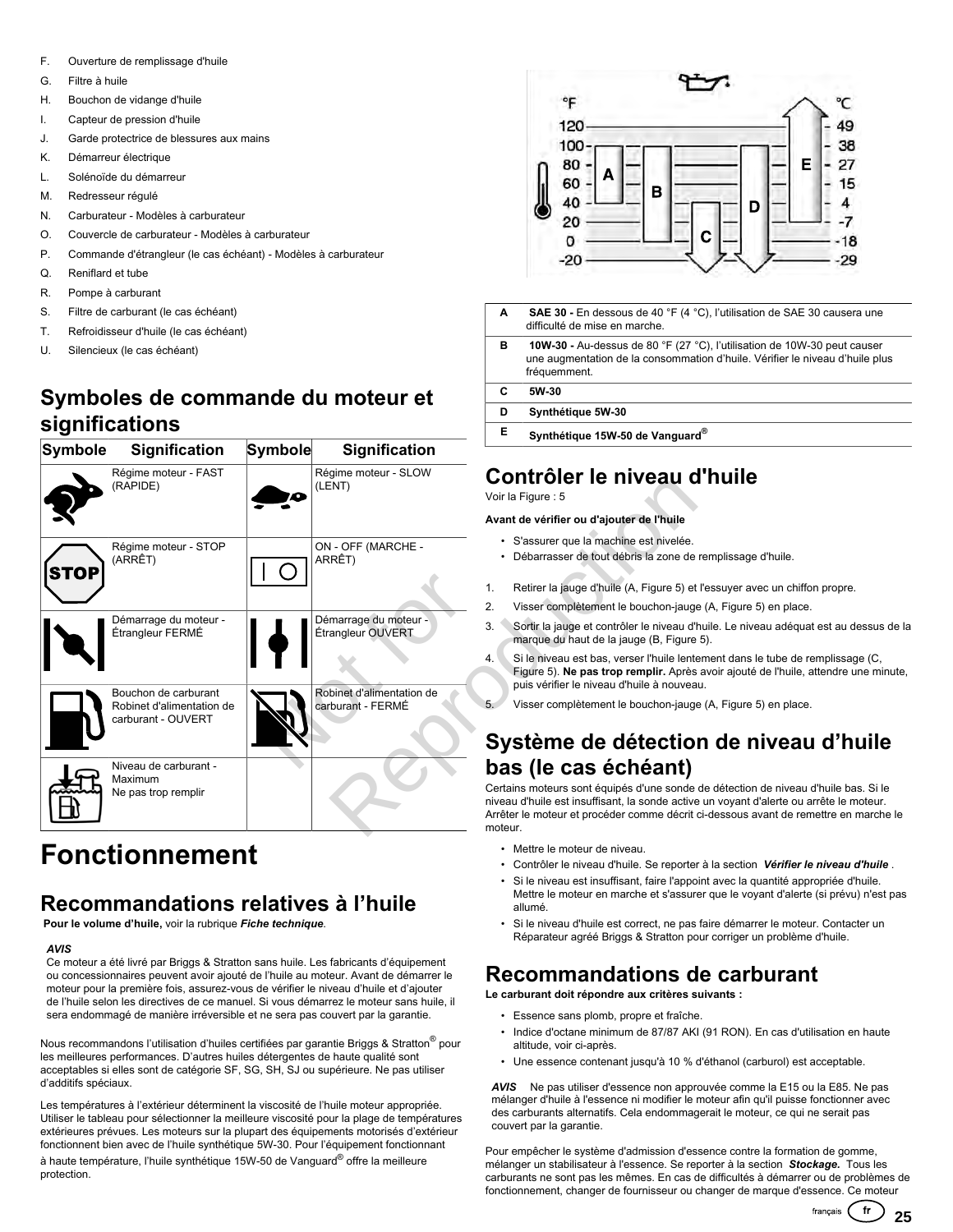F. Ouverture de remplissage d'huile
G. Filtre à huile
H. Bouchon de vidange d'huile
I. Capteur de pression d'huile
J. Garde protectrice de blessures aux mains
K. Démarreur électrique
L. Solénoïde du démarreur
M. Redresseur régulé
N. Carburateur - Modèles à carburateur
O. Couvercle de carburateur - Modèles à carburateur
P. Commande d'étrangleur (le cas échéant) - Modèles à carburateur
Q. Reniflard et tube
R. Pompe à carburant
S. Filtre de carburant (le cas échéant)
T. Refroidisseur d'huile (le cas échéant)
U. Silencieux (le cas échéant)

## Symboles de commande du moteur et significations

| Symbole | Signification | Symbole | Signification |
|---|---|---|---|
| | Régime moteur - FAST (RAPIDE) | | Régime moteur - SLOW (LENT) |
| | Régime moteur - STOP (ARRÊT) | | ON - OFF (MARCHE - ARRÊT) |
| | Démarrage du moteur - Étrangleur FERMÉ | | Démarrage du moteur - Étrangleur OUVERT |
| | Bouchon de carburant Robinet d'alimentation de carburant - OUVERT | | Robinet d'alimentation de carburant - FERMÉ |
| | Niveau de carburant - Maximum Ne pas trop remplir | | |

# Fonctionnement

## Recommandations relatives à l'huile

**Pour le volume d'huile,** voir la rubrique ***Fiche technique***.

***AVIS***
Ce moteur a été livré par Briggs & Stratton sans huile. Les fabricants d'équipement ou concessionnaires peuvent avoir ajouté de l'huile au moteur. Avant de démarrer le moteur pour la première fois, assurez-vous de vérifier le niveau d'huile et d'ajouter de l'huile selon les directives de ce manuel. Si vous démarrez le moteur sans huile, il sera endommagé de manière irréversible et ne sera pas couvert par la garantie.

Nous recommandons l'utilisation d'huiles certifiées par garantie Briggs & Stratton® pour les meilleures performances. D'autres huiles détergentes de haute qualité sont acceptables si elles sont de catégorie SF, SG, SH, SJ ou supérieure. Ne pas utiliser d'additifs spéciaux.

Les températures à l'extérieur déterminent la viscosité de l'huile moteur appropriée. Utiliser le tableau pour sélectionner la meilleure viscosité pour la plage de températures extérieures prévues. Les moteurs sur la plupart des équipements motorisés d'extérieur fonctionnent bien avec de l'huile synthétique 5W-30. Pour l'équipement fonctionnant à haute température, l'huile synthétique 15W-50 de Vanguard® offre la meilleure protection.

| | |
|---|---|
| A | **SAE 30 -** En dessous de 40 °F (4 °C), l'utilisation de SAE 30 causera une difficulté de mise en marche. |
| B | **10W-30 -** Au-dessus de 80 °F (27 °C), l'utilisation de 10W-30 peut causer une augmentation de la consommation d'huile. Vérifier le niveau d'huile plus fréquemment. |
| C | **5W-30** |
| D | **Synthétique 5W-30** |
| E | **Synthétique 15W-50 de Vanguard®** |

## Contrôler le niveau d'huile

Voir la Figure : 5

**Avant de vérifier ou d'ajouter de l'huile**

- S'assurer que la machine est nivelée.
- Débarrasser de tout débris la zone de remplissage d'huile.

1. Retirer la jauge d'huile (A, Figure 5) et l'essuyer avec un chiffon propre.
2. Visser complètement le bouchon-jauge (A, Figure 5) en place.
3. Sortir la jauge et contrôler le niveau d'huile. Le niveau adéquat est au dessus de la marque du haut de la jauge (B, Figure 5).
4. Si le niveau est bas, verser l'huile lentement dans le tube de remplissage (C, Figure 5). **Ne pas trop remplir.** Après avoir ajouté de l'huile, attendre une minute, puis vérifier le niveau d'huile à nouveau.
5. Visser complètement le bouchon-jauge (A, Figure 5) en place.

## Système de détection de niveau d'huile bas (le cas échéant)

Certains moteurs sont équipés d'une sonde de détection de niveau d'huile bas. Si le niveau d'huile est insuffisant, la sonde active un voyant d'alerte ou arrête le moteur. Arrêter le moteur et procéder comme décrit ci-dessous avant de remettre en marche le moteur.

- Mettre le moteur de niveau.
- Contrôler le niveau d'huile. Se reporter à la section ***Vérifier le niveau d'huile*** .
- Si le niveau est insuffisant, faire l'appoint avec la quantité appropriée d'huile. Mettre le moteur en marche et s'assurer que le voyant d'alerte (si prévu) n'est pas allumé.
- Si le niveau d'huile est correct, ne pas faire démarrer le moteur. Contacter un Réparateur agréé Briggs & Stratton pour corriger un problème d'huile.

## Recommandations de carburant

**Le carburant doit répondre aux critères suivants :**

- Essence sans plomb, propre et fraîche.
- Indice d'octane minimum de 87/87 AKI (91 RON). En cas d'utilisation en haute altitude, voir ci-après.
- Une essence contenant jusqu'à 10 % d'éthanol (carburol) est acceptable.

***AVIS*** Ne pas utiliser d'essence non approuvée comme la E15 ou la E85. Ne pas mélanger d'huile à l'essence ni modifier le moteur afin qu'il puisse fonctionner avec des carburants alternatifs. Cela endommagerait le moteur, ce qui ne serait pas couvert par la garantie.

Pour empêcher le système d'admission d'essence contre la formation de gomme, mélanger un stabilisateur à l'essence. Se reporter à la section ***Stockage.*** Tous les carburants ne sont pas les mêmes. En cas de difficultés à démarrer ou de problèmes de fonctionnement, changer de fournisseur ou changer de marque d'essence. Ce moteur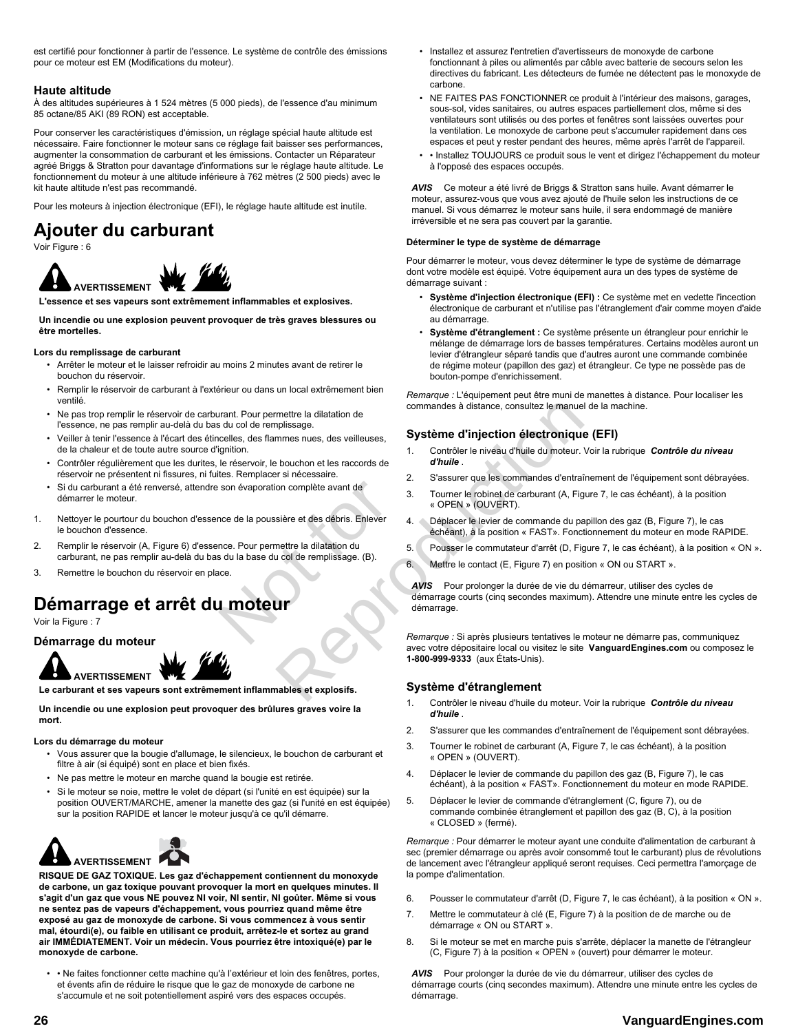est certifié pour fonctionner à partir de l'essence. Le système de contrôle des émissions pour ce moteur est EM (Modifications du moteur).

### Haute altitude

À des altitudes supérieures à 1 524 mètres (5 000 pieds), de l'essence d'au minimum 85 octane/85 AKI (89 RON) est acceptable.

Pour conserver les caractéristiques d'émission, un réglage spécial haute altitude est nécessaire. Faire fonctionner le moteur sans ce réglage fait baisser ses performances, augmenter la consommation de carburant et les émissions. Contacter un Réparateur agréé Briggs & Stratton pour davantage d'informations sur le réglage haute altitude. Le fonctionnement du moteur à une altitude inférieure à 762 mètres (2 500 pieds) avec le kit haute altitude n'est pas recommandé.

Pour les moteurs à injection électronique (EFI), le réglage haute altitude est inutile.

# Ajouter du carburant

Voir Figure : 6

**AVERTISSEMENT**

**L'essence et ses vapeurs sont extrêmement inflammables et explosives.**

**Un incendie ou une explosion peuvent provoquer de très graves blessures ou être mortelles.**

**Lors du remplissage de carburant**

- Arrêter le moteur et le laisser refroidir au moins 2 minutes avant de retirer le bouchon du réservoir.
- Remplir le réservoir de carburant à l'extérieur ou dans un local extrêmement bien ventilé.
- Ne pas trop remplir le réservoir de carburant. Pour permettre la dilatation de l'essence, ne pas remplir au-delà du bas du col de remplissage.
- Veiller à tenir l'essence à l'écart des étincelles, des flammes nues, des veilleuses, de la chaleur et de toute autre source d'ignition.
- Contrôler régulièrement que les durites, le réservoir, le bouchon et les raccords de réservoir ne présentent ni fissures, ni fuites. Remplacer si nécessaire.
- Si du carburant a été renversé, attendre son évaporation complète avant de démarrer le moteur.

1. Nettoyer le pourtour du bouchon d'essence de la poussière et des débris. Enlever le bouchon d'essence.
2. Remplir le réservoir (A, Figure 6) d'essence. Pour permettre la dilatation du carburant, ne pas remplir au-delà du bas du la base du col de remplissage. (B).
3. Remettre le bouchon du réservoir en place.

# Démarrage et arrêt du moteur

Voir la Figure : 7

## Démarrage du moteur

**AVERTISSEMENT**

**Le carburant et ses vapeurs sont extrêmement inflammables et explosifs.**

**Un incendie ou une explosion peut provoquer des brûlures graves voire la mort.**

**Lors du démarrage du moteur**

- Vous assurer que la bougie d'allumage, le silencieux, le bouchon de carburant et filtre à air (si équipé) sont en place et bien fixés.
- Ne pas mettre le moteur en marche quand la bougie est retirée.
- Si le moteur se noie, mettre le volet de départ (si l'unité en est équipée) sur la position OUVERT/MARCHE, amener la manette des gaz (si l'unité en est équipée) sur la position RAPIDE et lancer le moteur jusqu'à ce qu'il démarre.

**AVERTISSEMENT**

**RISQUE DE GAZ TOXIQUE. Les gaz d'échappement contiennent du monoxyde de carbone, un gaz toxique pouvant provoquer la mort en quelques minutes. Il s'agit d'un gaz que vous NE pouvez NI voir, NI sentir, NI goûter. Même si vous ne sentez pas de vapeurs d'échappement, vous pourriez quand même être exposé au gaz de monoxyde de carbone. Si vous commencez à vous sentir mal, étourdi(e), ou faible en utilisant ce produit, arrêtez-le et sortez au grand air IMMÉDIATEMENT. Voir un médecin. Vous pourriez être intoxiqué(e) par le monoxyde de carbone.**

- • Ne faites fonctionner cette machine qu'à l'extérieur et loin des fenêtres, portes, et évents afin de réduire le risque que le gaz de monoxyde de carbone ne s'accumule et ne soit potentiellement aspiré vers des espaces occupés.
- Installez et assurez l'entretien d'avertisseurs de monoxyde de carbone fonctionnant à piles ou alimentés par câble avec batterie de secours selon les directives du fabricant. Les détecteurs de fumée ne détectent pas le monoxyde de carbone.
- NE FAITES PAS FONCTIONNER ce produit à l'intérieur des maisons, garages, sous-sol, vides sanitaires, ou autres espaces partiellement clos, même si des ventilateurs sont utilisés ou des portes et fenêtres sont laissées ouvertes pour la ventilation. Le monoxyde de carbone peut s'accumuler rapidement dans ces espaces et peut y rester pendant des heures, même après l'arrêt de l'appareil.
- • Installez TOUJOURS ce produit sous le vent et dirigez l'échappement du moteur à l'opposé des espaces occupés.

***AVIS*** Ce moteur a été livré de Briggs & Stratton sans huile. Avant démarrer le moteur, assurez-vous que vous avez ajouté de l'huile selon les instructions de ce manuel. Si vous démarrez le moteur sans huile, il sera endommagé de manière irréversible et ne sera pas couvert par la garantie.

**Déterminer le type de système de démarrage**

Pour démarrer le moteur, vous devez déterminer le type de système de démarrage dont votre modèle est équipé. Votre équipement aura un des types de système de démarrage suivant :

- **Système d'injection électronique (EFI) :** Ce système met en vedette l'incection électronique de carburant et n'utilise pas l'étranglement d'air comme moyen d'aide au démarrage.
- **Système d'étranglement :** Ce système présente un étrangleur pour enrichir le mélange de démarrage lors de basses températures. Certains modèles auront un levier d'étrangleur séparé tandis que d'autres auront une commande combinée de régime moteur (papillon des gaz) et étrangleur. Ce type ne possède pas de bouton-pompe d'enrichissement.

*Remarque :* L'équipement peut être muni de manettes à distance. Pour localiser les commandes à distance, consultez le manuel de la machine.

## Système d'injection électronique (EFI)

1. Contrôler le niveau d'huile du moteur. Voir la rubrique ***Contrôle du niveau d'huile*** .
2. S'assurer que les commandes d'entraînement de l'équipement sont débrayées.
3. Tourner le robinet de carburant (A, Figure 7, le cas échéant), à la position « OPEN » (OUVERT).
4. Déplacer le levier de commande du papillon des gaz (B, Figure 7), le cas échéant), à la position « FAST». Fonctionnement du moteur en mode RAPIDE.
5. Pousser le commutateur d'arrêt (D, Figure 7, le cas échéant), à la position « ON ».
6. Mettre le contact (E, Figure 7) en position « ON ou START ».

***AVIS*** Pour prolonger la durée de vie du démarreur, utiliser des cycles de démarrage courts (cinq secondes maximum). Attendre une minute entre les cycles de démarrage.

*Remarque :* Si après plusieurs tentatives le moteur ne démarre pas, communiquez avec votre dépositaire local ou visitez le site **VanguardEngines.com** ou composez le **1-800-999-9333** (aux États-Unis).

## Système d'étranglement

1. Contrôler le niveau d'huile du moteur. Voir la rubrique ***Contrôle du niveau d'huile*** .
2. S'assurer que les commandes d'entraînement de l'équipement sont débrayées.
3. Tourner le robinet de carburant (A, Figure 7, le cas échéant), à la position « OPEN » (OUVERT).
4. Déplacer le levier de commande du papillon des gaz (B, Figure 7), le cas échéant), à la position « FAST». Fonctionnement du moteur en mode RAPIDE.
5. Déplacer le levier de commande d'étranglement (C, figure 7), ou de commande combinée étranglement et papillon des gaz (B, C), à la position « CLOSED » (fermé).

*Remarque :* Pour démarrer le moteur ayant une conduite d'alimentation de carburant à sec (premier démarrage ou après avoir consommé tout le carburant) plus de révolutions de lancement avec l'étrangleur appliqué seront requises. Ceci permettra l'amorçage de la pompe d'alimentation.

6. Pousser le commutateur d'arrêt (D, Figure 7, le cas échéant), à la position « ON ».
7. Mettre le commutateur à clé (E, Figure 7) à la position de marche ou de démarrage « ON ou START ».
8. Si le moteur se met en marche puis s'arrête, déplacer la manette de l'étrangleur (C, Figure 7) à la position « OPEN » (ouvert) pour démarrer le moteur.

***AVIS*** Pour prolonger la durée de vie du démarreur, utiliser des cycles de démarrage courts (cinq secondes maximum). Attendre une minute entre les cycles de démarrage.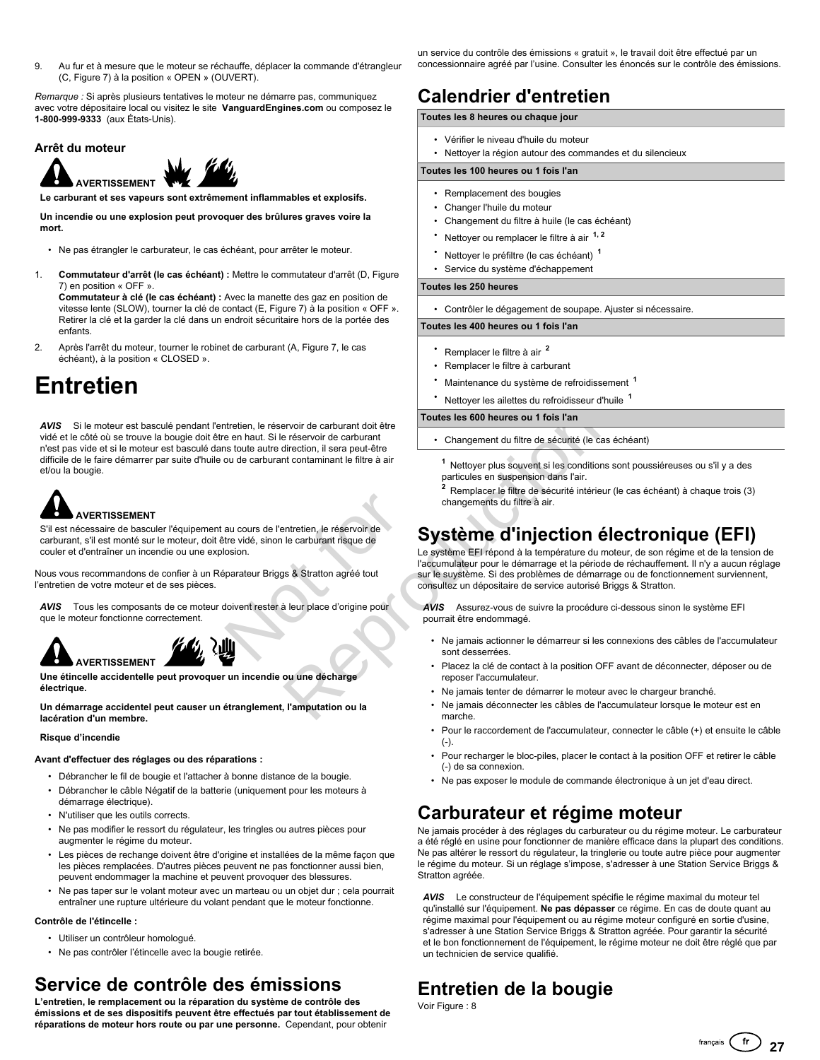9. Au fur et à mesure que le moteur se réchauffe, déplacer la commande d'étrangleur (C, Figure 7) à la position « OPEN » (OUVERT).

*Remarque :* Si après plusieurs tentatives le moteur ne démarre pas, communiquez avec votre dépositaire local ou visitez le site **VanguardEngines.com** ou composez le **1-800-999-9333** (aux États-Unis).

### Arrêt du moteur

**AVERTISSEMENT**

**Le carburant et ses vapeurs sont extrêmement inflammables et explosifs.**

**Un incendie ou une explosion peut provoquer des brûlures graves voire la mort.**

- Ne pas étrangler le carburateur, le cas échéant, pour arrêter le moteur.

1. **Commutateur d'arrêt (le cas échéant) :** Mettre le commutateur d'arrêt (D, Figure 7) en position « OFF ».
   **Commutateur à clé (le cas échéant) :** Avec la manette des gaz en position de vitesse lente (SLOW), tourner la clé de contact (E, Figure 7) à la position « OFF ». Retirer la clé et la garder la clé dans un endroit sécuritaire hors de la portée des enfants.
2. Après l'arrêt du moteur, tourner le robinet de carburant (A, Figure 7, le cas échéant), à la position « CLOSED ».

# Entretien

*AVIS* Si le moteur est basculé pendant l'entretien, le réservoir de carburant doit être vidé et le côté où se trouve la bougie doit être en haut. Si le réservoir de carburant n'est pas vide et si le moteur est basculé dans toute autre direction, il sera peut-être difficile de le faire démarrer par suite d'huile ou de carburant contaminant le filtre à air et/ou la bougie.

**AVERTISSEMENT**

S'il est nécessaire de basculer l'équipement au cours de l'entretien, le réservoir de carburant, s'il est monté sur le moteur, doit être vidé, sinon le carburant risque de couler et d'entraîner un incendie ou une explosion.

Nous vous recommandons de confier à un Réparateur Briggs & Stratton agréé tout l'entretien de votre moteur et de ses pièces.

*AVIS* Tous les composants de ce moteur doivent rester à leur place d'origine pour que le moteur fonctionne correctement.

**AVERTISSEMENT**

**Une étincelle accidentelle peut provoquer un incendie ou une décharge électrique.**

**Un démarrage accidentel peut causer un étranglement, l'amputation ou la lacération d'un membre.**

**Risque d'incendie**

**Avant d'effectuer des réglages ou des réparations :**

- Débrancher le fil de bougie et l'attacher à bonne distance de la bougie.
- Débrancher le câble Négatif de la batterie (uniquement pour les moteurs à démarrage électrique).
- N'utiliser que les outils corrects.
- Ne pas modifier le ressort du régulateur, les tringles ou autres pièces pour augmenter le régime du moteur.
- Les pièces de rechange doivent être d'origine et installées de la même façon que les pièces remplacées. D'autres pièces peuvent ne pas fonctionner aussi bien, peuvent endommager la machine et peuvent provoquer des blessures.
- Ne pas taper sur le volant moteur avec un marteau ou un objet dur ; cela pourrait entraîner une rupture ultérieure du volant pendant que le moteur fonctionne.

**Contrôle de l'étincelle :**

- Utiliser un contrôleur homologué.
- Ne pas contrôler l'étincelle avec la bougie retirée.

## Service de contrôle des émissions

**L'entretien, le remplacement ou la réparation du système de contrôle des émissions et de ses dispositifs peuvent être effectués par tout établissement de réparations de moteur hors route ou par une personne.** Cependant, pour obtenir un service du contrôle des émissions « gratuit », le travail doit être effectué par un concessionnaire agréé par l'usine. Consulter les énoncés sur le contrôle des émissions.

## Calendrier d'entretien

**Toutes les 8 heures ou chaque jour**

- Vérifier le niveau d'huile du moteur
- Nettoyer la région autour des commandes et du silencieux

**Toutes les 100 heures ou 1 fois l'an**

- Remplacement des bougies
- Changer l'huile du moteur
- Changement du filtre à huile (le cas échéant)
- Nettoyer ou remplacer le filtre à air [1, 2]
- Nettoyer le préfiltre (le cas échéant) [1]
- Service du système d'échappement

**Toutes les 250 heures**

- Contrôler le dégagement de soupape. Ajuster si nécessaire.

**Toutes les 400 heures ou 1 fois l'an**

- Remplacer le filtre à air [2]
- Remplacer le filtre à carburant
- Maintenance du système de refroidissement [1]
- Nettoyer les ailettes du refroidisseur d'huile [1]

**Toutes les 600 heures ou 1 fois l'an**

- Changement du filtre de sécurité (le cas échéant)

[1] Nettoyer plus souvent si les conditions sont poussiéreuses ou s'il y a des particules en suspension dans l'air.

[2] Remplacer le filtre de sécurité intérieur (le cas échéant) à chaque trois (3) changements du filtre à air.

## Système d'injection électronique (EFI)

Le système EFI répond à la température du moteur, de son régime et de la tension de l'accumulateur pour le démarrage et la période de réchauffement. Il n'y a aucun réglage sur le système. Si des problèmes de démarrage ou de fonctionnement surviennent, consultez un dépositaire de service autorisé Briggs & Stratton.

*AVIS* Assurez-vous de suivre la procédure ci-dessous sinon le système EFI pourrait être endommagé.

- Ne jamais actionner le démarreur si les connexions des câbles de l'accumulateur sont desserrées.
- Placez la clé de contact à la position OFF avant de déconnecter, déposer ou de reposer l'accumulateur.
- Ne jamais tenter de démarrer le moteur avec le chargeur branché.
- Ne jamais déconnecter les câbles de l'accumulateur lorsque le moteur est en marche.
- Pour le raccordement de l'accumulateur, connecter le câble (+) et ensuite le câble (-).
- Pour recharger le bloc-piles, placer le contact à la position OFF et retirer le câble (-) de sa connexion.
- Ne pas exposer le module de commande électronique à un jet d'eau direct.

## Carburateur et régime moteur

Ne jamais procéder à des réglages du carburateur ou du régime moteur. Le carburateur a été réglé en usine pour fonctionner de manière efficace dans la plupart des conditions. Ne pas altérer le ressort du régulateur, la tringlerie ou toute autre pièce pour augmenter le régime du moteur. Si un réglage s'impose, s'adresser à une Station Service Briggs & Stratton agréée.

*AVIS* Le constructeur de l'équipement spécifie le régime maximal du moteur tel qu'installé sur l'équipement. **Ne pas dépasser** ce régime. En cas de doute quant au régime maximal pour l'équipement ou au régime moteur configuré en sortie d'usine, s'adresser à une Station Service Briggs & Stratton agréée. Pour garantir la sécurité et le bon fonctionnement de l'équipement, le régime moteur ne doit être réglé que par un technicien de service qualifié.

## Entretien de la bougie

Voir Figure : 8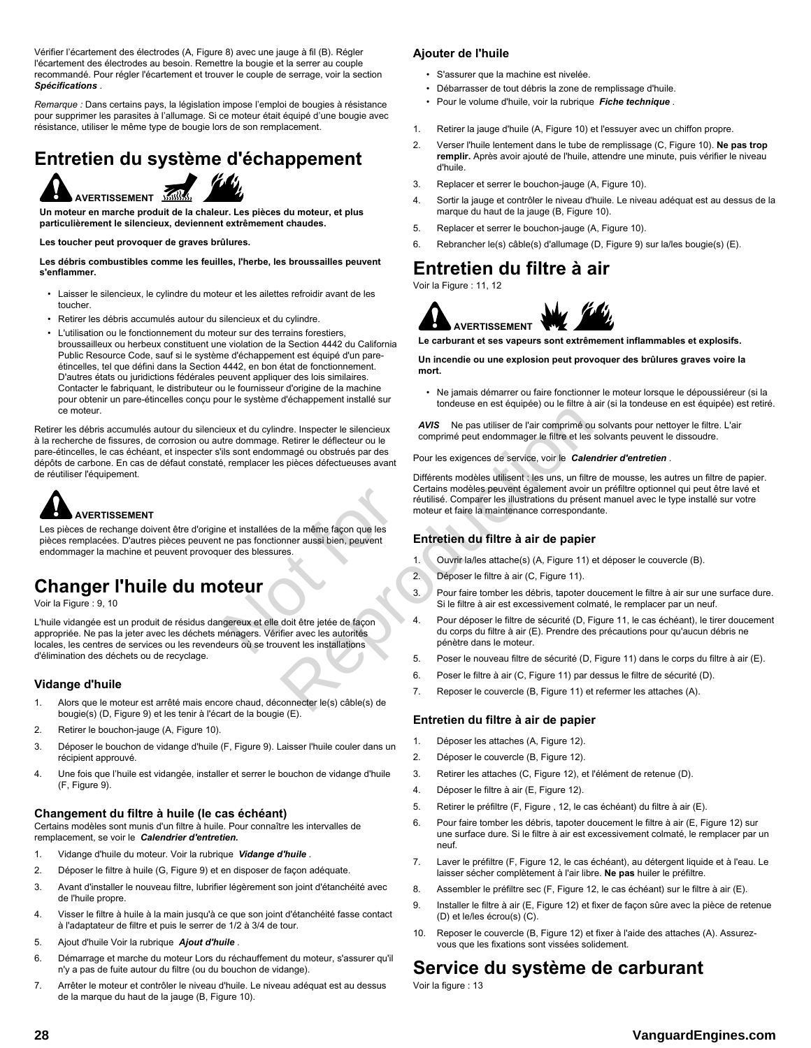Vérifier l'écartement des électrodes (A, Figure 8) avec une jauge à fil (B). Régler l'écartement des électrodes au besoin. Remettre la bougie et la serrer au couple recommandé. Pour régler l'écartement et trouver le couple de serrage, voir la section ***Spécifications*** .

*Remarque :* Dans certains pays, la législation impose l'emploi de bougies à résistance pour supprimer les parasites à l'allumage. Si ce moteur était équipé d'une bougie avec résistance, utiliser le même type de bougie lors de son remplacement.

# Entretien du système d'échappement

**AVERTISSEMENT**

**Un moteur en marche produit de la chaleur. Les pièces du moteur, et plus particulièrement le silencieux, deviennent extrêmement chaudes.**

**Les toucher peut provoquer de graves brûlures.**

**Les débris combustibles comme les feuilles, l'herbe, les broussailles peuvent s'enflammer.**

- Laisser le silencieux, le cylindre du moteur et les ailettes refroidir avant de les toucher.
- Retirer les débris accumulés autour du silencieux et du cylindre.
- L'utilisation ou le fonctionnement du moteur sur des terrains forestiers, broussailleux ou herbeux constituent une violation de la Section 4442 du California Public Resource Code, sauf si le système d'échappement est équipé d'un pare-étincelles, tel que défini dans la Section 4442, en bon état de fonctionnement. D'autres états ou juridictions fédérales peuvent appliquer des lois similaires. Contacter le fabriquant, le distributeur ou le fournisseur d'origine de la machine pour obtenir un pare-étincelles conçu pour le système d'échappement installé sur ce moteur.

Retirer les débris accumulés autour du silencieux et du cylindre. Inspecter le silencieux à la recherche de fissures, de corrosion ou autre dommage. Retirer le déflecteur ou le pare-étincelles, le cas échéant, et inspecter s'ils sont endommagé ou obstrués par des dépôts de carbone. En cas de défaut constaté, remplacer les pièces défectueuses avant de réutiliser l'équipement.

**AVERTISSEMENT**

Les pièces de rechange doivent être d'origine et installées de la même façon que les pièces remplacées. D'autres pièces peuvent ne pas fonctionner aussi bien, peuvent endommager la machine et peuvent provoquer des blessures.

# Changer l'huile du moteur

Voir la Figure : 9, 10

L'huile vidangée est un produit de résidus dangereux et elle doit être jetée de façon appropriée. Ne pas la jeter avec les déchets ménagers. Vérifier avec les autorités locales, les centres de services ou les revendeurs où se trouvent les installations d'élimination des déchets ou de recyclage.

## Vidange d'huile

1. Alors que le moteur est arrêté mais encore chaud, déconnecter le(s) câble(s) de bougie(s) (D, Figure 9) et les tenir à l'écart de la bougie (E).
2. Retirer le bouchon-jauge (A, Figure 10).
3. Déposer le bouchon de vidange d'huile (F, Figure 9). Laisser l'huile couler dans un récipient approuvé.
4. Une fois que l'huile est vidangée, installer et serrer le bouchon de vidange d'huile (F, Figure 9).

## Changement du filtre à huile (le cas échéant)

Certains modèles sont munis d'un filtre à huile. Pour connaître les intervalles de remplacement, se voir le ***Calendrier d'entretien.***

1. Vidange d'huile du moteur. Voir la rubrique ***Vidange d'huile*** .
2. Déposer le filtre à huile (G, Figure 9) et en disposer de façon adéquate.
3. Avant d'installer le nouveau filtre, lubrifier légèrement son joint d'étanchéité avec de l'huile propre.
4. Visser le filtre à huile à la main jusqu'à ce que son joint d'étanchéité fasse contact à l'adaptateur de filtre et puis le serrer de 1/2 à 3/4 de tour.
5. Ajout d'huile Voir la rubrique ***Ajout d'huile*** .
6. Démarrage et marche du moteur Lors du réchauffement du moteur, s'assurer qu'il n'y a pas de fuite autour du filtre (ou du bouchon de vidange).
7. Arrêter le moteur et contrôler le niveau d'huile. Le niveau adéquat est au dessus de la marque du haut de la jauge (B, Figure 10).

## Ajouter de l'huile

- S'assurer que la machine est nivelée.
- Débarrasser de tout débris la zone de remplissage d'huile.
- Pour le volume d'huile, voir la rubrique ***Fiche technique*** .

1. Retirer la jauge d'huile (A, Figure 10) et l'essuyer avec un chiffon propre.
2. Verser l'huile lentement dans le tube de remplissage (C, Figure 10). **Ne pas trop remplir.** Après avoir ajouté de l'huile, attendre une minute, puis vérifier le niveau d'huile.
3. Replacer et serrer le bouchon-jauge (A, Figure 10).
4. Sortir la jauge et contrôler le niveau d'huile. Le niveau adéquat est au dessus de la marque du haut de la jauge (B, Figure 10).
5. Replacer et serrer le bouchon-jauge (A, Figure 10).
6. Rebrancher le(s) câble(s) d'allumage (D, Figure 9) sur la/les bougie(s) (E).

# Entretien du filtre à air

Voir la Figure : 11, 12

**AVERTISSEMENT**

**Le carburant et ses vapeurs sont extrêmement inflammables et explosifs.**

**Un incendie ou une explosion peut provoquer des brûlures graves voire la mort.**

- Ne jamais démarrer ou faire fonctionner le moteur lorsque le dépoussiéreur (si la tondeuse en est équipée) ou le filtre à air (si la tondeuse en est équipée) est retiré.

***AVIS*** Ne pas utiliser de l'air comprimé ou solvants pour nettoyer le filtre. L'air comprimé peut endommager le filtre et les solvants peuvent le dissoudre.

Pour les exigences de service, voir le ***Calendrier d'entretien*** .

Différents modèles utilisent : les uns, un filtre de mousse, les autres un filtre de papier. Certains modèles peuvent également avoir un préfiltre optionnel qui peut être lavé et réutilisé. Comparer les illustrations du présent manuel avec le type installé sur votre moteur et faire la maintenance correspondante.

## Entretien du filtre à air de papier

1. Ouvrir la/les attache(s) (A, Figure 11) et déposer le couvercle (B).
2. Déposer le filtre à air (C, Figure 11).
3. Pour faire tomber les débris, tapoter doucement le filtre à air sur une surface dure. Si le filtre à air est excessivement colmaté, le remplacer par un neuf.
4. Pour déposer le filtre de sécurité (D, Figure 11, le cas échéant), le tirer doucement du corps du filtre à air (E). Prendre des précautions pour qu'aucun débris ne pénètre dans le moteur.
5. Poser le nouveau filtre de sécurité (D, Figure 11) dans le corps du filtre à air (E).
6. Poser le filtre à air (C, Figure 11) par dessus le filtre de sécurité (D).
7. Reposer le couvercle (B, Figure 11) et refermer les attaches (A).

## Entretien du filtre à air de papier

1. Déposer les attaches (A, Figure 12).
2. Déposer le couvercle (B, Figure 12).
3. Retirer les attaches (C, Figure 12), et l'élément de retenue (D).
4. Déposer le filtre à air (E, Figure 12).
5. Retirer le préfiltre (F, Figure , 12, le cas échéant) du filtre à air (E).
6. Pour faire tomber les débris, tapoter doucement le filtre à air (E, Figure 12) sur une surface dure. Si le filtre à air est excessivement colmaté, le remplacer par un neuf.
7. Laver le préfiltre (F, Figure 12, le cas échéant), au détergent liquide et à l'eau. Le laisser sécher complètement à l'air libre. **Ne pas** huiler le préfiltre.
8. Assembler le préfiltre sec (F, Figure 12, le cas échéant) sur le filtre à air (E).
9. Installer le filtre à air (E, Figure 12) et fixer de façon sûre avec la pièce de retenue (D) et le/les écrou(s) (C).
10. Reposer le couvercle (B, Figure 12) et fixer à l'aide des attaches (A). Assurez-vous que les fixations sont vissées solidement.

# Service du système de carburant

Voir la figure : 13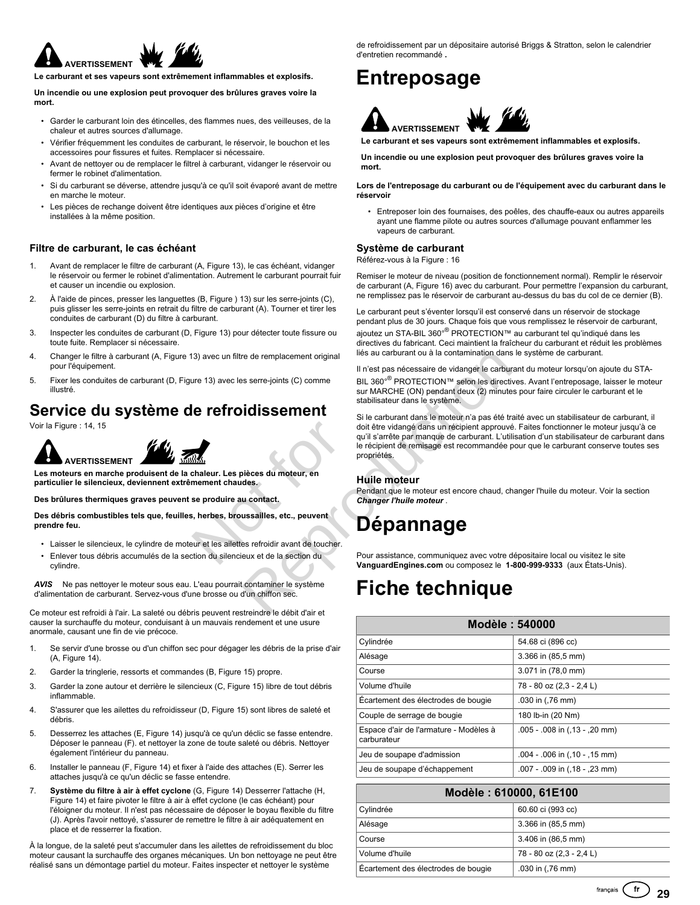**AVERTISSEMENT**

**Le carburant et ses vapeurs sont extrêmement inflammables et explosifs.**

**Un incendie ou une explosion peut provoquer des brûlures graves voire la mort.**

- Garder le carburant loin des étincelles, des flammes nues, des veilleuses, de la chaleur et autres sources d'allumage.
- Vérifier fréquemment les conduites de carburant, le réservoir, le bouchon et les accessoires pour fissures et fuites. Remplacer si nécessaire.
- Avant de nettoyer ou de remplacer le filtrel à carburant, vidanger le réservoir ou fermer le robinet d'alimentation.
- Si du carburant se déverse, attendre jusqu'à ce qu'il soit évaporé avant de mettre en marche le moteur.
- Les pièces de rechange doivent être identiques aux pièces d'origine et être installées à la même position.

### Filtre de carburant, le cas échéant

1. Avant de remplacer le filtre de carburant (A, Figure 13), le cas échéant, vidanger le réservoir ou fermer le robinet d'alimentation. Autrement le carburant pourrait fuir et causer un incendie ou explosion.
2. À l'aide de pinces, presser les languettes (B, Figure ) 13) sur les serre-joints (C), puis glisser les serre-joints en retrait du filtre de carburant (A). Tourner et tirer les conduites de carburant (D) du filtre à carburant.
3. Inspecter les conduites de carburant (D, Figure 13) pour détecter toute fissure ou toute fuite. Remplacer si nécessaire.
4. Changer le filtre à carburant (A, Figure 13) avec un filtre de remplacement original pour l'équipement.
5. Fixer les conduites de carburant (D, Figure 13) avec les serre-joints (C) comme illustré.

## Service du système de refroidissement

Voir la Figure : 14, 15

**AVERTISSEMENT**

**Les moteurs en marche produisent de la chaleur. Les pièces du moteur, en particulier le silencieux, deviennent extrêmement chaudes.**

**Des brûlures thermiques graves peuvent se produire au contact.**

**Des débris combustibles tels que, feuilles, herbes, broussailles, etc., peuvent prendre feu.**

- Laisser le silencieux, le cylindre de moteur et les ailettes refroidir avant de toucher.
- Enlever tous débris accumulés de la section du silencieux et de la section du cylindre.

***AVIS*** Ne pas nettoyer le moteur sous eau. L'eau pourrait contaminer le système d'alimentation de carburant. Servez-vous d'une brosse ou d'un chiffon sec.

Ce moteur est refroidi à l'air. La saleté ou débris peuvent restreindre le débit d'air et causer la surchauffe du moteur, conduisant à un mauvais rendement et une usure anormale, causant une fin de vie précoce.

1. Se servir d'une brosse ou d'un chiffon sec pour dégager les débris de la prise d'air (A, Figure 14).
2. Garder la tringlerie, ressorts et commandes (B, Figure 15) propre.
3. Garder la zone autour et derrière le silencieux (C, Figure 15) libre de tout débris inflammable.
4. S'assurer que les ailettes du refroidisseur (D, Figure 15) sont libres de saleté et débris.
5. Desserrez les attaches (E, Figure 14) jusqu'à ce qu'un déclic se fasse entendre. Déposer le panneau (F). et nettoyer la zone de toute saleté ou débris. Nettoyer également l'intérieur du panneau.
6. Installer le panneau (F, Figure 14) et fixer à l'aide des attaches (E). Serrer les attaches jusqu'à ce qu'un déclic se fasse entendre.
7. **Système du filtre à air à effet cyclone** (G, Figure 14) Desserrer l'attache (H, Figure 14) et faire pivoter le filtre à air à effet cyclone (le cas échéant) pour l'éloigner du moteur. Il n'est pas nécessaire de déposer le boyau flexible du filtre (J). Après l'avoir nettoyé, s'assurer de remettre le filtre à air adéquatement en place et de resserrer la fixation.

À la longue, de la saleté peut s'accumuler dans les ailettes de refroidissement du bloc moteur causant la surchauffe des organes mécaniques. Un bon nettoyage ne peut être réalisé sans un démontage partiel du moteur. Faites inspecter et nettoyer le système de refroidissement par un dépositaire autorisé Briggs & Stratton, selon le calendrier d'entretien recommandé **.**

# Entreposage

**AVERTISSEMENT**

**Le carburant et ses vapeurs sont extrêmement inflammables et explosifs.**

**Un incendie ou une explosion peut provoquer des brûlures graves voire la mort.**

**Lors de l'entreposage du carburant ou de l'équipement avec du carburant dans le réservoir**

- Entreposer loin des fournaises, des poêles, des chauffe-eaux ou autres appareils ayant une flamme pilote ou autres sources d'allumage pouvant enflammer les vapeurs de carburant.

### Système de carburant

Référez-vous à la Figure : 16

Remiser le moteur de niveau (position de fonctionnement normal). Remplir le réservoir de carburant (A, Figure 16) avec du carburant. Pour permettre l'expansion du carburant, ne remplissez pas le réservoir de carburant au-dessus du bas du col de ce dernier (B).

Le carburant peut s'éventer lorsqu'il est conservé dans un réservoir de stockage pendant plus de 30 jours. Chaque fois que vous remplissez le réservoir de carburant, ajoutez un STA-BIL 360°® PROTECTION™ au carburant tel qu'indiqué dans les directives du fabricant. Ceci maintient la fraîcheur du carburant et réduit les problèmes liés au carburant ou à la contamination dans le système de carburant.

Il n'est pas nécessaire de vidanger le carburant du moteur lorsqu'on ajoute du STA-BIL 360°® PROTECTION™ selon les directives. Avant l'entreposage, laisser le moteur sur MARCHE (ON) pendant deux (2) minutes pour faire circuler le carburant et le stabilisateur dans le système.

Si le carburant dans le moteur n'a pas été traité avec un stabilisateur de carburant, il doit être vidangé dans un récipient approuvé. Faites fonctionner le moteur jusqu'à ce qu'il s'arrête par manque de carburant. L'utilisation d'un stabilisateur de carburant dans le récipient de remisage est recommandée pour que le carburant conserve toutes ses propriétés.

### Huile moteur

Pendant que le moteur est encore chaud, changer l'huile du moteur. Voir la section ***Changer l'huile moteur*** .

# Dépannage

Pour assistance, communiquez avec votre dépositaire local ou visitez le site **VanguardEngines.com** ou composez le **1-800-999-9333** (aux États-Unis).

# Fiche technique

| Modèle : 540000 | |
|---|---|
| Cylindrée | 54.68 ci (896 cc) |
| Alésage | 3.366 in (85,5 mm) |
| Course | 3.071 in (78,0 mm) |
| Volume d'huile | 78 - 80 oz (2,3 - 2,4 L) |
| Écartement des électrodes de bougie | .030 in (,76 mm) |
| Couple de serrage de bougie | 180 lb-in (20 Nm) |
| Espace d'air de l'armature - Modèles à carburateur | .005 - .008 in (,13 - ,20 mm) |
| Jeu de soupape d'admission | .004 - .006 in (,10 - ,15 mm) |
| Jeu de soupape d'échappement | .007 - .009 in (,18 - ,23 mm) |

| Modèle : 610000, 61E100 | |
|---|---|
| Cylindrée | 60.60 ci (993 cc) |
| Alésage | 3.366 in (85,5 mm) |
| Course | 3.406 in (86,5 mm) |
| Volume d'huile | 78 - 80 oz (2,3 - 2,4 L) |
| Écartement des électrodes de bougie | .030 in (,76 mm) |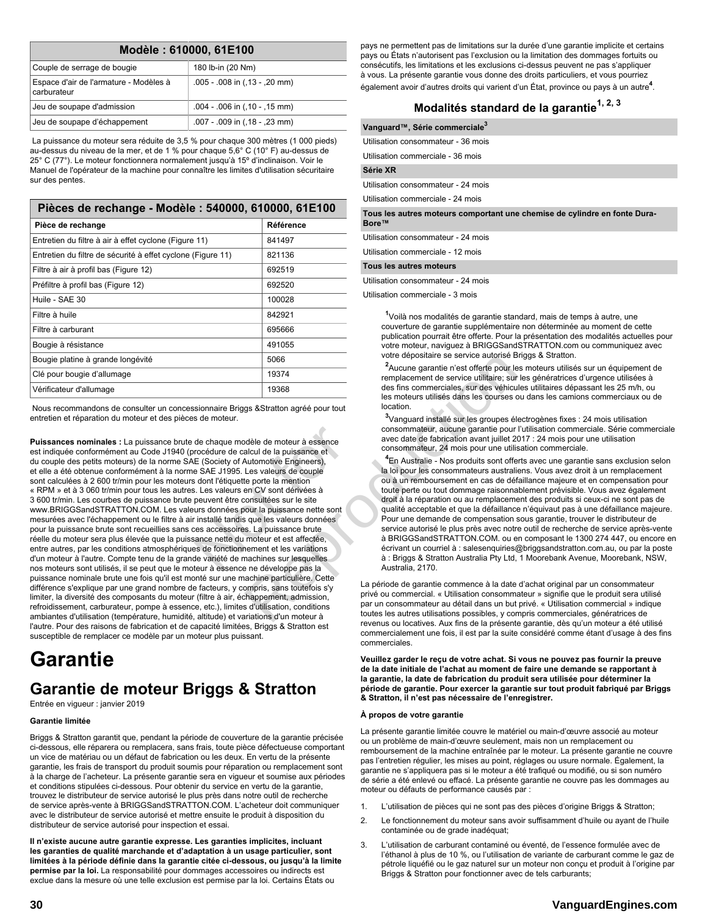| Modèle : 610000, 61E100 | |
|---|---|
| Couple de serrage de bougie | 180 lb-in (20 Nm) |
| Espace d'air de l'armature - Modèles à carburateur | .005 - .008 in (,13 - ,20 mm) |
| Jeu de soupape d'admission | .004 - .006 in (,10 - ,15 mm) |
| Jeu de soupape d'échappement | .007 - .009 in (,18 - ,23 mm) |

La puissance du moteur sera réduite de 3,5 % pour chaque 300 mètres (1 000 pieds) au-dessus du niveau de la mer, et de 1 % pour chaque 5,6° C (10° F) au-dessus de 25° C (77°). Le moteur fonctionnera normalement jusqu'à 15º d'inclinaison. Voir le Manuel de l'opérateur de la machine pour connaître les limites d'utilisation sécuritaire sur des pentes.

| Pièces de rechange - Modèle : 540000, 610000, 61E100 | |
|---|---|
| **Pièce de rechange** | **Référence** |
| Entretien du filtre à air à effet cyclone (Figure 11) | 841497 |
| Entretien du filtre de sécurité à effet cyclone (Figure 11) | 821136 |
| Filtre à air à profil bas (Figure 12) | 692519 |
| Préfiltre à profil bas (Figure 12) | 692520 |
| Huile - SAE 30 | 100028 |
| Filtre à huile | 842921 |
| Filtre à carburant | 695666 |
| Bougie à résistance | 491055 |
| Bougie platine à grande longévité | 5066 |
| Clé pour bougie d'allumage | 19374 |
| Vérificateur d'allumage | 19368 |

Nous recommandons de consulter un concessionnaire Briggs &Stratton agréé pour tout entretien et réparation du moteur et des pièces de moteur.

**Puissances nominales :** La puissance brute de chaque modèle de moteur à essence est indiquée conformément au Code J1940 (procédure de calcul de la puissance et du couple des petits moteurs) de la norme SAE (Society of Automotive Engineers), et elle a été obtenue conformément à la norme SAE J1995. Les valeurs de couple sont calculées à 2 600 tr/min pour les moteurs dont l'étiquette porte la mention « RPM » et à 3 060 tr/min pour tous les autres. Les valeurs en CV sont dérivées à 3 600 tr/min. Les courbes de puissance brute peuvent être consultées sur le site www.BRIGGSandSTRATTON.COM. Les valeurs données pour la puissance nette sont mesurées avec l'échappement ou le filtre à air installé tandis que les valeurs données pour la puissance brute sont recueillies sans ces accessoires. La puissance brute réelle du moteur sera plus élevée que la puissance nette du moteur et est affectée, entre autres, par les conditions atmosphériques de fonctionnement et les variations d'un moteur à l'autre. Compte tenu de la grande variété de machines sur lesquelles nos moteurs sont utilisés, il se peut que le moteur à essence ne développe pas la puissance nominale brute une fois qu'il est monté sur une machine particulière. Cette différence s'explique par une grand nombre de facteurs, y compris, sans toutefois s'y limiter, la diversité des composants du moteur (filtre à air, échappement, admission, refroidissement, carburateur, pompe à essence, etc.), limites d'utilisation, conditions ambiantes d'utilisation (température, humidité, altitude) et variations d'un moteur à l'autre. Pour des raisons de fabrication et de capacité limitées, Briggs & Stratton est susceptible de remplacer ce modèle par un moteur plus puissant.

# Garantie

## Garantie de moteur Briggs & Stratton

Entrée en vigueur : janvier 2019

**Garantie limitée**

Briggs & Stratton garantit que, pendant la période de couverture de la garantie précisée ci-dessous, elle réparera ou remplacera, sans frais, toute pièce défectueuse comportant un vice de matériau ou un défaut de fabrication ou les deux. En vertu de la présente garantie, les frais de transport du produit soumis pour réparation ou remplacement sont à la charge de l'acheteur. La présente garantie sera en vigueur et soumise aux périodes et conditions stipulées ci-dessous. Pour obtenir du service en vertu de la garantie, trouvez le distributeur de service autorisé le plus près dans notre outil de recherche de service après-vente à BRIGGSandSTRATTON.COM. L'acheteur doit communiquer avec le distributeur de service autorisé et mettre ensuite le produit à disposition du distributeur de service autorisé pour inspection et essai.

**Il n'existe aucune autre garantie expresse. Les garanties implicites, incluant les garanties de qualité marchande et d'adaptation à un usage particulier, sont limitées à la période définie dans la garantie citée ci-dessous, ou jusqu'à la limite permise par la loi.** La responsabilité pour dommages accessoires ou indirects est exclue dans la mesure où une telle exclusion est permise par la loi. Certains États ou pays ne permettent pas de limitations sur la durée d'une garantie implicite et certains pays ou États n'autorisent pas l'exclusion ou la limitation des dommages fortuits ou consécutifs, les limitations et les exclusions ci-dessus peuvent ne pas s'appliquer à vous. La présente garantie vous donne des droits particuliers, et vous pourriez également avoir d'autres droits qui varient d'un État, province ou pays à un autre[4].

### Modalités standard de la garantie[1, 2, 3]

| **Vanguard™, Série commerciale[3]** |
|---|
| Utilisation consommateur - 36 mois |
| Utilisation commerciale - 36 mois |
| **Série XR** |
| Utilisation consommateur - 24 mois |
| Utilisation commerciale - 24 mois |
| **Tous les autres moteurs comportant une chemise de cylindre en fonte Dura-Bore™** |
| Utilisation consommateur - 24 mois |
| Utilisation commerciale - 12 mois |
| **Tous les autres moteurs** |
| Utilisation consommateur - 24 mois |
| Utilisation commerciale - 3 mois |

[1]Voilà nos modalités de garantie standard, mais de temps à autre, une couverture de garantie supplémentaire non déterminée au moment de cette publication pourrait être offerte. Pour la présentation des modalités actuelles pour votre moteur, naviguez à BRIGGSandSTRATTON.com ou communiquez avec votre dépositaire se service autorisé Briggs & Stratton.

[2]Aucune garantie n'est offerte pour les moteurs utilisés sur un équipement de remplacement de service utilitaire; sur les génératrices d'urgence utilisées à des fins commerciales, sur des véhicules utilitaires dépassant les 25 m/h, ou les moteurs utilisés dans les courses ou dans les camions commerciaux ou de location.

[3]Vanguard installé sur les groupes électrogènes fixes : 24 mois utilisation consommateur, aucune garantie pour l'utilisation commerciale. Série commerciale avec date de fabrication avant juillet 2017 : 24 mois pour une utilisation consommateur, 24 mois pour une utilisation commerciale.

[4]En Australie - Nos produits sont offerts avec une garantie sans exclusion selon la loi pour les consommateurs australiens. Vous avez droit à un remplacement ou à un remboursement en cas de défaillance majeure et en compensation pour toute perte ou tout dommage raisonnablement prévisible. Vous avez également droit à la réparation ou au remplacement des produits si ceux-ci ne sont pas de qualité acceptable et que la défaillance n'équivaut pas à une défaillance majeure. Pour une demande de compensation sous garantie, trouver le distributeur de service autorisé le plus près avec notre outil de recherche de service après-vente à BRIGGSandSTRATTON.COM. ou en composant le 1300 274 447, ou encore en écrivant un courriel à : salesenquiries@briggsandstratton.com.au, ou par la poste à : Briggs & Stratton Australia Pty Ltd, 1 Moorebank Avenue, Moorebank, NSW, Australia, 2170.

La période de garantie commence à la date d'achat original par un consommateur privé ou commercial. « Utilisation consommateur » signifie que le produit sera utilisé par un consommateur au détail dans un but privé. « Utilisation commercial » indique toutes les autres utilisations possibles, y compris commerciales, génératrices de revenus ou locatives. Aux fins de la présente garantie, dès qu'un moteur a été utilisé commercialement une fois, il est par la suite considéré comme étant d'usage à des fins commerciales.

**Veuillez garder le reçu de votre achat. Si vous ne pouvez pas fournir la preuve de la date initiale de l'achat au moment de faire une demande se rapportant à la garantie, la date de fabrication du produit sera utilisée pour déterminer la période de garantie. Pour exercer la garantie sur tout produit fabriqué par Briggs & Stratton, il n'est pas nécessaire de l'enregistrer.**

**À propos de votre garantie**

La présente garantie limitée couvre le matériel ou main-d'œuvre associé au moteur ou un problème de main-d'œuvre seulement, mais non un remplacement ou remboursement de la machine entraînée par le moteur. La présente garantie ne couvre pas l'entretien régulier, les mises au point, réglages ou usure normale. Également, la garantie ne s'appliquera pas si le moteur a été trafiqué ou modifié, ou si son numéro de série a été enlevé ou effacé. La présente garantie ne couvre pas les dommages au moteur ou défauts de performance causés par :

1. L'utilisation de pièces qui ne sont pas des pièces d'origine Briggs & Stratton;
2. Le fonctionnement du moteur sans avoir suffisamment d'huile ou ayant de l'huile contaminée ou de grade inadéquat;
3. L'utilisation de carburant contaminé ou éventé, de l'essence formulée avec de l'éthanol à plus de 10 %, ou l'utilisation de variante de carburant comme le gaz de pétrole liquéfié ou le gaz naturel sur un moteur non conçu et produit à l'origine par Briggs & Stratton pour fonctionner avec de tels carburants;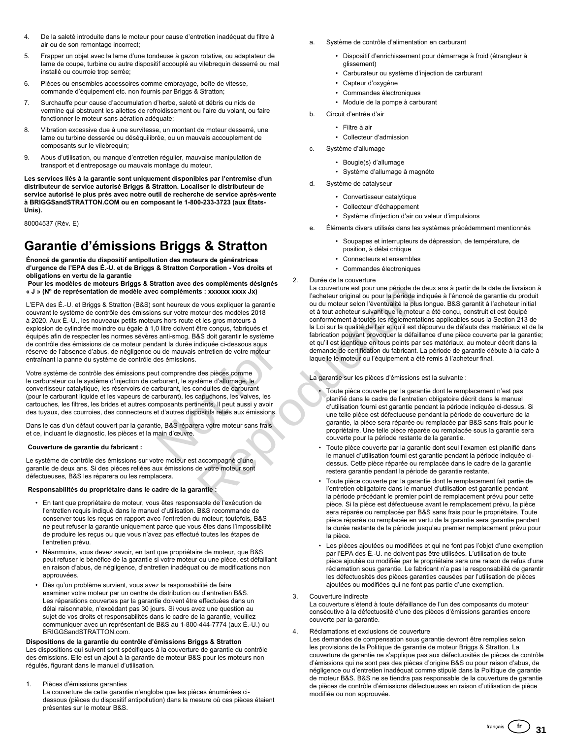4. De la saleté introduite dans le moteur pour cause d'entretien inadéquat du filtre à air ou de son remontage incorrect;
5. Frapper un objet avec la lame d'une tondeuse à gazon rotative, ou adaptateur de lame de coupe, turbine ou autre dispositif accouplé au vilebrequin desserré ou mal installé ou courroie trop serrée;
6. Pièces ou ensembles accessoires comme embrayage, boîte de vitesse, commande d'équipement etc. non fournis par Briggs & Stratton;
7. Surchauffe pour cause d'accumulation d'herbe, saleté et débris ou nids de vermine qui obstruent les ailettes de refroidissement ou l'aire du volant, ou faire fonctionner le moteur sans aération adéquate;
8. Vibration excessive due à une survitesse, un montant de moteur desserré, une lame ou turbine desserée ou déséquilibrée, ou un mauvais accouplement de composants sur le vilebrequin;
9. Abus d'utilisation, ou manque d'entretien régulier, mauvaise manipulation de transport et d'entreposage ou mauvais montage du moteur.

**Les services liés à la garantie sont uniquement disponibles par l'entremise d'un distributeur de service autorisé Briggs & Stratton. Localiser le distributeur de service autorisé le plus près avec notre outil de recherche de service après-vente à BRIGGSandSTRATTON.COM ou en composant le 1-800-233-3723 (aux États-Unis).**

80004537 (Rév. E)

# Garantie d'émissions Briggs & Stratton

**Énoncé de garantie du dispositif antipollution des moteurs de génératrices d'urgence de l'EPA des É.-U. et de Briggs & Stratton Corporation - Vos droits et obligations en vertu de la garantie**
**Pour les modèles de moteurs Briggs & Stratton avec des compléments désignés « J » (Nº de représentation de modèle avec compléments : xxxxxx xxxx Jx)**

L'EPA des É.-U. et Briggs & Stratton (B&S) sont heureux de vous expliquer la garantie couvrant le système de contrôle des émissions sur votre moteur des modèles 2018 à 2020. Aux É.-U., les nouveaux petits moteurs hors route et les gros moteurs à explosion de cylindrée moindre ou égale à 1,0 litre doivent être conçus, fabriqués et équipés afin de respecter les normes sévères anti-smog. B&S doit garantir le système de contrôle des émissions de ce moteur pendant la durée indiquée ci-dessous sous réserve de l'absence d'abus, de négligence ou de mauvais entretien de votre moteur entraînant la panne du système de contrôle des émissions.

Votre système de contrôle des émissions peut comprendre des pièces comme le carburateur ou le système d'injection de carburant, le système d'allumage, le convertisseur catalytique, les réservoirs de carburant, les conduites de carburant (pour le carburant liquide et les vapeurs de carburant), les capuchons, les valves, les cartouches, les filtres, les brides et autres composants pertinents. Il peut aussi y avoir des tuyaux, des courroies, des connecteurs et d'autres dispositifs reliés aux émissions.

Dans le cas d'un défaut couvert par la garantie, B&S réparera votre moteur sans frais et ce, incluant le diagnostic, les pièces et la main d'œuvre.

**Couverture de garantie du fabricant :**

Le système de contrôle des émissions sur votre moteur est accompagné d'une garantie de deux ans. Si des pièces reliées aux émissions de votre moteur sont défectueuses, B&S les réparera ou les remplacera.

**Responsabilités du propriétaire dans le cadre de la garantie :**

- En tant que propriétaire de moteur, vous êtes responsable de l'exécution de l'entretien requis indiqué dans le manuel d'utilisation. B&S recommande de conserver tous les reçus en rapport avec l'entretien du moteur; toutefois, B&S ne peut refuser la garantie uniquement parce que vous êtes dans l'impossibilité de produire les reçus ou que vous n'avez pas effectué toutes les étapes de l'entretien prévu.
- Néanmoins, vous devez savoir, en tant que propriétaire de moteur, que B&S peut refuser le bénéfice de la garantie si votre moteur ou une pièce, est défaillant en raison d'abus, de négligence, d'entretien inadéquat ou de modifications non approuvées.
- Dès qu'un problème survient, vous avez la responsabilité de faire examiner votre moteur par un centre de distribution ou d'entretien B&S. Les réparations couvertes par la garantie doivent être effectuées dans un délai raisonnable, n'excédant pas 30 jours. Si vous avez une question au sujet de vos droits et responsabilités dans le cadre de la garantie, veuillez communiquer avec un représentant de B&S au 1-800-444-7774 (aux É.-U.) ou BRIGGSandSTRATTON.com.

**Dispositions de la garantie du contrôle d'émissions Briggs & Stratton**
Les dispositions qui suivent sont spécifiques à la couverture de garantie du contrôle des émissions. Elle est un ajout à la garantie de moteur B&S pour les moteurs non régulés, figurant dans le manuel d'utilisation.

1. Pièces d'émissions garanties
   La couverture de cette garantie n'englobe que les pièces énumérées ci-dessous (pièces du dispositif antipollution) dans la mesure où ces pièces étaient présentes sur le moteur B&S.
   a. Système de contrôle d'alimentation en carburant
      - Dispositif d'enrichissement pour démarrage à froid (étrangleur à glissement)
      - Carburateur ou système d'injection de carburant
      - Capteur d'oxygène
      - Commandes électroniques
      - Module de la pompe à carburant
   b. Circuit d'entrée d'air
      - Filtre à air
      - Collecteur d'admission
   c. Système d'allumage
      - Bougie(s) d'allumage
      - Système d'allumage à magnéto
   d. Système de catalyseur
      - Convertisseur catalytique
      - Collecteur d'échappement
      - Système d'injection d'air ou valeur d'impulsions
   e. Éléments divers utilisés dans les systèmes précédemment mentionnés
      - Soupapes et interrupteurs de dépression, de température, de position, à délai critique
      - Connecteurs et ensembles
      - Commandes électroniques
2. Durée de la couverture
   La couverture est pour une période de deux ans à partir de la date de livraison à l'acheteur original ou pour la période indiquée à l'énoncé de garantie du produit ou du moteur selon l'éventualité la plus longue. B&S garantit à l'acheteur initial et à tout acheteur suivant que le moteur a été conçu, construit et est équipé conformément à toutes les réglementations applicables sous la Section 213 de la Loi sur la qualité de l'air et qu'il est dépourvu de défauts des matériaux et de la fabrication pouvant provoquer la défaillance d'une pièce couverte par la garantie; et qu'il est identique en tous points par ses matériaux, au moteur décrit dans la demande de certification du fabricant. La période de garantie débute à la date à laquelle le moteur ou l'équipement a été remis à l'acheteur final.

   La garantie sur les pièces d'émissions est la suivante :
   - Toute pièce couverte par la garantie dont le remplacement n'est pas planifié dans le cadre de l'entretien obligatoire décrit dans le manuel d'utilisation fourni est garantie pendant la période indiquée ci-dessus. Si une telle pièce est défectueuse pendant la période de couverture de la garantie, la pièce sera réparée ou remplacée par B&S sans frais pour le propriétaire. Une telle pièce réparée ou remplacée sous la garantie sera couverte pour la période restante de la garantie.
   - Toute pièce couverte par la garantie dont seul l'examen est planifié dans le manuel d'utilisation fourni est garantie pendant la période indiquée ci-dessus. Cette pièce réparée ou remplacée dans le cadre de la garantie restera garantie pendant la période de garantie restante.
   - Toute pièce couverte par la garantie dont le remplacement fait partie de l'entretien obligatoire dans le manuel d'utilisation est garantie pendant la période précédant le premier point de remplacement prévu pour cette pièce. Si la pièce est défectueuse avant le remplacement prévu, la pièce sera réparée ou remplacée par B&S sans frais pour le propriétaire. Toute pièce réparée ou remplacée en vertu de la garantie sera garantie pendant la durée restante de la période jusqu'au premier remplacement prévu pour la pièce.
   - Les pièces ajoutées ou modifiées et qui ne font pas l'objet d'une exemption par l'EPA des É.-U. ne doivent pas être utilisées. L'utilisation de toute pièce ajoutée ou modifiée par le propriétaire sera une raison de refus d'une réclamation sous garantie. Le fabricant n'a pas la responsabilité de garantir les défectuosités des pièces garanties causées par l'utilisation de pièces ajoutées ou modifiées qui ne font pas partie d'une exemption.
3. Couverture indirecte
   La couverture s'étend à toute défaillance de l'un des composants du moteur consécutive à la défectuosité d'une des pièces d'émissions garanties encore couverte par la garantie.
4. Réclamations et exclusions de couverture
   Les demandes de compensation sous garantie devront être remplies selon les provisions de la Politique de garantie de moteur Briggs & Stratton. La couverture de garantie ne s'applique pas aux défectuosités de pièces de contrôle d'émissions qui ne sont pas des pièces d'origine B&S ou pour raison d'abus, de négligence ou d'entretien inadéquat comme stipulé dans la Politique de garantie de moteur B&S. B&S ne se tiendra pas responsable de la couverture de garantie de pièces de contrôle d'émissions défectueuses en raison d'utilisation de pièce modifiée ou non approuvée.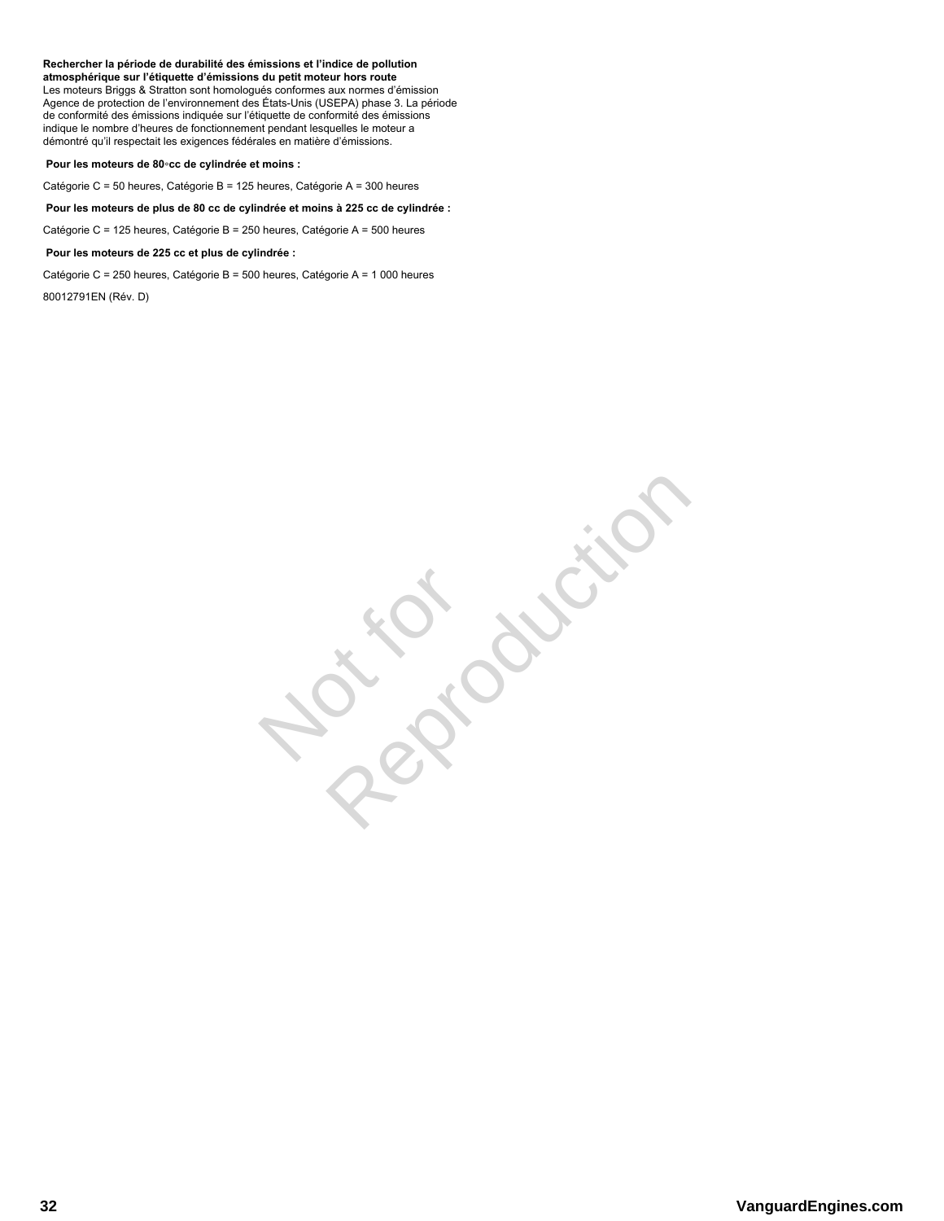**Rechercher la période de durabilité des émissions et l'indice de pollution atmosphérique sur l'étiquette d'émissions du petit moteur hors route**

Les moteurs Briggs & Stratton sont homologués conformes aux normes d'émission Agence de protection de l'environnement des États-Unis (USEPA) phase 3. La période de conformité des émissions indiquée sur l'étiquette de conformité des émissions indique le nombre d'heures de fonctionnement pendant lesquelles le moteur a démontré qu'il respectait les exigences fédérales en matière d'émissions.

**Pour les moteurs de 80◦cc de cylindrée et moins :**

Catégorie C = 50 heures, Catégorie B = 125 heures, Catégorie A = 300 heures

**Pour les moteurs de plus de 80 cc de cylindrée et moins à 225 cc de cylindrée :**

Catégorie C = 125 heures, Catégorie B = 250 heures, Catégorie A = 500 heures

**Pour les moteurs de 225 cc et plus de cylindrée :**

Catégorie C = 250 heures, Catégorie B = 500 heures, Catégorie A = 1 000 heures

80012791EN (Rév. D)